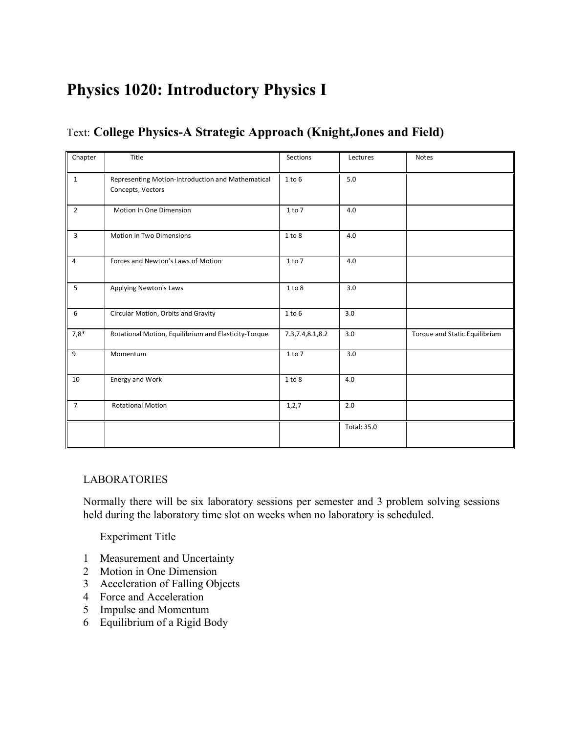# Physics 1020: Introductory Physics I

Text: **College Physics-A Strategic Approach (Knight,Jones and Field)**

| Chapter | Title | Sections | Lectures | Notes |
|---|---|---|---|---|
| 1 | Representing Motion-Introduction and Mathematical Concepts, Vectors | 1 to 6 | 5.0 | |
| 2 | Motion In One Dimension | 1 to 7 | 4.0 | |
| 3 | Motion in Two Dimensions | 1 to 8 | 4.0 | |
| 4 | Forces and Newton's Laws of Motion | 1 to 7 | 4.0 | |
| 5 | Applying Newton's Laws | 1 to 8 | 3.0 | |
| 6 | Circular Motion, Orbits and Gravity | 1 to 6 | 3.0 | |
| 7,8* | Rotational Motion, Equilibrium and Elasticity-Torque | 7.3,7.4,8.1,8.2 | 3.0 | Torque and Static Equilibrium |
| 9 | Momentum | 1 to 7 | 3.0 | |
| 10 | Energy and Work | 1 to 8 | 4.0 | |
| 7 | Rotational Motion | 1,2,7 | 2.0 | |
| | | | Total: 35.0 | |

LABORATORIES

Normally there will be six laboratory sessions per semester and 3 problem solving sessions held during the laboratory time slot on weeks when no laboratory is scheduled.

Experiment Title

1. Measurement and Uncertainty
2. Motion in One Dimension
3. Acceleration of Falling Objects
4. Force and Acceleration
5. Impulse and Momentum
6. Equilibrium of a Rigid Body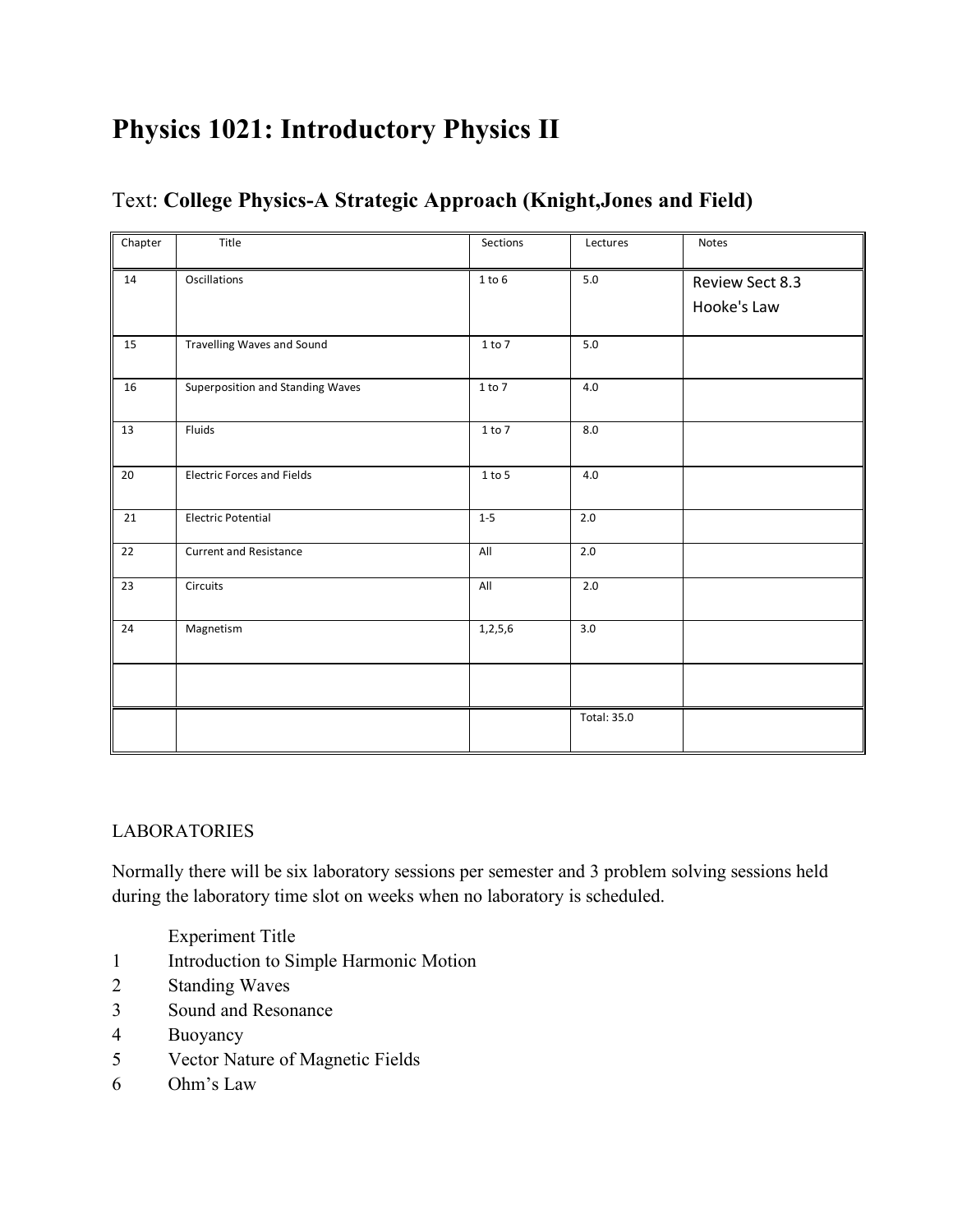# Physics 1021: Introductory Physics II

## Text: **College Physics-A Strategic Approach (Knight,Jones and Field)**

| Chapter | Title | Sections | Lectures | Notes |
|---|---|---|---|---|
| 14 | Oscillations | 1 to 6 | 5.0 | Review Sect 8.3 Hooke's Law |
| 15 | Travelling Waves and Sound | 1 to 7 | 5.0 | |
| 16 | Superposition and Standing Waves | 1 to 7 | 4.0 | |
| 13 | Fluids | 1 to 7 | 8.0 | |
| 20 | Electric Forces and Fields | 1 to 5 | 4.0 | |
| 21 | Electric Potential | 1-5 | 2.0 | |
| 22 | Current and Resistance | All | 2.0 | |
| 23 | Circuits | All | 2.0 | |
| 24 | Magnetism | 1,2,5,6 | 3.0 | |
| | | | | |
| | | | Total: 35.0 | |

LABORATORIES

Normally there will be six laboratory sessions per semester and 3 problem solving sessions held during the laboratory time slot on weeks when no laboratory is scheduled.

| | Experiment Title |
|---|---|
| 1 | Introduction to Simple Harmonic Motion |
| 2 | Standing Waves |
| 3 | Sound and Resonance |
| 4 | Buoyancy |
| 5 | Vector Nature of Magnetic Fields |
| 6 | Ohm's Law |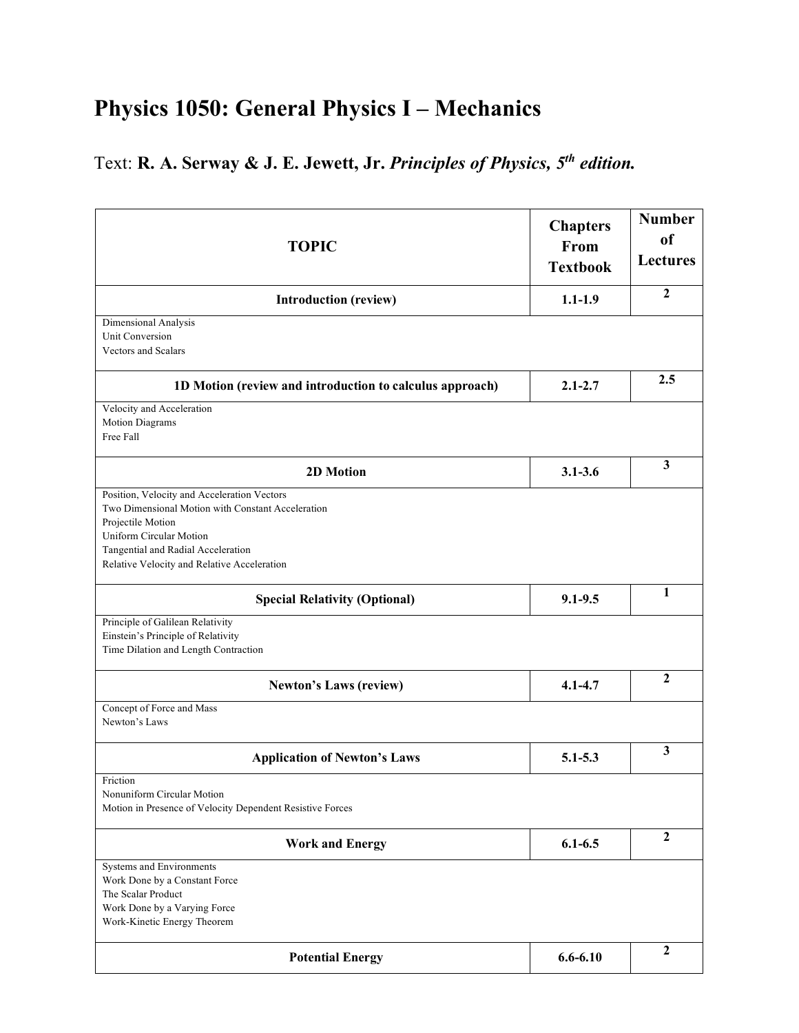# Physics 1050: General Physics I – Mechanics

Text: **R. A. Serway & J. E. Jewett, Jr.** ***Principles of Physics, 5th edition.***

| TOPIC | Chapters From Textbook | Number of Lectures |
|---|---|---|
| **Introduction (review)** | **1.1-1.9** | **2** |
| Dimensional Analysis<br>Unit Conversion<br>Vectors and Scalars | | |
| **1D Motion (review and introduction to calculus approach)** | **2.1-2.7** | **2.5** |
| Velocity and Acceleration<br>Motion Diagrams<br>Free Fall | | |
| **2D Motion** | **3.1-3.6** | **3** |
| Position, Velocity and Acceleration Vectors<br>Two Dimensional Motion with Constant Acceleration<br>Projectile Motion<br>Uniform Circular Motion<br>Tangential and Radial Acceleration<br>Relative Velocity and Relative Acceleration | | |
| **Special Relativity (Optional)** | **9.1-9.5** | **1** |
| Principle of Galilean Relativity<br>Einstein's Principle of Relativity<br>Time Dilation and Length Contraction | | |
| **Newton's Laws (review)** | **4.1-4.7** | **2** |
| Concept of Force and Mass<br>Newton's Laws | | |
| **Application of Newton's Laws** | **5.1-5.3** | **3** |
| Friction<br>Nonuniform Circular Motion<br>Motion in Presence of Velocity Dependent Resistive Forces | | |
| **Work and Energy** | **6.1-6.5** | **2** |
| Systems and Environments<br>Work Done by a Constant Force<br>The Scalar Product<br>Work Done by a Varying Force<br>Work-Kinetic Energy Theorem | | |
| **Potential Energy** | **6.6-6.10** | **2** |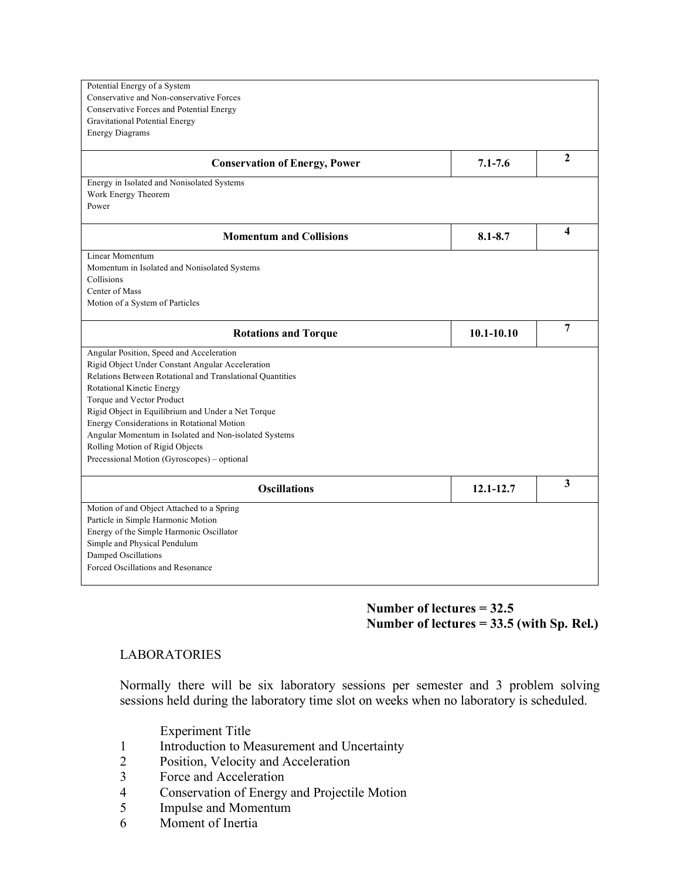| | | |
|---|---|---|
| Potential Energy of a System<br>Conservative and Non-conservative Forces<br>Conservative Forces and Potential Energy<br>Gravitational Potential Energy<br>Energy Diagrams | | |
| **Conservation of Energy, Power** | **7.1-7.6** | **2** |
| Energy in Isolated and Nonisolated Systems<br>Work Energy Theorem<br>Power | | |
| **Momentum and Collisions** | **8.1-8.7** | **4** |
| Linear Momentum<br>Momentum in Isolated and Nonisolated Systems<br>Collisions<br>Center of Mass<br>Motion of a System of Particles | | |
| **Rotations and Torque** | **10.1-10.10** | **7** |
| Angular Position, Speed and Acceleration<br>Rigid Object Under Constant Angular Acceleration<br>Relations Between Rotational and Translational Quantities<br>Rotational Kinetic Energy<br>Torque and Vector Product<br>Rigid Object in Equilibrium and Under a Net Torque<br>Energy Considerations in Rotational Motion<br>Angular Momentum in Isolated and Non-isolated Systems<br>Rolling Motion of Rigid Objects<br>Precessional Motion (Gyroscopes) – optional | | |
| **Oscillations** | **12.1-12.7** | **3** |
| Motion of and Object Attached to a Spring<br>Particle in Simple Harmonic Motion<br>Energy of the Simple Harmonic Oscillator<br>Simple and Physical Pendulum<br>Damped Oscillations<br>Forced Oscillations and Resonance | | |

**Number of lectures = 32.5**
**Number of lectures = 33.5 (with Sp. Rel.)**

LABORATORIES

Normally there will be six laboratory sessions per semester and 3 problem solving sessions held during the laboratory time slot on weeks when no laboratory is scheduled.

| | Experiment Title |
|---|---|
| 1 | Introduction to Measurement and Uncertainty |
| 2 | Position, Velocity and Acceleration |
| 3 | Force and Acceleration |
| 4 | Conservation of Energy and Projectile Motion |
| 5 | Impulse and Momentum |
| 6 | Moment of Inertia |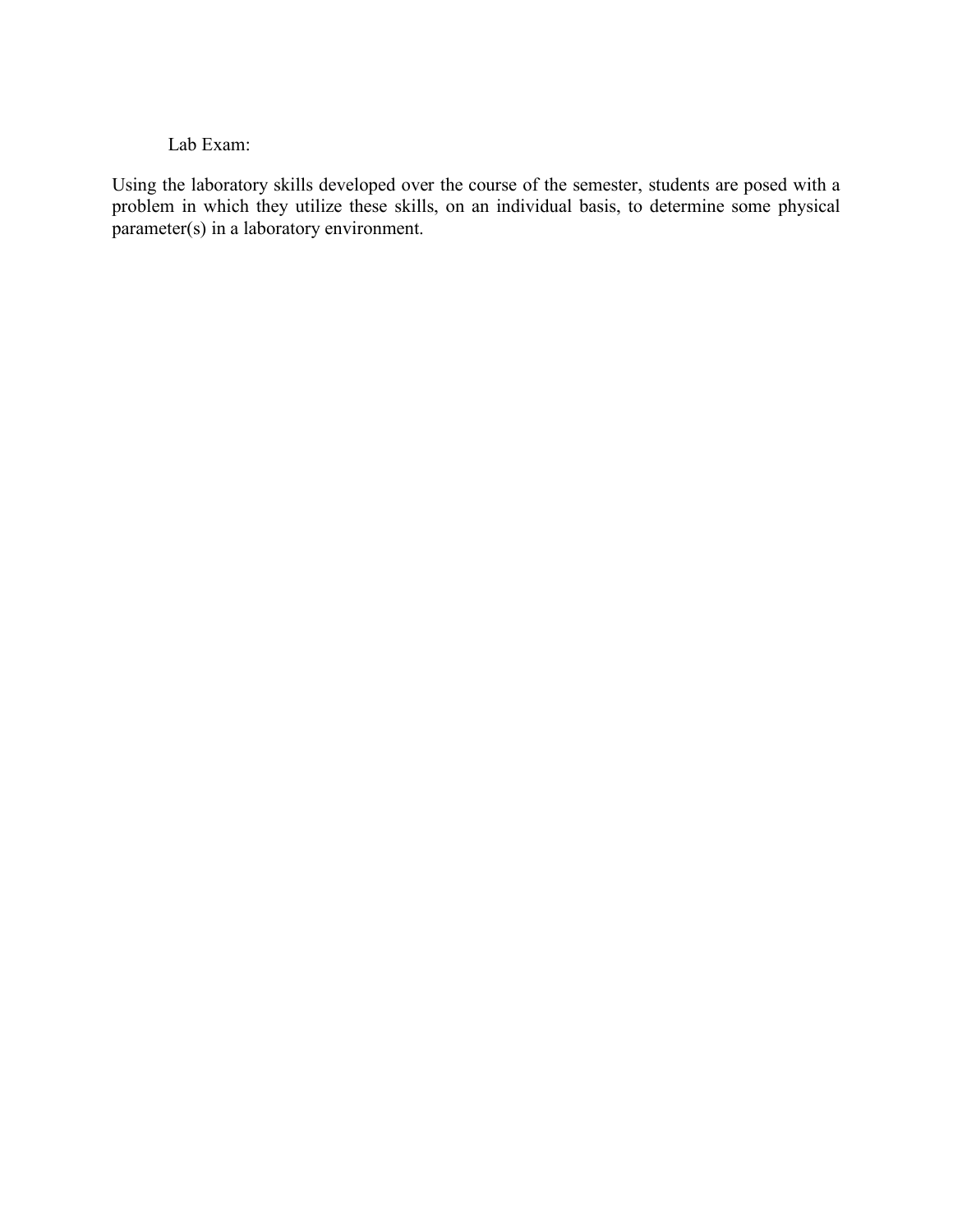Lab Exam:

Using the laboratory skills developed over the course of the semester, students are posed with a problem in which they utilize these skills, on an individual basis, to determine some physical parameter(s) in a laboratory environment.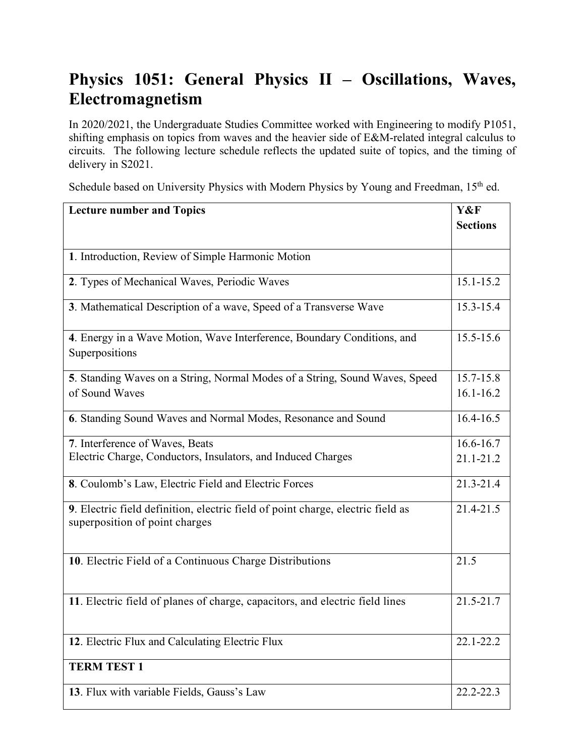# Physics 1051: General Physics II – Oscillations, Waves, Electromagnetism

In 2020/2021, the Undergraduate Studies Committee worked with Engineering to modify P1051, shifting emphasis on topics from waves and the heavier side of E&M-related integral calculus to circuits. The following lecture schedule reflects the updated suite of topics, and the timing of delivery in S2021.

Schedule based on University Physics with Modern Physics by Young and Freedman, 15th ed.

| Lecture number and Topics | Y&F Sections |
|---|---|
| **1**. Introduction, Review of Simple Harmonic Motion | |
| **2**. Types of Mechanical Waves, Periodic Waves | 15.1-15.2 |
| **3**. Mathematical Description of a wave, Speed of a Transverse Wave | 15.3-15.4 |
| **4**. Energy in a Wave Motion, Wave Interference, Boundary Conditions, and Superpositions | 15.5-15.6 |
| **5**. Standing Waves on a String, Normal Modes of a String, Sound Waves, Speed of Sound Waves | 15.7-15.8<br>16.1-16.2 |
| **6**. Standing Sound Waves and Normal Modes, Resonance and Sound | 16.4-16.5 |
| **7**. Interference of Waves, Beats<br>Electric Charge, Conductors, Insulators, and Induced Charges | 16.6-16.7<br>21.1-21.2 |
| **8**. Coulomb's Law, Electric Field and Electric Forces | 21.3-21.4 |
| **9**. Electric field definition, electric field of point charge, electric field as superposition of point charges | 21.4-21.5 |
| **10**. Electric Field of a Continuous Charge Distributions | 21.5 |
| **11**. Electric field of planes of charge, capacitors, and electric field lines | 21.5-21.7 |
| **12**. Electric Flux and Calculating Electric Flux | 22.1-22.2 |
| **TERM TEST 1** | |
| **13**. Flux with variable Fields, Gauss's Law | 22.2-22.3 |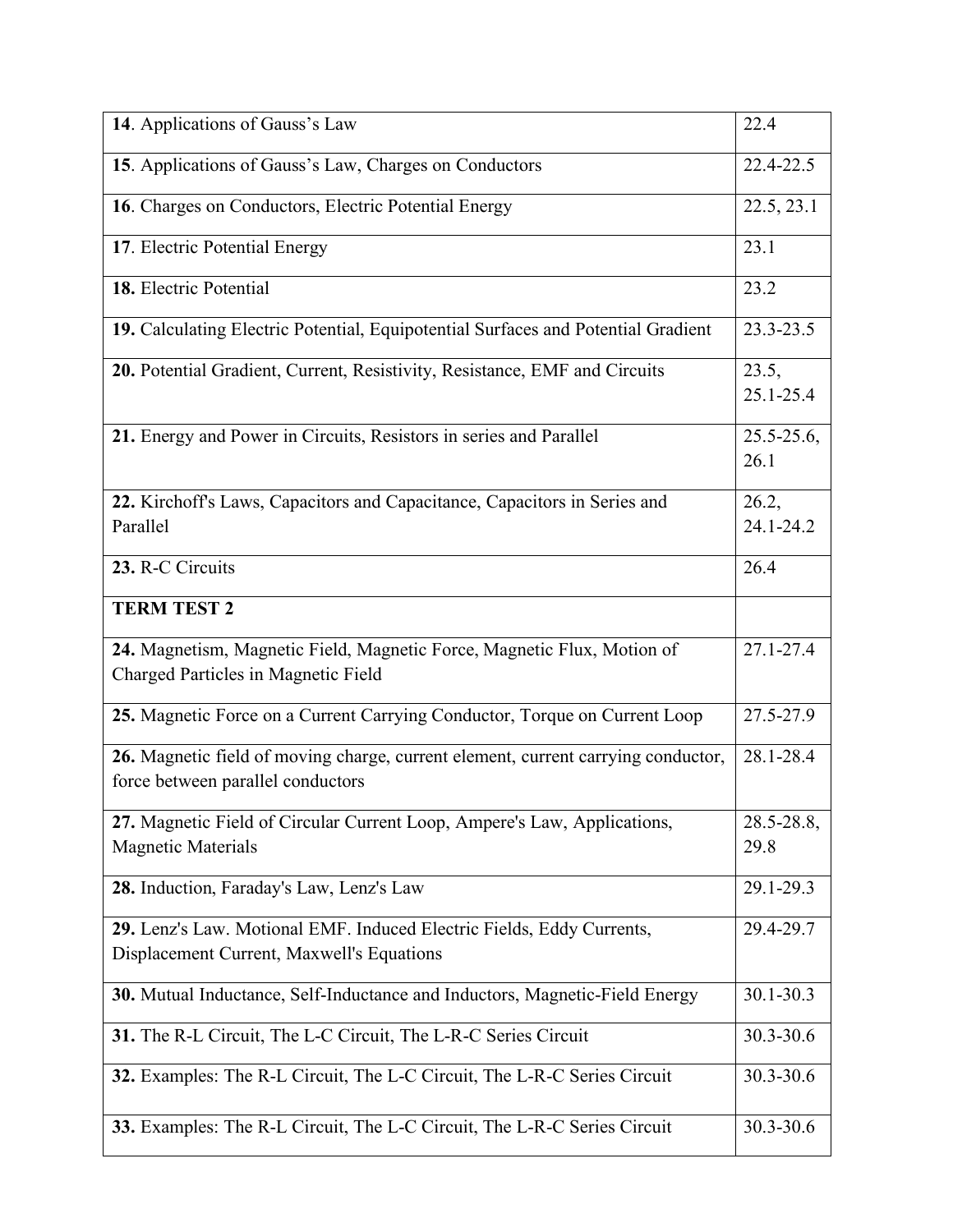| **14**. Applications of Gauss's Law | 22.4 |
|---|---|
| **15**. Applications of Gauss's Law, Charges on Conductors | 22.4-22.5 |
| **16**. Charges on Conductors, Electric Potential Energy | 22.5, 23.1 |
| **17**. Electric Potential Energy | 23.1 |
| **18.** Electric Potential | 23.2 |
| **19.** Calculating Electric Potential, Equipotential Surfaces and Potential Gradient | 23.3-23.5 |
| **20.** Potential Gradient, Current, Resistivity, Resistance, EMF and Circuits | 23.5, 25.1-25.4 |
| **21.** Energy and Power in Circuits, Resistors in series and Parallel | 25.5-25.6, 26.1 |
| **22.** Kirchoff's Laws, Capacitors and Capacitance, Capacitors in Series and Parallel | 26.2, 24.1-24.2 |
| **23.** R-C Circuits | 26.4 |
| **TERM TEST 2** | |
| **24.** Magnetism, Magnetic Field, Magnetic Force, Magnetic Flux, Motion of Charged Particles in Magnetic Field | 27.1-27.4 |
| **25.** Magnetic Force on a Current Carrying Conductor, Torque on Current Loop | 27.5-27.9 |
| **26.** Magnetic field of moving charge, current element, current carrying conductor, force between parallel conductors | 28.1-28.4 |
| **27.** Magnetic Field of Circular Current Loop, Ampere's Law, Applications, Magnetic Materials | 28.5-28.8, 29.8 |
| **28.** Induction, Faraday's Law, Lenz's Law | 29.1-29.3 |
| **29.** Lenz's Law. Motional EMF. Induced Electric Fields, Eddy Currents, Displacement Current, Maxwell's Equations | 29.4-29.7 |
| **30.** Mutual Inductance, Self-Inductance and Inductors, Magnetic-Field Energy | 30.1-30.3 |
| **31.** The R-L Circuit, The L-C Circuit, The L-R-C Series Circuit | 30.3-30.6 |
| **32.** Examples: The R-L Circuit, The L-C Circuit, The L-R-C Series Circuit | 30.3-30.6 |
| **33.** Examples: The R-L Circuit, The L-C Circuit, The L-R-C Series Circuit | 30.3-30.6 |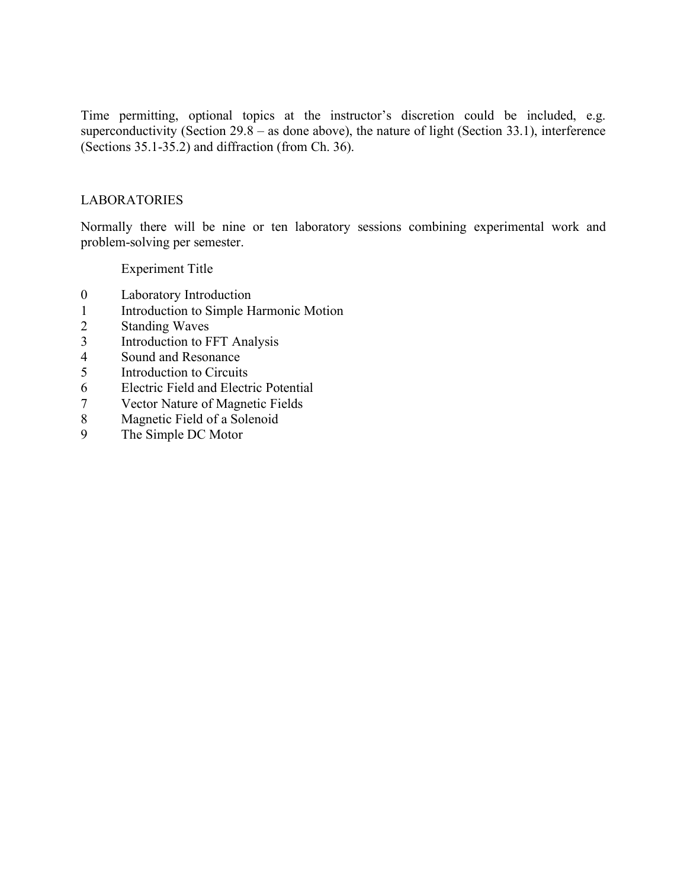Time permitting, optional topics at the instructor's discretion could be included, e.g. superconductivity (Section 29.8 – as done above), the nature of light (Section 33.1), interference (Sections 35.1-35.2) and diffraction (from Ch. 36).

## LABORATORIES

Normally there will be nine or ten laboratory sessions combining experimental work and problem-solving per semester.

| | Experiment Title |
|---|---|
| 0 | Laboratory Introduction |
| 1 | Introduction to Simple Harmonic Motion |
| 2 | Standing Waves |
| 3 | Introduction to FFT Analysis |
| 4 | Sound and Resonance |
| 5 | Introduction to Circuits |
| 6 | Electric Field and Electric Potential |
| 7 | Vector Nature of Magnetic Fields |
| 8 | Magnetic Field of a Solenoid |
| 9 | The Simple DC Motor |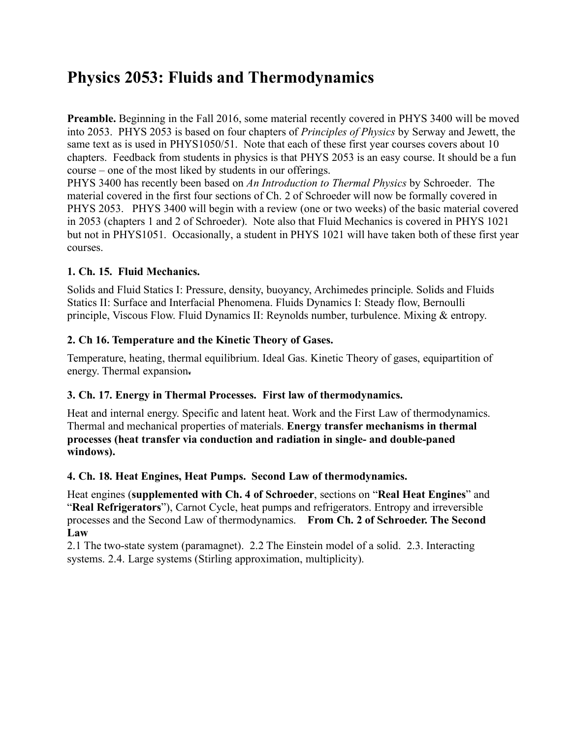# Physics 2053: Fluids and Thermodynamics

**Preamble.** Beginning in the Fall 2016, some material recently covered in PHYS 3400 will be moved into 2053. PHYS 2053 is based on four chapters of *Principles of Physics* by Serway and Jewett, the same text as is used in PHYS1050/51. Note that each of these first year courses covers about 10 chapters. Feedback from students in physics is that PHYS 2053 is an easy course. It should be a fun course – one of the most liked by students in our offerings.

PHYS 3400 has recently been based on *An Introduction to Thermal Physics* by Schroeder. The material covered in the first four sections of Ch. 2 of Schroeder will now be formally covered in PHYS 2053. PHYS 3400 will begin with a review (one or two weeks) of the basic material covered in 2053 (chapters 1 and 2 of Schroeder). Note also that Fluid Mechanics is covered in PHYS 1021 but not in PHYS1051. Occasionally, a student in PHYS 1021 will have taken both of these first year courses.

### 1. Ch. 15. Fluid Mechanics.

Solids and Fluid Statics I: Pressure, density, buoyancy, Archimedes principle. Solids and Fluids Statics II: Surface and Interfacial Phenomena. Fluids Dynamics I: Steady flow, Bernoulli principle, Viscous Flow. Fluid Dynamics II: Reynolds number, turbulence. Mixing & entropy.

### 2. Ch 16. Temperature and the Kinetic Theory of Gases.

Temperature, heating, thermal equilibrium. Ideal Gas. Kinetic Theory of gases, equipartition of energy. Thermal expansion.

### 3. Ch. 17. Energy in Thermal Processes. First law of thermodynamics.

Heat and internal energy. Specific and latent heat. Work and the First Law of thermodynamics. Thermal and mechanical properties of materials. **Energy transfer mechanisms in thermal processes (heat transfer via conduction and radiation in single- and double-paned windows).**

### 4. Ch. 18. Heat Engines, Heat Pumps. Second Law of thermodynamics.

Heat engines (**supplemented with Ch. 4 of Schroeder**, sections on "**Real Heat Engines**" and "**Real Refrigerators**"), Carnot Cycle, heat pumps and refrigerators. Entropy and irreversible processes and the Second Law of thermodynamics. **From Ch. 2 of Schroeder. The Second Law**

2.1 The two-state system (paramagnet). 2.2 The Einstein model of a solid. 2.3. Interacting systems. 2.4. Large systems (Stirling approximation, multiplicity).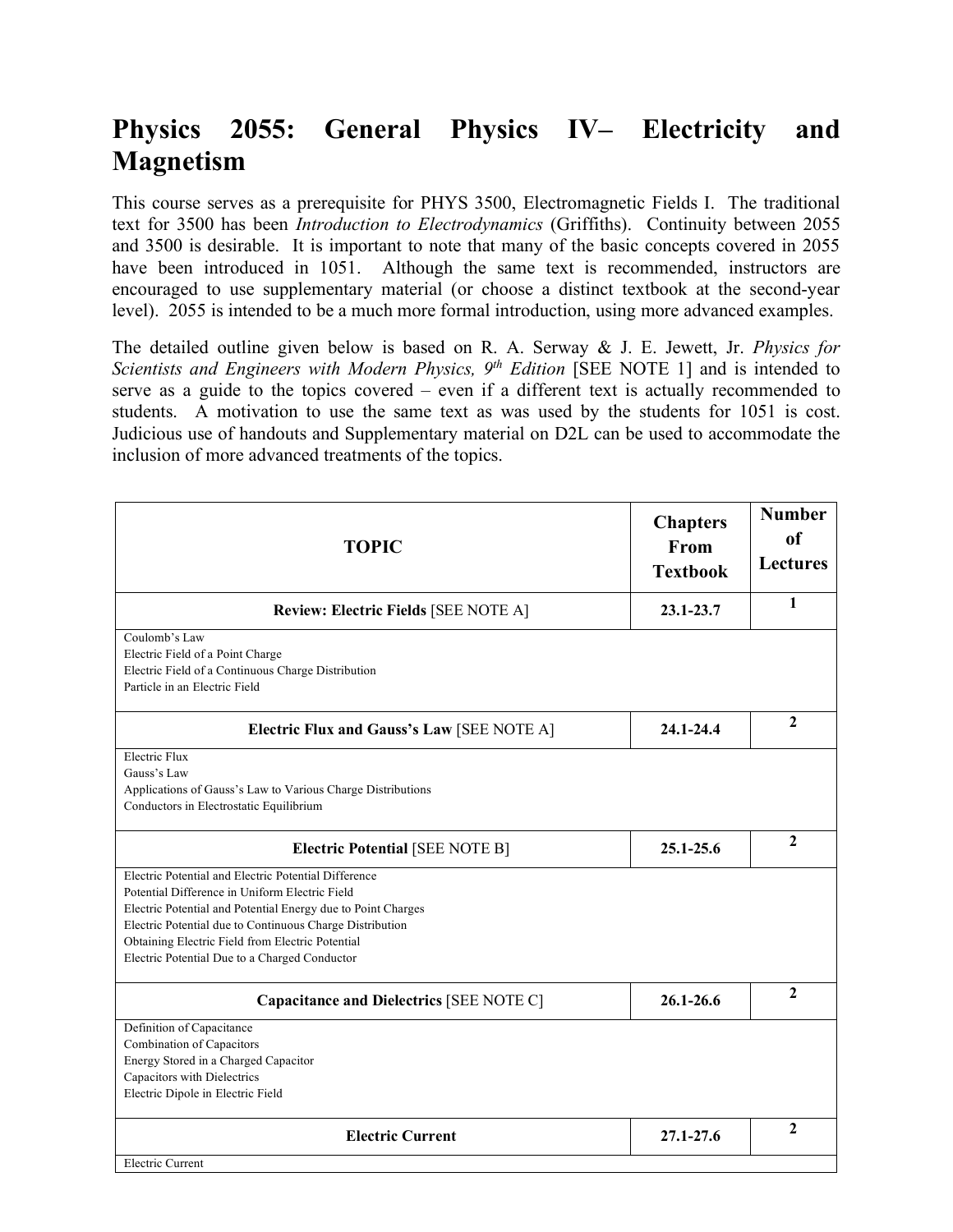# Physics 2055: General Physics IV– Electricity and Magnetism

This course serves as a prerequisite for PHYS 3500, Electromagnetic Fields I. The traditional text for 3500 has been *Introduction to Electrodynamics* (Griffiths). Continuity between 2055 and 3500 is desirable. It is important to note that many of the basic concepts covered in 2055 have been introduced in 1051. Although the same text is recommended, instructors are encouraged to use supplementary material (or choose a distinct textbook at the second-year level). 2055 is intended to be a much more formal introduction, using more advanced examples.

The detailed outline given below is based on R. A. Serway & J. E. Jewett, Jr. *Physics for Scientists and Engineers with Modern Physics, 9th Edition* [SEE NOTE 1] and is intended to serve as a guide to the topics covered – even if a different text is actually recommended to students. A motivation to use the same text as was used by the students for 1051 is cost. Judicious use of handouts and Supplementary material on D2L can be used to accommodate the inclusion of more advanced treatments of the topics.

| TOPIC | Chapters From Textbook | Number of Lectures |
|---|---|---|
| **Review: Electric Fields** [SEE NOTE A] | **23.1-23.7** | **1** |
| Coulomb's Law<br>Electric Field of a Point Charge<br>Electric Field of a Continuous Charge Distribution<br>Particle in an Electric Field | | |
| **Electric Flux and Gauss's Law** [SEE NOTE A] | **24.1-24.4** | **2** |
| Electric Flux<br>Gauss's Law<br>Applications of Gauss's Law to Various Charge Distributions<br>Conductors in Electrostatic Equilibrium | | |
| **Electric Potential** [SEE NOTE B] | **25.1-25.6** | **2** |
| Electric Potential and Electric Potential Difference<br>Potential Difference in Uniform Electric Field<br>Electric Potential and Potential Energy due to Point Charges<br>Electric Potential due to Continuous Charge Distribution<br>Obtaining Electric Field from Electric Potential<br>Electric Potential Due to a Charged Conductor | | |
| **Capacitance and Dielectrics** [SEE NOTE C] | **26.1-26.6** | **2** |
| Definition of Capacitance<br>Combination of Capacitors<br>Energy Stored in a Charged Capacitor<br>Capacitors with Dielectrics<br>Electric Dipole in Electric Field | | |
| **Electric Current** | **27.1-27.6** | **2** |
| Electric Current | | |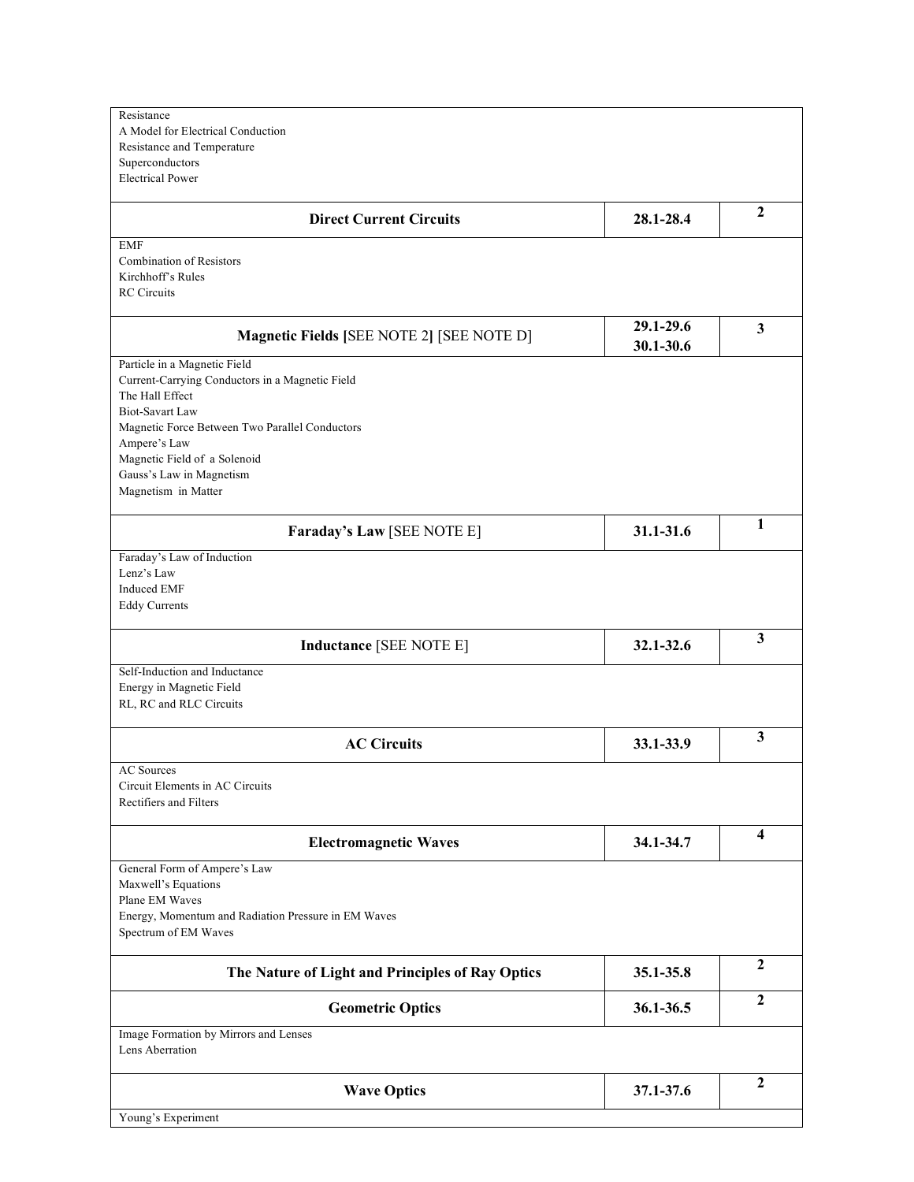| | | |
|---|---|---|
| Resistance<br>A Model for Electrical Conduction<br>Resistance and Temperature<br>Superconductors<br>Electrical Power | | |
| **Direct Current Circuits** | **28.1-28.4** | **2** |
| EMF<br>Combination of Resistors<br>Kirchhoff's Rules<br>RC Circuits | | |
| **Magnetic Fields [**SEE NOTE 2**]** [SEE NOTE D] | **29.1-29.6**<br>**30.1-30.6** | **3** |
| Particle in a Magnetic Field<br>Current-Carrying Conductors in a Magnetic Field<br>The Hall Effect<br>Biot-Savart Law<br>Magnetic Force Between Two Parallel Conductors<br>Ampere's Law<br>Magnetic Field of a Solenoid<br>Gauss's Law in Magnetism<br>Magnetism in Matter | | |
| **Faraday's Law** [SEE NOTE E] | **31.1-31.6** | **1** |
| Faraday's Law of Induction<br>Lenz's Law<br>Induced EMF<br>Eddy Currents | | |
| **Inductance** [SEE NOTE E] | **32.1-32.6** | **3** |
| Self-Induction and Inductance<br>Energy in Magnetic Field<br>RL, RC and RLC Circuits | | |
| **AC Circuits** | **33.1-33.9** | **3** |
| AC Sources<br>Circuit Elements in AC Circuits<br>Rectifiers and Filters | | |
| **Electromagnetic Waves** | **34.1-34.7** | **4** |
| General Form of Ampere's Law<br>Maxwell's Equations<br>Plane EM Waves<br>Energy, Momentum and Radiation Pressure in EM Waves<br>Spectrum of EM Waves | | |
| **The Nature of Light and Principles of Ray Optics** | **35.1-35.8** | **2** |
| **Geometric Optics** | **36.1-36.5** | **2** |
| Image Formation by Mirrors and Lenses<br>Lens Aberration | | |
| **Wave Optics** | **37.1-37.6** | **2** |
| Young's Experiment | | |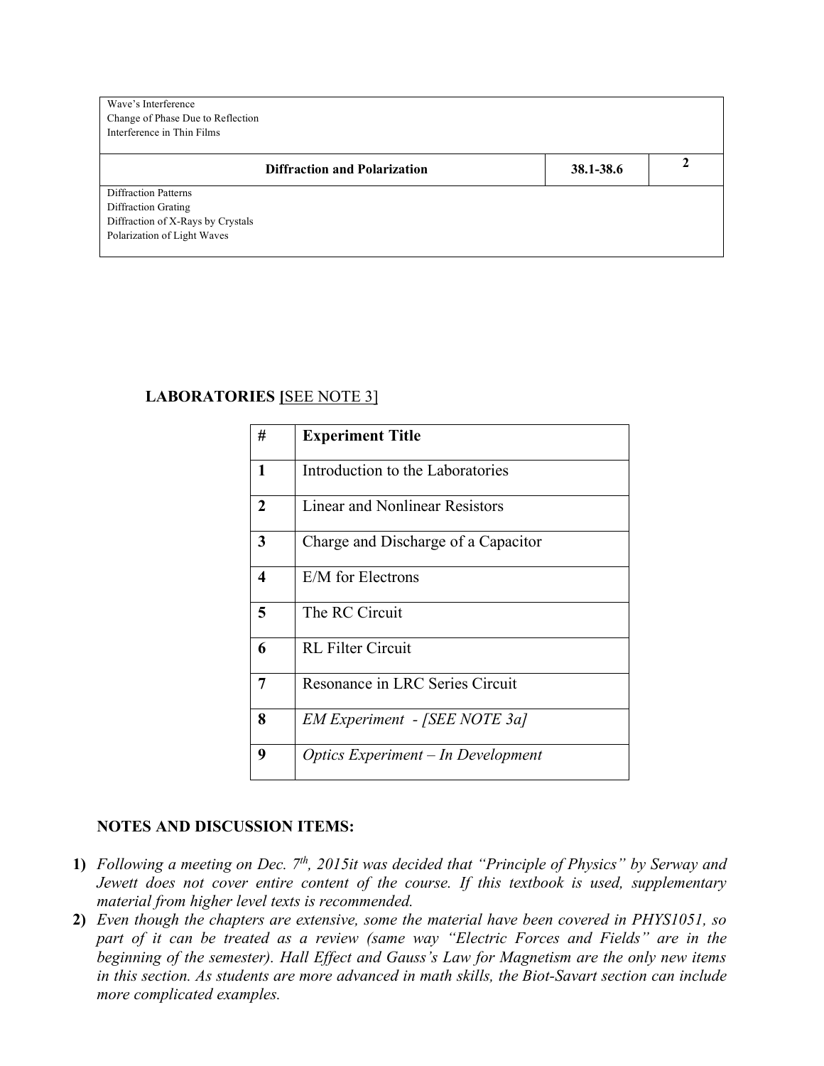| | | |
|---|---|---|
| Wave's Interference<br>Change of Phase Due to Reflection<br>Interference in Thin Films | | |
| **Diffraction and Polarization** | **38.1-38.6** | **2** |
| Diffraction Patterns<br>Diffraction Grating<br>Diffraction of X-Rays by Crystals<br>Polarization of Light Waves | | |

**LABORATORIES [**SEE NOTE 3]

| # | **Experiment Title** |
|---|---|
| **1** | Introduction to the Laboratories |
| **2** | Linear and Nonlinear Resistors |
| **3** | Charge and Discharge of a Capacitor |
| **4** | E/M for Electrons |
| **5** | The RC Circuit |
| **6** | RL Filter Circuit |
| **7** | Resonance in LRC Series Circuit |
| **8** | *EM Experiment - [SEE NOTE 3a]* |
| **9** | *Optics Experiment – In Development* |

**NOTES AND DISCUSSION ITEMS:**

1) *Following a meeting on Dec. 7th, 2015it was decided that "Principle of Physics" by Serway and Jewett does not cover entire content of the course. If this textbook is used, supplementary material from higher level texts is recommended.*
2) *Even though the chapters are extensive, some the material have been covered in PHYS1051, so part of it can be treated as a review (same way "Electric Forces and Fields" are in the beginning of the semester). Hall Effect and Gauss's Law for Magnetism are the only new items in this section. As students are more advanced in math skills, the Biot-Savart section can include more complicated examples.*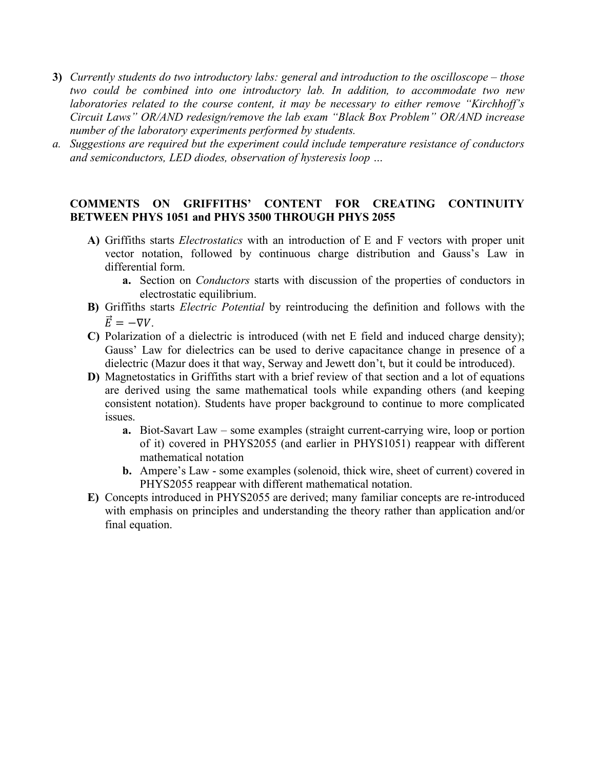3) *Currently students do two introductory labs: general and introduction to the oscilloscope – those two could be combined into one introductory lab. In addition, to accommodate two new laboratories related to the course content, it may be necessary to either remove "Kirchhoff's Circuit Laws" OR/AND redesign/remove the lab exam "Black Box Problem" OR/AND increase number of the laboratory experiments performed by students.*

a. *Suggestions are required but the experiment could include temperature resistance of conductors and semiconductors, LED diodes, observation of hysteresis loop …*

**COMMENTS ON GRIFFITHS' CONTENT FOR CREATING CONTINUITY BETWEEN PHYS 1051 and PHYS 3500 THROUGH PHYS 2055**

**A)** Griffiths starts *Electrostatics* with an introduction of E and F vectors with proper unit vector notation, followed by continuous charge distribution and Gauss's Law in differential form.
   - **a.** Section on *Conductors* starts with discussion of the properties of conductors in electrostatic equilibrium.

**B)** Griffiths starts *Electric Potential* by reintroducing the definition and follows with the $\vec{E} = -\nabla V$.

**C)** Polarization of a dielectric is introduced (with net E field and induced charge density); Gauss' Law for dielectrics can be used to derive capacitance change in presence of a dielectric (Mazur does it that way, Serway and Jewett don't, but it could be introduced).

**D)** Magnetostatics in Griffiths start with a brief review of that section and a lot of equations are derived using the same mathematical tools while expanding others (and keeping consistent notation). Students have proper background to continue to more complicated issues.
   - **a.** Biot-Savart Law – some examples (straight current-carrying wire, loop or portion of it) covered in PHYS2055 (and earlier in PHYS1051) reappear with different mathematical notation
   - **b.** Ampere's Law - some examples (solenoid, thick wire, sheet of current) covered in PHYS2055 reappear with different mathematical notation.

**E)** Concepts introduced in PHYS2055 are derived; many familiar concepts are re-introduced with emphasis on principles and understanding the theory rather than application and/or final equation.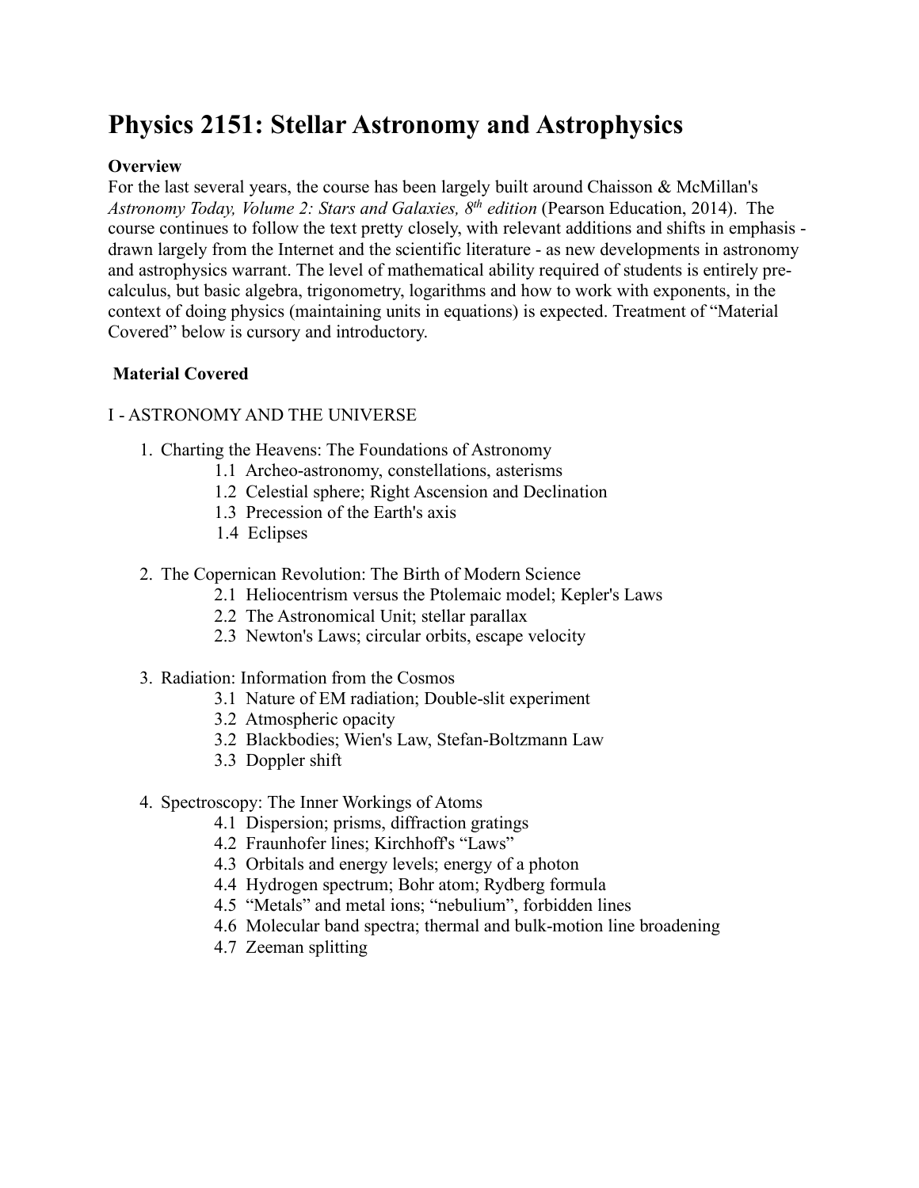# Physics 2151: Stellar Astronomy and Astrophysics

**Overview**

For the last several years, the course has been largely built around Chaisson & McMillan's *Astronomy Today, Volume 2: Stars and Galaxies, 8th edition* (Pearson Education, 2014). The course continues to follow the text pretty closely, with relevant additions and shifts in emphasis - drawn largely from the Internet and the scientific literature - as new developments in astronomy and astrophysics warrant. The level of mathematical ability required of students is entirely pre-calculus, but basic algebra, trigonometry, logarithms and how to work with exponents, in the context of doing physics (maintaining units in equations) is expected. Treatment of "Material Covered" below is cursory and introductory.

**Material Covered**

I - ASTRONOMY AND THE UNIVERSE

1. Charting the Heavens: The Foundations of Astronomy
   - 1.1 Archeo-astronomy, constellations, asterisms
   - 1.2 Celestial sphere; Right Ascension and Declination
   - 1.3 Precession of the Earth's axis
   - 1.4 Eclipses

2. The Copernican Revolution: The Birth of Modern Science
   - 2.1 Heliocentrism versus the Ptolemaic model; Kepler's Laws
   - 2.2 The Astronomical Unit; stellar parallax
   - 2.3 Newton's Laws; circular orbits, escape velocity

3. Radiation: Information from the Cosmos
   - 3.1 Nature of EM radiation; Double-slit experiment
   - 3.2 Atmospheric opacity
   - 3.2 Blackbodies; Wien's Law, Stefan-Boltzmann Law
   - 3.3 Doppler shift

4. Spectroscopy: The Inner Workings of Atoms
   - 4.1 Dispersion; prisms, diffraction gratings
   - 4.2 Fraunhofer lines; Kirchhoff's "Laws"
   - 4.3 Orbitals and energy levels; energy of a photon
   - 4.4 Hydrogen spectrum; Bohr atom; Rydberg formula
   - 4.5 "Metals" and metal ions; "nebulium", forbidden lines
   - 4.6 Molecular band spectra; thermal and bulk-motion line broadening
   - 4.7 Zeeman splitting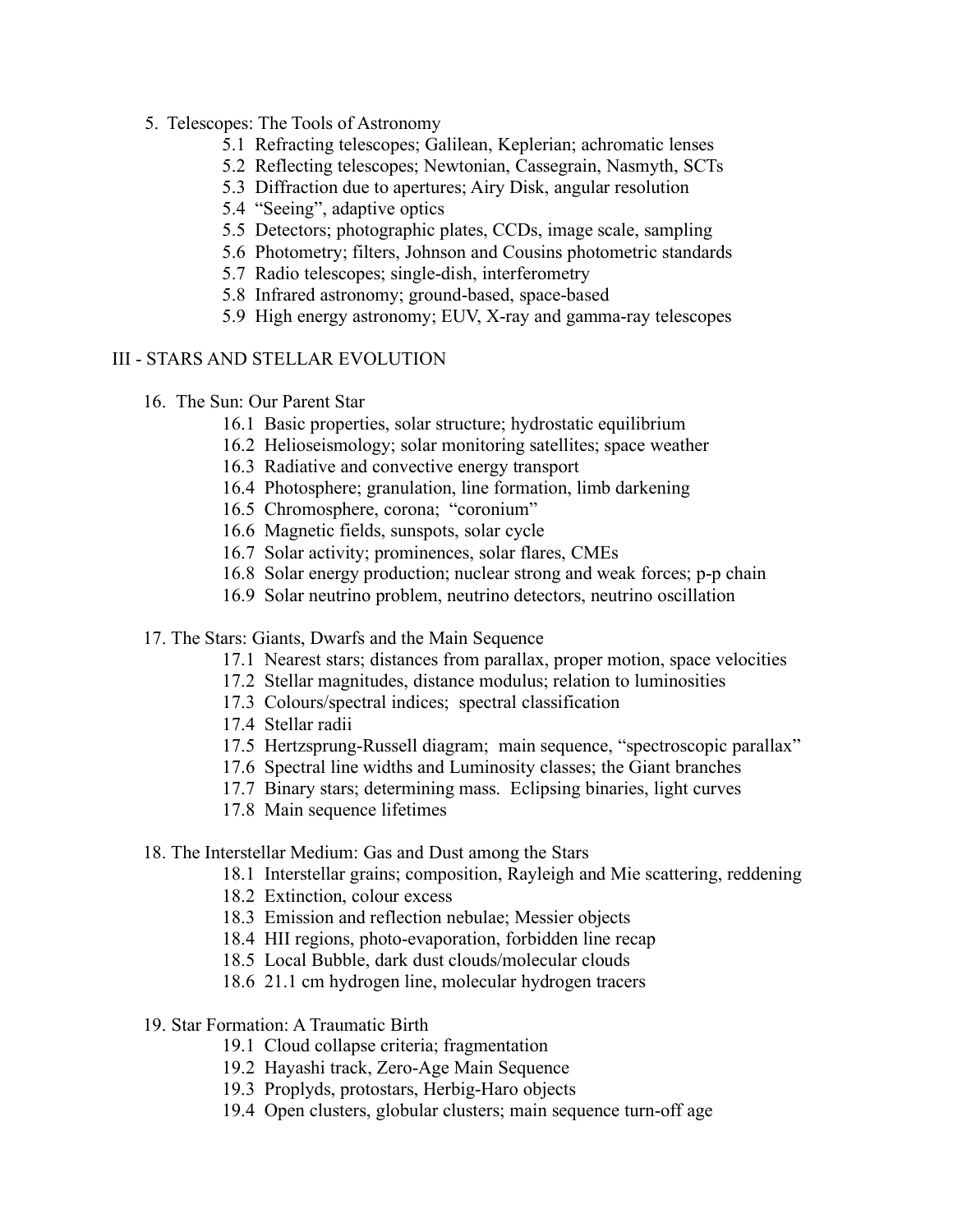5. Telescopes: The Tools of Astronomy
    - 5.1 Refracting telescopes; Galilean, Keplerian; achromatic lenses
    - 5.2 Reflecting telescopes; Newtonian, Cassegrain, Nasmyth, SCTs
    - 5.3 Diffraction due to apertures; Airy Disk, angular resolution
    - 5.4 "Seeing", adaptive optics
    - 5.5 Detectors; photographic plates, CCDs, image scale, sampling
    - 5.6 Photometry; filters, Johnson and Cousins photometric standards
    - 5.7 Radio telescopes; single-dish, interferometry
    - 5.8 Infrared astronomy; ground-based, space-based
    - 5.9 High energy astronomy; EUV, X-ray and gamma-ray telescopes

## III - STARS AND STELLAR EVOLUTION

16. The Sun: Our Parent Star
    - 16.1 Basic properties, solar structure; hydrostatic equilibrium
    - 16.2 Helioseismology; solar monitoring satellites; space weather
    - 16.3 Radiative and convective energy transport
    - 16.4 Photosphere; granulation, line formation, limb darkening
    - 16.5 Chromosphere, corona; "coronium"
    - 16.6 Magnetic fields, sunspots, solar cycle
    - 16.7 Solar activity; prominences, solar flares, CMEs
    - 16.8 Solar energy production; nuclear strong and weak forces; p-p chain
    - 16.9 Solar neutrino problem, neutrino detectors, neutrino oscillation

17. The Stars: Giants, Dwarfs and the Main Sequence
    - 17.1 Nearest stars; distances from parallax, proper motion, space velocities
    - 17.2 Stellar magnitudes, distance modulus; relation to luminosities
    - 17.3 Colours/spectral indices; spectral classification
    - 17.4 Stellar radii
    - 17.5 Hertzsprung-Russell diagram; main sequence, "spectroscopic parallax"
    - 17.6 Spectral line widths and Luminosity classes; the Giant branches
    - 17.7 Binary stars; determining mass. Eclipsing binaries, light curves
    - 17.8 Main sequence lifetimes

18. The Interstellar Medium: Gas and Dust among the Stars
    - 18.1 Interstellar grains; composition, Rayleigh and Mie scattering, reddening
    - 18.2 Extinction, colour excess
    - 18.3 Emission and reflection nebulae; Messier objects
    - 18.4 HII regions, photo-evaporation, forbidden line recap
    - 18.5 Local Bubble, dark dust clouds/molecular clouds
    - 18.6 21.1 cm hydrogen line, molecular hydrogen tracers

19. Star Formation: A Traumatic Birth
    - 19.1 Cloud collapse criteria; fragmentation
    - 19.2 Hayashi track, Zero-Age Main Sequence
    - 19.3 Proplyds, protostars, Herbig-Haro objects
    - 19.4 Open clusters, globular clusters; main sequence turn-off age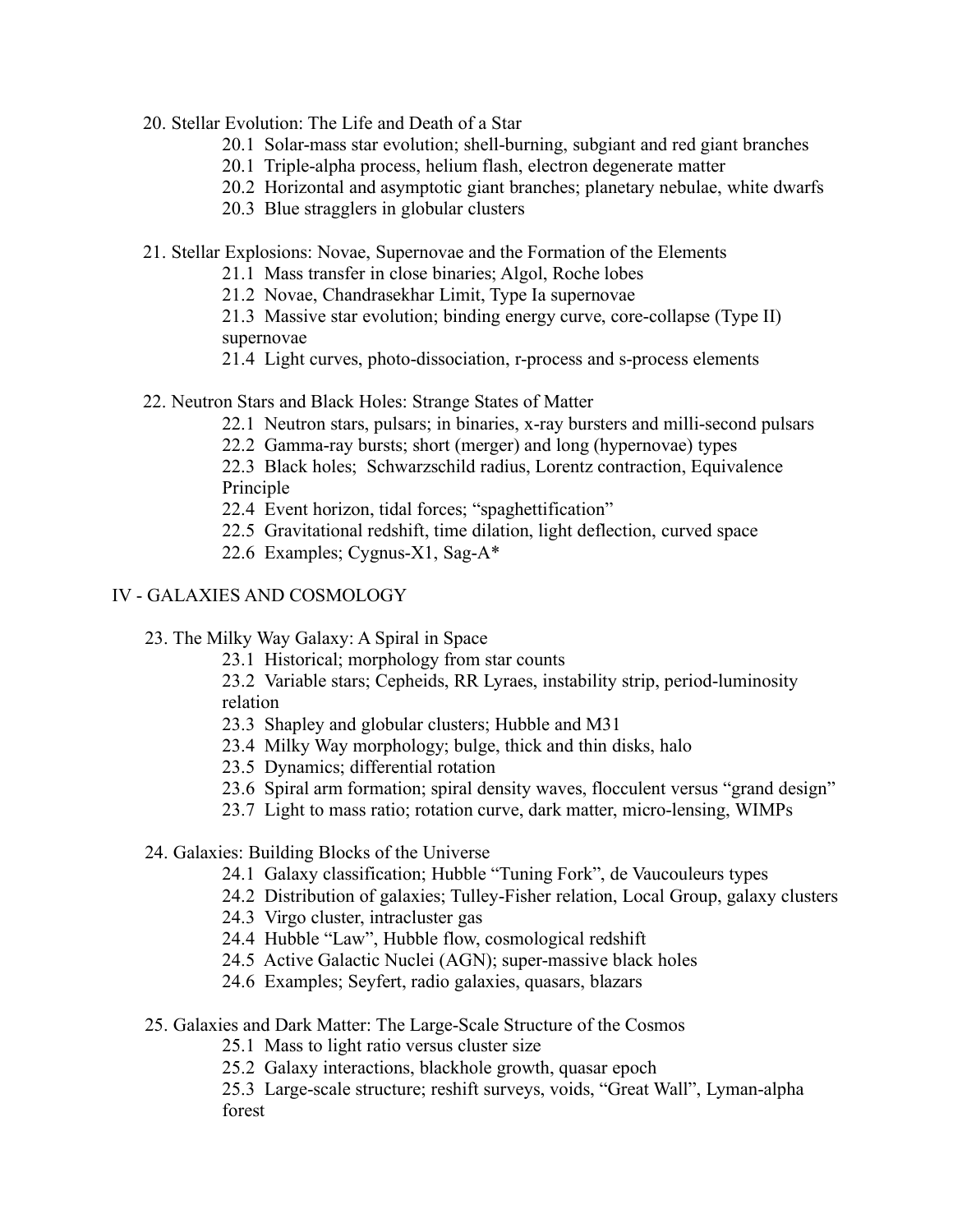20. Stellar Evolution: The Life and Death of a Star
    - 20.1 Solar-mass star evolution; shell-burning, subgiant and red giant branches
    - 20.1 Triple-alpha process, helium flash, electron degenerate matter
    - 20.2 Horizontal and asymptotic giant branches; planetary nebulae, white dwarfs
    - 20.3 Blue stragglers in globular clusters

21. Stellar Explosions: Novae, Supernovae and the Formation of the Elements
    - 21.1 Mass transfer in close binaries; Algol, Roche lobes
    - 21.2 Novae, Chandrasekhar Limit, Type Ia supernovae
    - 21.3 Massive star evolution; binding energy curve, core-collapse (Type II) supernovae
    - 21.4 Light curves, photo-dissociation, r-process and s-process elements

22. Neutron Stars and Black Holes: Strange States of Matter
    - 22.1 Neutron stars, pulsars; in binaries, x-ray bursters and milli-second pulsars
    - 22.2 Gamma-ray bursts; short (merger) and long (hypernovae) types
    - 22.3 Black holes; Schwarzschild radius, Lorentz contraction, Equivalence Principle
    - 22.4 Event horizon, tidal forces; "spaghettification"
    - 22.5 Gravitational redshift, time dilation, light deflection, curved space
    - 22.6 Examples; Cygnus-X1, Sag-A*

## IV - GALAXIES AND COSMOLOGY

23. The Milky Way Galaxy: A Spiral in Space
    - 23.1 Historical; morphology from star counts
    - 23.2 Variable stars; Cepheids, RR Lyraes, instability strip, period-luminosity relation
    - 23.3 Shapley and globular clusters; Hubble and M31
    - 23.4 Milky Way morphology; bulge, thick and thin disks, halo
    - 23.5 Dynamics; differential rotation
    - 23.6 Spiral arm formation; spiral density waves, flocculent versus "grand design"
    - 23.7 Light to mass ratio; rotation curve, dark matter, micro-lensing, WIMPs

24. Galaxies: Building Blocks of the Universe
    - 24.1 Galaxy classification; Hubble "Tuning Fork", de Vaucouleurs types
    - 24.2 Distribution of galaxies; Tulley-Fisher relation, Local Group, galaxy clusters
    - 24.3 Virgo cluster, intracluster gas
    - 24.4 Hubble "Law", Hubble flow, cosmological redshift
    - 24.5 Active Galactic Nuclei (AGN); super-massive black holes
    - 24.6 Examples; Seyfert, radio galaxies, quasars, blazars

25. Galaxies and Dark Matter: The Large-Scale Structure of the Cosmos
    - 25.1 Mass to light ratio versus cluster size
    - 25.2 Galaxy interactions, blackhole growth, quasar epoch
    - 25.3 Large-scale structure; reshift surveys, voids, "Great Wall", Lyman-alpha forest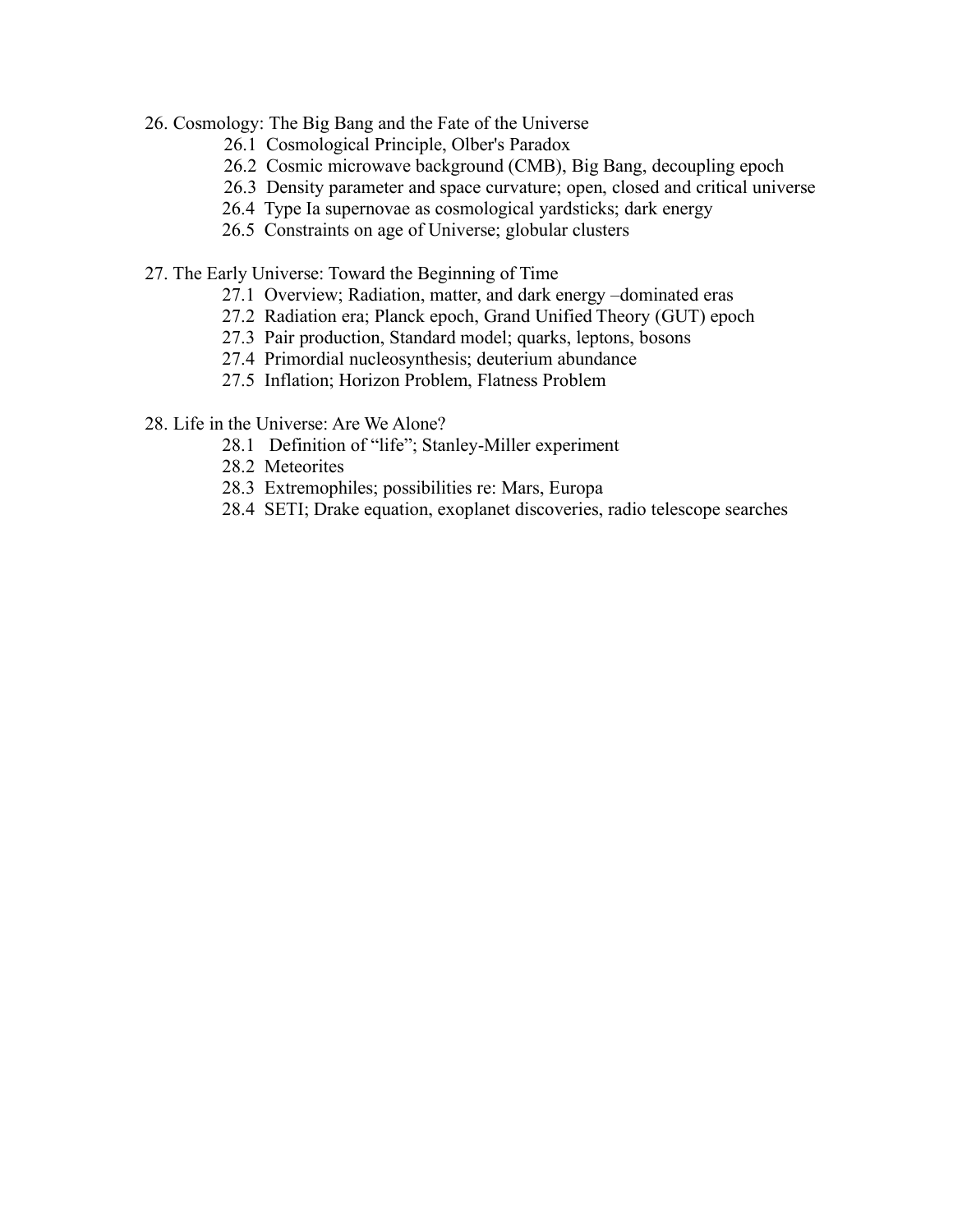26. Cosmology: The Big Bang and the Fate of the Universe
    - 26.1 Cosmological Principle, Olber's Paradox
    - 26.2 Cosmic microwave background (CMB), Big Bang, decoupling epoch
    - 26.3 Density parameter and space curvature; open, closed and critical universe
    - 26.4 Type Ia supernovae as cosmological yardsticks; dark energy
    - 26.5 Constraints on age of Universe; globular clusters

27. The Early Universe: Toward the Beginning of Time
    - 27.1 Overview; Radiation, matter, and dark energy –dominated eras
    - 27.2 Radiation era; Planck epoch, Grand Unified Theory (GUT) epoch
    - 27.3 Pair production, Standard model; quarks, leptons, bosons
    - 27.4 Primordial nucleosynthesis; deuterium abundance
    - 27.5 Inflation; Horizon Problem, Flatness Problem

28. Life in the Universe: Are We Alone?
    - 28.1 Definition of "life"; Stanley-Miller experiment
    - 28.2 Meteorites
    - 28.3 Extremophiles; possibilities re: Mars, Europa
    - 28.4 SETI; Drake equation, exoplanet discoveries, radio telescope searches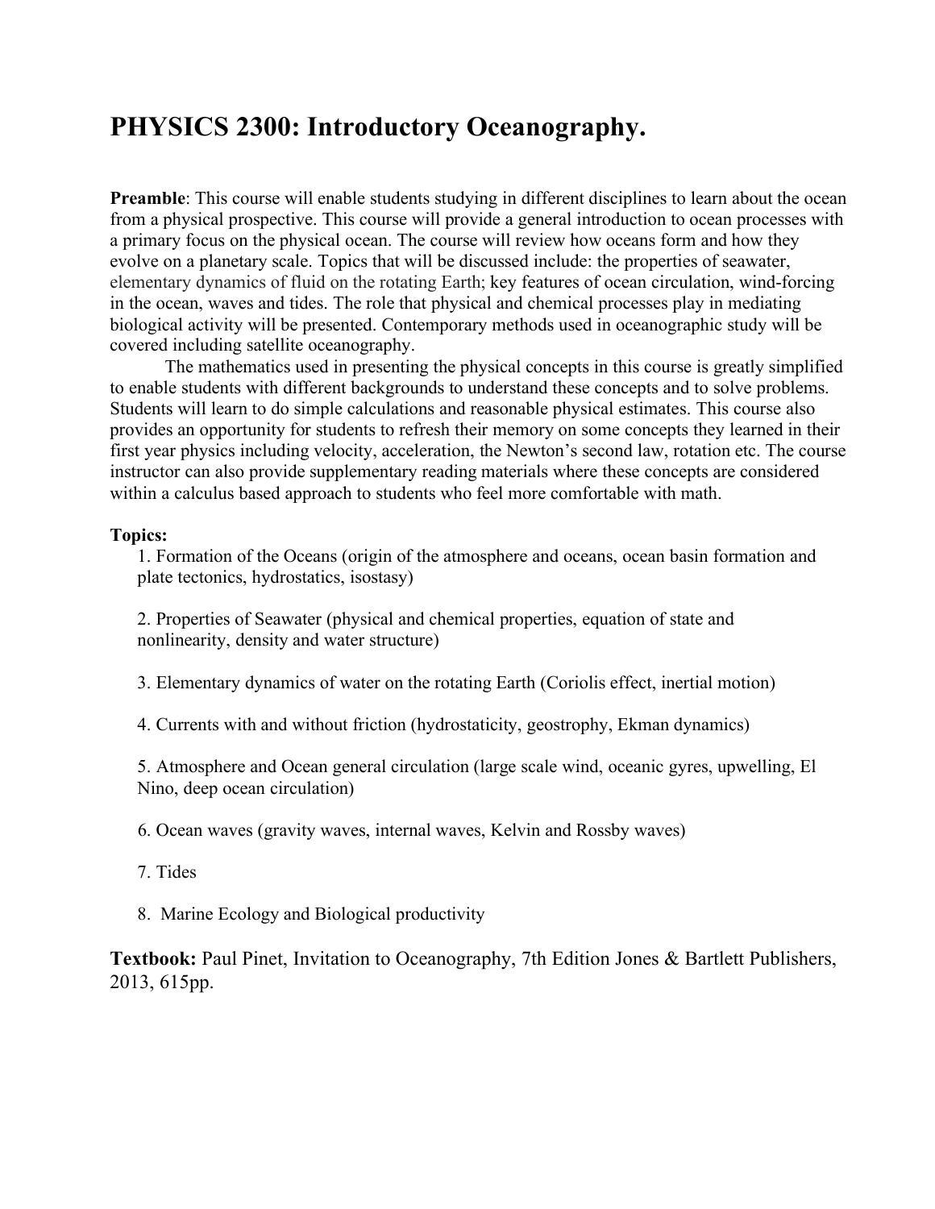# PHYSICS 2300: Introductory Oceanography.

**Preamble**: This course will enable students studying in different disciplines to learn about the ocean from a physical prospective. This course will provide a general introduction to ocean processes with a primary focus on the physical ocean. The course will review how oceans form and how they evolve on a planetary scale. Topics that will be discussed include: the properties of seawater, elementary dynamics of fluid on the rotating Earth; key features of ocean circulation, wind-forcing in the ocean, waves and tides. The role that physical and chemical processes play in mediating biological activity will be presented. Contemporary methods used in oceanographic study will be covered including satellite oceanography.

The mathematics used in presenting the physical concepts in this course is greatly simplified to enable students with different backgrounds to understand these concepts and to solve problems. Students will learn to do simple calculations and reasonable physical estimates. This course also provides an opportunity for students to refresh their memory on some concepts they learned in their first year physics including velocity, acceleration, the Newton's second law, rotation etc. The course instructor can also provide supplementary reading materials where these concepts are considered within a calculus based approach to students who feel more comfortable with math.

**Topics:**

1. Formation of the Oceans (origin of the atmosphere and oceans, ocean basin formation and plate tectonics, hydrostatics, isostasy)

2. Properties of Seawater (physical and chemical properties, equation of state and nonlinearity, density and water structure)

3. Elementary dynamics of water on the rotating Earth (Coriolis effect, inertial motion)

4. Currents with and without friction (hydrostaticity, geostrophy, Ekman dynamics)

5. Atmosphere and Ocean general circulation (large scale wind, oceanic gyres, upwelling, El Nino, deep ocean circulation)

6. Ocean waves (gravity waves, internal waves, Kelvin and Rossby waves)

7. Tides

8. Marine Ecology and Biological productivity

**Textbook:** Paul Pinet, Invitation to Oceanography, 7th Edition Jones & Bartlett Publishers, 2013, 615pp.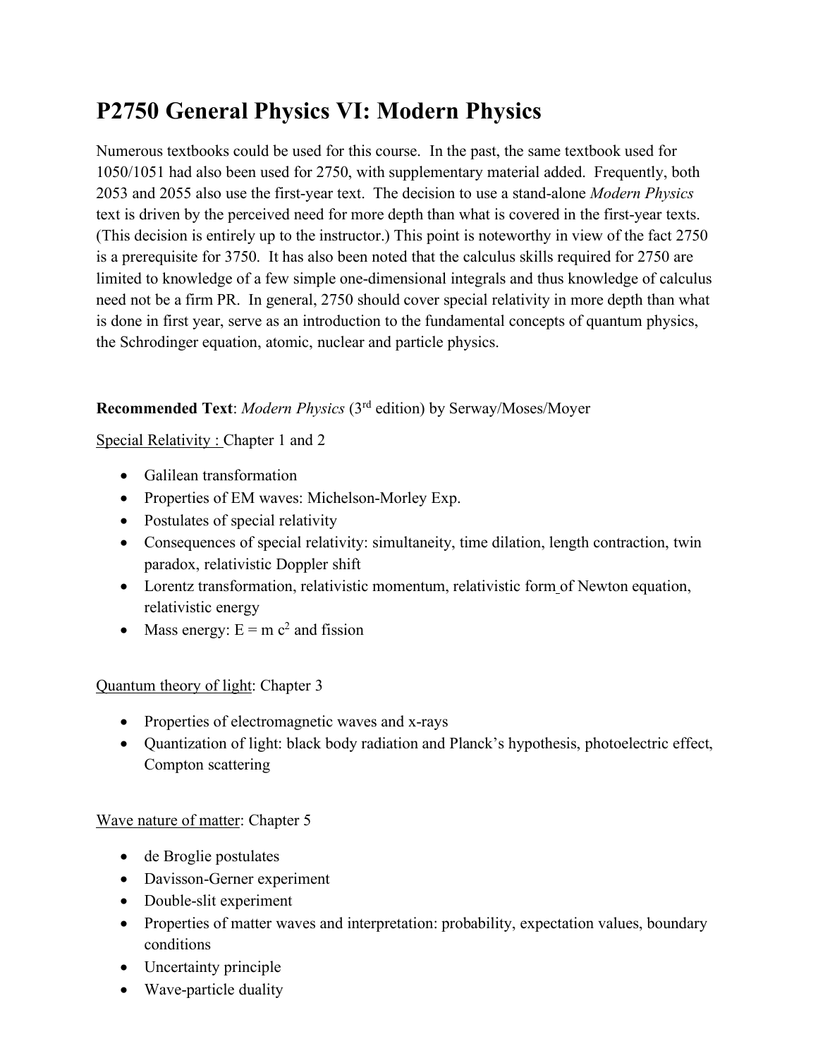# P2750 General Physics VI: Modern Physics

Numerous textbooks could be used for this course. In the past, the same textbook used for 1050/1051 had also been used for 2750, with supplementary material added. Frequently, both 2053 and 2055 also use the first-year text. The decision to use a stand-alone *Modern Physics* text is driven by the perceived need for more depth than what is covered in the first-year texts. (This decision is entirely up to the instructor.) This point is noteworthy in view of the fact 2750 is a prerequisite for 3750. It has also been noted that the calculus skills required for 2750 are limited to knowledge of a few simple one-dimensional integrals and thus knowledge of calculus need not be a firm PR. In general, 2750 should cover special relativity in more depth than what is done in first year, serve as an introduction to the fundamental concepts of quantum physics, the Schrodinger equation, atomic, nuclear and particle physics.

**Recommended Text**: *Modern Physics* (3rd edition) by Serway/Moses/Moyer

Special Relativity : Chapter 1 and 2

- Galilean transformation
- Properties of EM waves: Michelson-Morley Exp.
- Postulates of special relativity
- Consequences of special relativity: simultaneity, time dilation, length contraction, twin paradox, relativistic Doppler shift
- Lorentz transformation, relativistic momentum, relativistic form of Newton equation, relativistic energy
- Mass energy: $E = m c^2$ and fission

Quantum theory of light: Chapter 3

- Properties of electromagnetic waves and x-rays
- Quantization of light: black body radiation and Planck's hypothesis, photoelectric effect, Compton scattering

Wave nature of matter: Chapter 5

- de Broglie postulates
- Davisson-Gerner experiment
- Double-slit experiment
- Properties of matter waves and interpretation: probability, expectation values, boundary conditions
- Uncertainty principle
- Wave-particle duality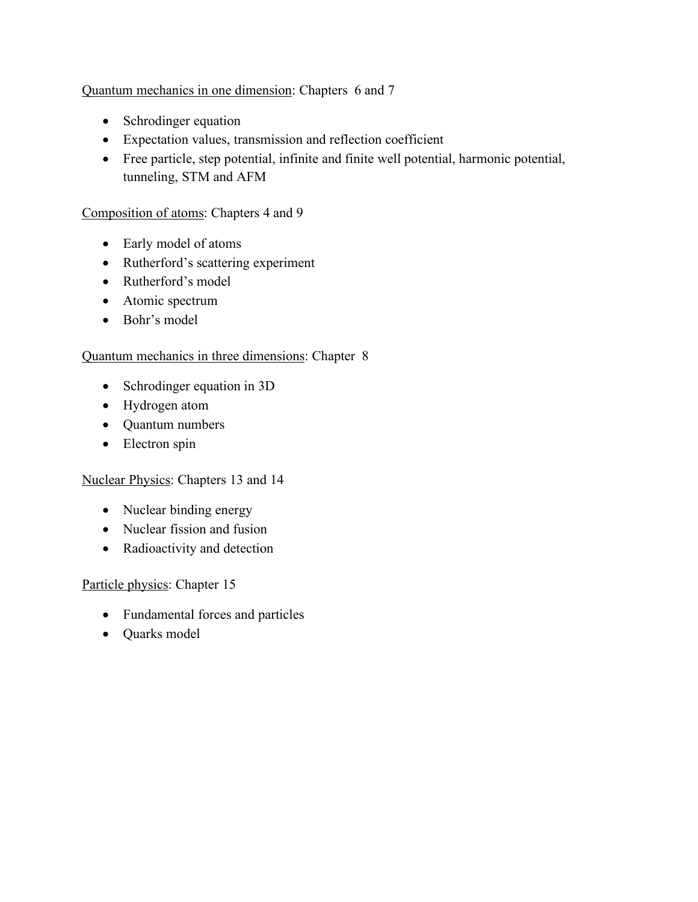Quantum mechanics in one dimension: Chapters 6 and 7

- Schrodinger equation
- Expectation values, transmission and reflection coefficient
- Free particle, step potential, infinite and finite well potential, harmonic potential, tunneling, STM and AFM

Composition of atoms: Chapters 4 and 9

- Early model of atoms
- Rutherford's scattering experiment
- Rutherford's model
- Atomic spectrum
- Bohr's model

Quantum mechanics in three dimensions: Chapter 8

- Schrodinger equation in 3D
- Hydrogen atom
- Quantum numbers
- Electron spin

Nuclear Physics: Chapters 13 and 14

- Nuclear binding energy
- Nuclear fission and fusion
- Radioactivity and detection

Particle physics: Chapter 15

- Fundamental forces and particles
- Quarks model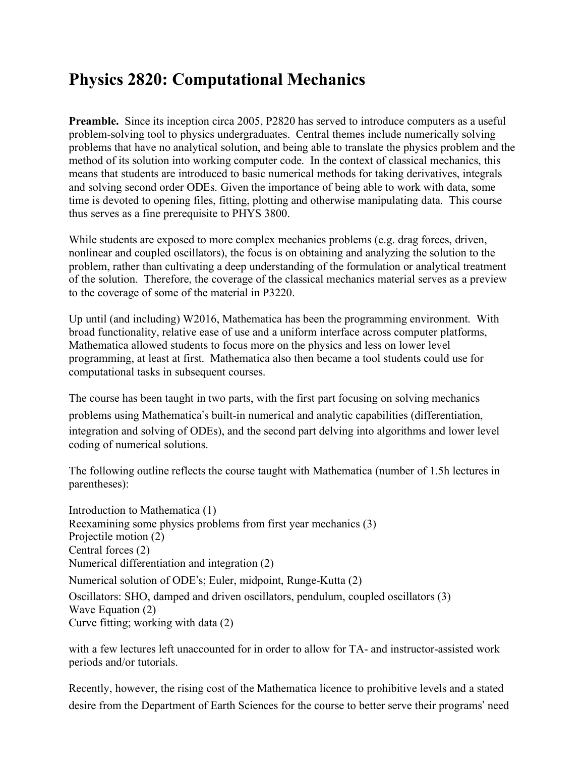# Physics 2820: Computational Mechanics

**Preamble.** Since its inception circa 2005, P2820 has served to introduce computers as a useful problem-solving tool to physics undergraduates. Central themes include numerically solving problems that have no analytical solution, and being able to translate the physics problem and the method of its solution into working computer code. In the context of classical mechanics, this means that students are introduced to basic numerical methods for taking derivatives, integrals and solving second order ODEs. Given the importance of being able to work with data, some time is devoted to opening files, fitting, plotting and otherwise manipulating data. This course thus serves as a fine prerequisite to PHYS 3800.

While students are exposed to more complex mechanics problems (e.g. drag forces, driven, nonlinear and coupled oscillators), the focus is on obtaining and analyzing the solution to the problem, rather than cultivating a deep understanding of the formulation or analytical treatment of the solution. Therefore, the coverage of the classical mechanics material serves as a preview to the coverage of some of the material in P3220.

Up until (and including) W2016, Mathematica has been the programming environment. With broad functionality, relative ease of use and a uniform interface across computer platforms, Mathematica allowed students to focus more on the physics and less on lower level programming, at least at first. Mathematica also then became a tool students could use for computational tasks in subsequent courses.

The course has been taught in two parts, with the first part focusing on solving mechanics problems using Mathematica's built-in numerical and analytic capabilities (differentiation, integration and solving of ODEs), and the second part delving into algorithms and lower level coding of numerical solutions.

The following outline reflects the course taught with Mathematica (number of 1.5h lectures in parentheses):

Introduction to Mathematica (1)
Reexamining some physics problems from first year mechanics (3)
Projectile motion (2)
Central forces (2)
Numerical differentiation and integration (2)
Numerical solution of ODE's; Euler, midpoint, Runge-Kutta (2)
Oscillators: SHO, damped and driven oscillators, pendulum, coupled oscillators (3)
Wave Equation (2)
Curve fitting; working with data (2)

with a few lectures left unaccounted for in order to allow for TA- and instructor-assisted work periods and/or tutorials.

Recently, however, the rising cost of the Mathematica licence to prohibitive levels and a stated desire from the Department of Earth Sciences for the course to better serve their programs' need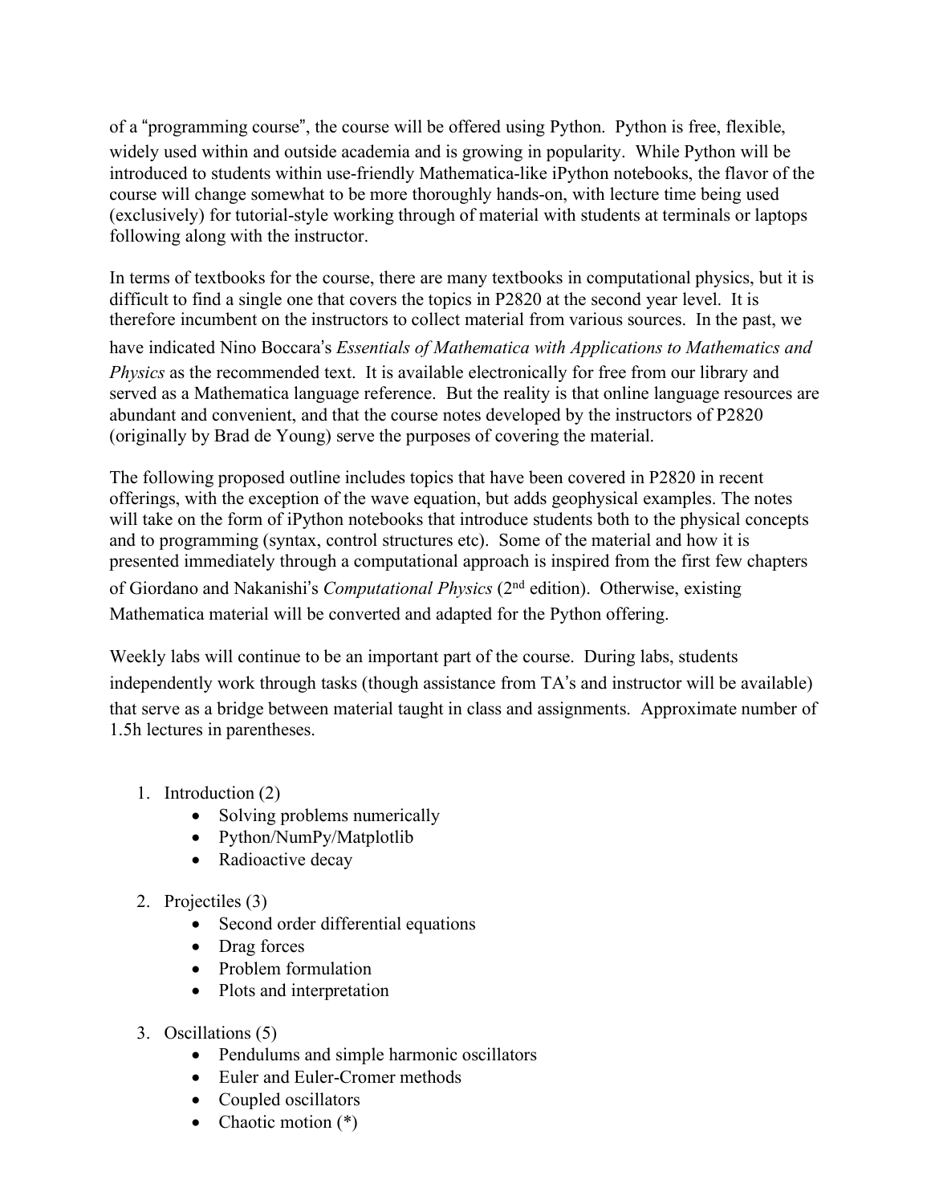of a "programming course", the course will be offered using Python. Python is free, flexible, widely used within and outside academia and is growing in popularity. While Python will be introduced to students within use-friendly Mathematica-like iPython notebooks, the flavor of the course will change somewhat to be more thoroughly hands-on, with lecture time being used (exclusively) for tutorial-style working through of material with students at terminals or laptops following along with the instructor.

In terms of textbooks for the course, there are many textbooks in computational physics, but it is difficult to find a single one that covers the topics in P2820 at the second year level. It is therefore incumbent on the instructors to collect material from various sources. In the past, we have indicated Nino Boccara's *Essentials of Mathematica with Applications to Mathematics and Physics* as the recommended text. It is available electronically for free from our library and served as a Mathematica language reference. But the reality is that online language resources are abundant and convenient, and that the course notes developed by the instructors of P2820 (originally by Brad de Young) serve the purposes of covering the material.

The following proposed outline includes topics that have been covered in P2820 in recent offerings, with the exception of the wave equation, but adds geophysical examples. The notes will take on the form of iPython notebooks that introduce students both to the physical concepts and to programming (syntax, control structures etc). Some of the material and how it is presented immediately through a computational approach is inspired from the first few chapters of Giordano and Nakanishi's *Computational Physics* (2nd edition). Otherwise, existing Mathematica material will be converted and adapted for the Python offering.

Weekly labs will continue to be an important part of the course. During labs, students independently work through tasks (though assistance from TA's and instructor will be available) that serve as a bridge between material taught in class and assignments. Approximate number of 1.5h lectures in parentheses.

1. Introduction (2)
    - Solving problems numerically
    - Python/NumPy/Matplotlib
    - Radioactive decay

2. Projectiles (3)
    - Second order differential equations
    - Drag forces
    - Problem formulation
    - Plots and interpretation

3. Oscillations (5)
    - Pendulums and simple harmonic oscillators
    - Euler and Euler-Cromer methods
    - Coupled oscillators
    - Chaotic motion (*)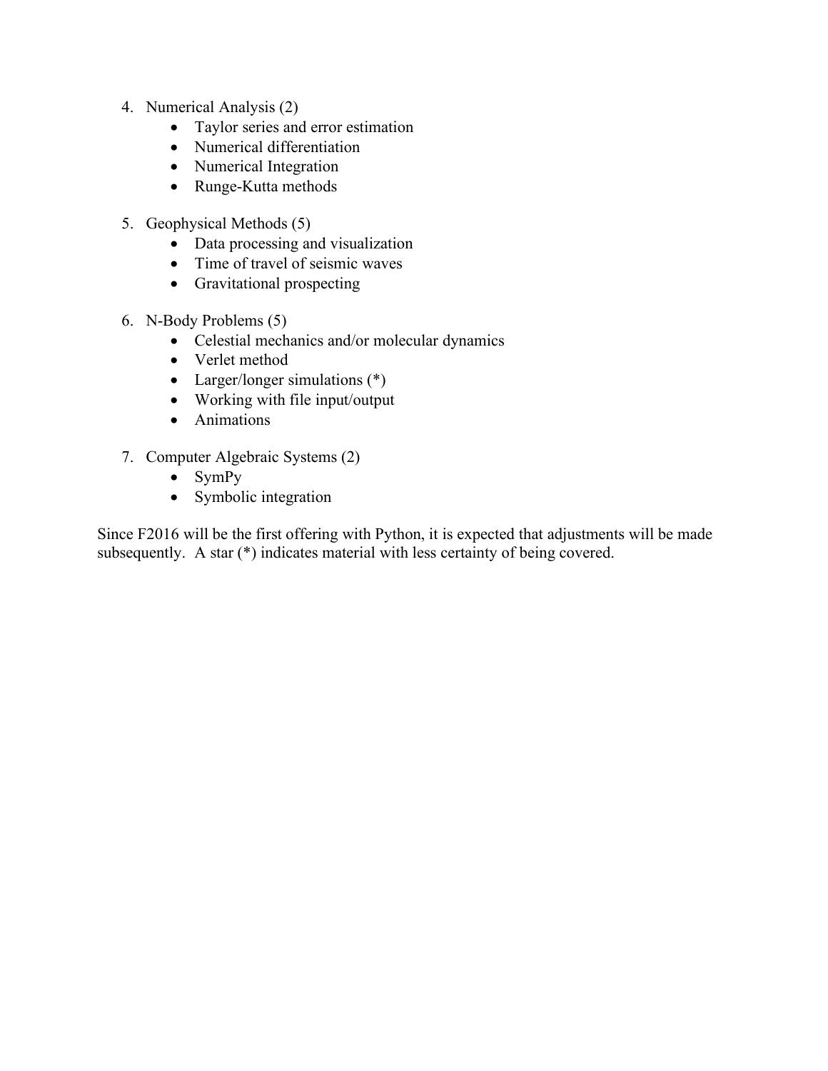4. Numerical Analysis (2)
    - Taylor series and error estimation
    - Numerical differentiation
    - Numerical Integration
    - Runge-Kutta methods

5. Geophysical Methods (5)
    - Data processing and visualization
    - Time of travel of seismic waves
    - Gravitational prospecting

6. N-Body Problems (5)
    - Celestial mechanics and/or molecular dynamics
    - Verlet method
    - Larger/longer simulations (*)
    - Working with file input/output
    - Animations

7. Computer Algebraic Systems (2)
    - SymPy
    - Symbolic integration

Since F2016 will be the first offering with Python, it is expected that adjustments will be made subsequently. A star (*) indicates material with less certainty of being covered.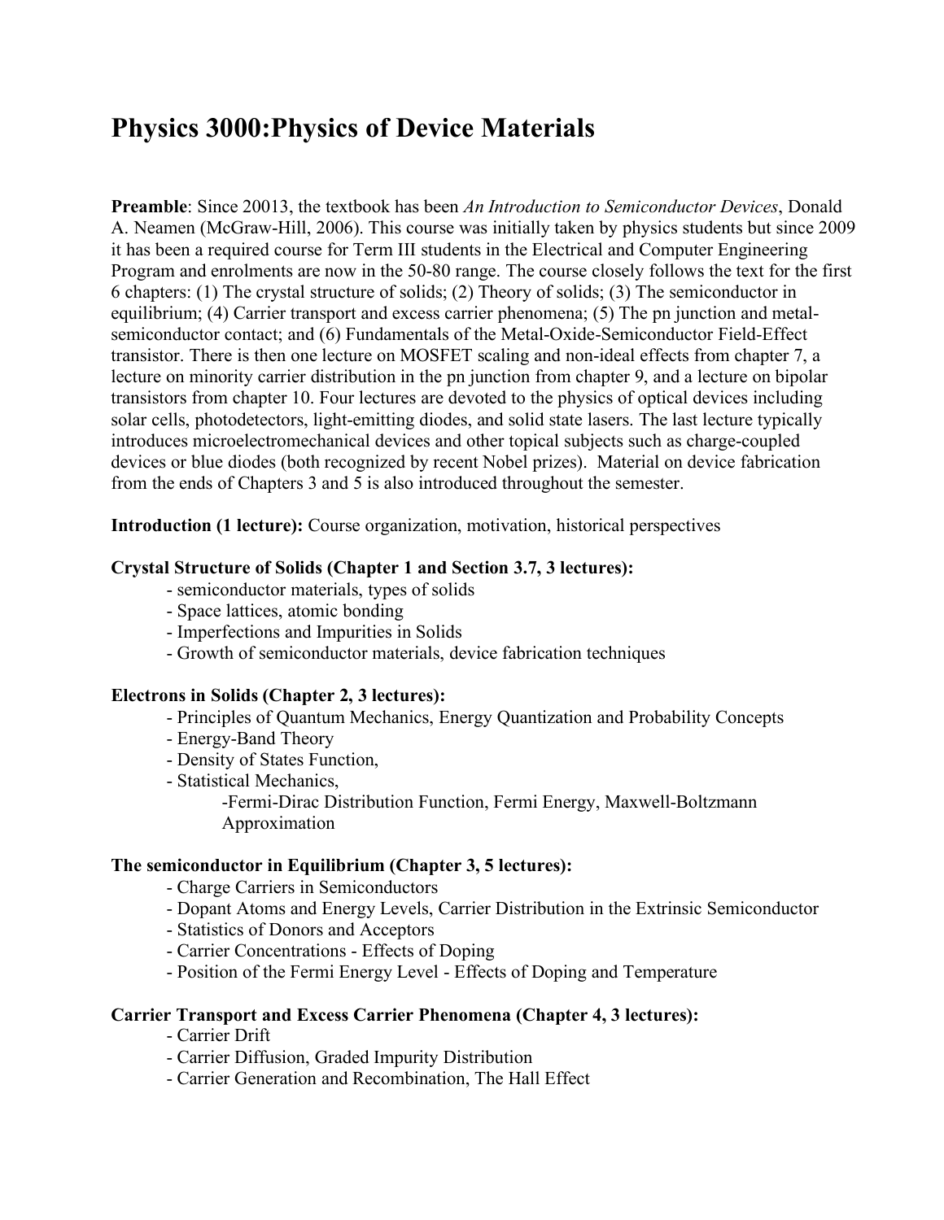# Physics 3000:Physics of Device Materials

**Preamble**: Since 20013, the textbook has been *An Introduction to Semiconductor Devices*, Donald A. Neamen (McGraw-Hill, 2006). This course was initially taken by physics students but since 2009 it has been a required course for Term III students in the Electrical and Computer Engineering Program and enrolments are now in the 50-80 range. The course closely follows the text for the first 6 chapters: (1) The crystal structure of solids; (2) Theory of solids; (3) The semiconductor in equilibrium; (4) Carrier transport and excess carrier phenomena; (5) The pn junction and metal-semiconductor contact; and (6) Fundamentals of the Metal-Oxide-Semiconductor Field-Effect transistor. There is then one lecture on MOSFET scaling and non-ideal effects from chapter 7, a lecture on minority carrier distribution in the pn junction from chapter 9, and a lecture on bipolar transistors from chapter 10. Four lectures are devoted to the physics of optical devices including solar cells, photodetectors, light-emitting diodes, and solid state lasers. The last lecture typically introduces microelectromechanical devices and other topical subjects such as charge-coupled devices or blue diodes (both recognized by recent Nobel prizes). Material on device fabrication from the ends of Chapters 3 and 5 is also introduced throughout the semester.

**Introduction (1 lecture):** Course organization, motivation, historical perspectives

**Crystal Structure of Solids (Chapter 1 and Section 3.7, 3 lectures):**

- semiconductor materials, types of solids
- Space lattices, atomic bonding
- Imperfections and Impurities in Solids
- Growth of semiconductor materials, device fabrication techniques

**Electrons in Solids (Chapter 2, 3 lectures):**

- Principles of Quantum Mechanics, Energy Quantization and Probability Concepts
- Energy-Band Theory
- Density of States Function,
- Statistical Mechanics,
  - Fermi-Dirac Distribution Function, Fermi Energy, Maxwell-Boltzmann Approximation

**The semiconductor in Equilibrium (Chapter 3, 5 lectures):**

- Charge Carriers in Semiconductors
- Dopant Atoms and Energy Levels, Carrier Distribution in the Extrinsic Semiconductor
- Statistics of Donors and Acceptors
- Carrier Concentrations - Effects of Doping
- Position of the Fermi Energy Level - Effects of Doping and Temperature

**Carrier Transport and Excess Carrier Phenomena (Chapter 4, 3 lectures):**

- Carrier Drift
- Carrier Diffusion, Graded Impurity Distribution
- Carrier Generation and Recombination, The Hall Effect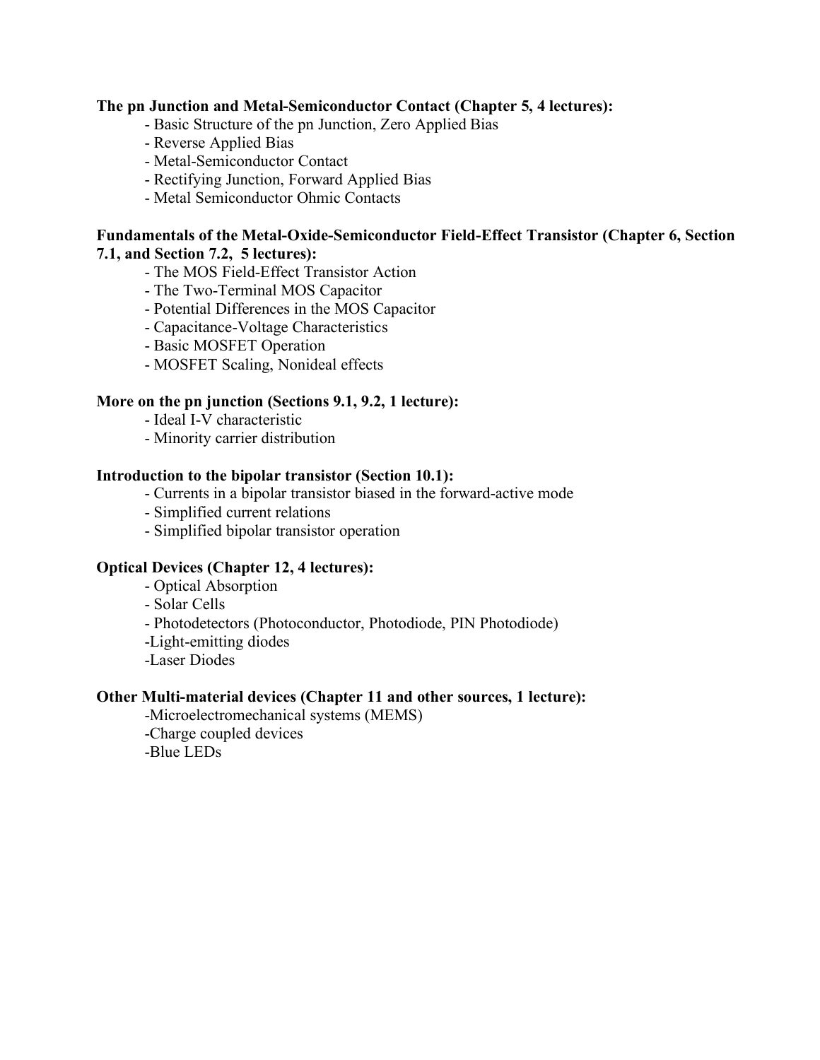**The pn Junction and Metal-Semiconductor Contact (Chapter 5, 4 lectures):**

- Basic Structure of the pn Junction, Zero Applied Bias
- Reverse Applied Bias
- Metal-Semiconductor Contact
- Rectifying Junction, Forward Applied Bias
- Metal Semiconductor Ohmic Contacts

**Fundamentals of the Metal-Oxide-Semiconductor Field-Effect Transistor (Chapter 6, Section 7.1, and Section 7.2, 5 lectures):**

- The MOS Field-Effect Transistor Action
- The Two-Terminal MOS Capacitor
- Potential Differences in the MOS Capacitor
- Capacitance-Voltage Characteristics
- Basic MOSFET Operation
- MOSFET Scaling, Nonideal effects

**More on the pn junction (Sections 9.1, 9.2, 1 lecture):**

- Ideal I-V characteristic
- Minority carrier distribution

**Introduction to the bipolar transistor (Section 10.1):**

- Currents in a bipolar transistor biased in the forward-active mode
- Simplified current relations
- Simplified bipolar transistor operation

**Optical Devices (Chapter 12, 4 lectures):**

- Optical Absorption
- Solar Cells
- Photodetectors (Photoconductor, Photodiode, PIN Photodiode)
- Light-emitting diodes
- Laser Diodes

**Other Multi-material devices (Chapter 11 and other sources, 1 lecture):**

- Microelectromechanical systems (MEMS)
- Charge coupled devices
- Blue LEDs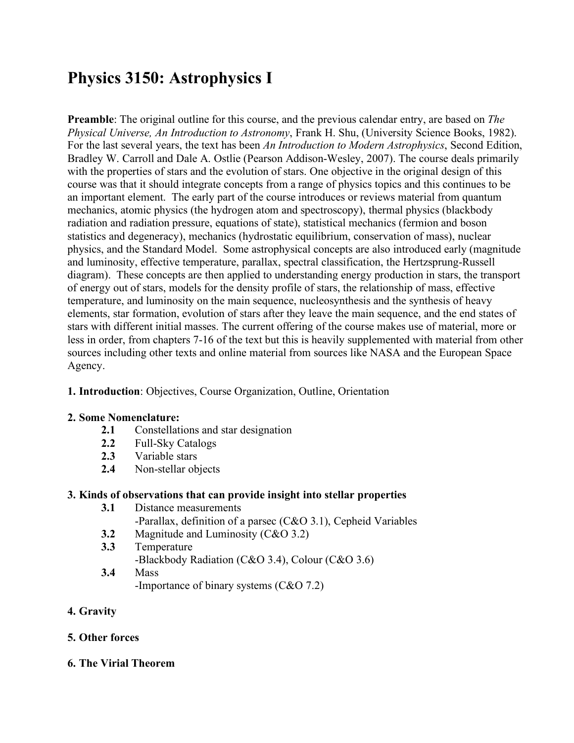# Physics 3150: Astrophysics I

**Preamble**: The original outline for this course, and the previous calendar entry, are based on *The Physical Universe, An Introduction to Astronomy*, Frank H. Shu, (University Science Books, 1982). For the last several years, the text has been *An Introduction to Modern Astrophysics*, Second Edition, Bradley W. Carroll and Dale A. Ostlie (Pearson Addison-Wesley, 2007). The course deals primarily with the properties of stars and the evolution of stars. One objective in the original design of this course was that it should integrate concepts from a range of physics topics and this continues to be an important element. The early part of the course introduces or reviews material from quantum mechanics, atomic physics (the hydrogen atom and spectroscopy), thermal physics (blackbody radiation and radiation pressure, equations of state), statistical mechanics (fermion and boson statistics and degeneracy), mechanics (hydrostatic equilibrium, conservation of mass), nuclear physics, and the Standard Model. Some astrophysical concepts are also introduced early (magnitude and luminosity, effective temperature, parallax, spectral classification, the Hertzsprung-Russell diagram). These concepts are then applied to understanding energy production in stars, the transport of energy out of stars, models for the density profile of stars, the relationship of mass, effective temperature, and luminosity on the main sequence, nucleosynthesis and the synthesis of heavy elements, star formation, evolution of stars after they leave the main sequence, and the end states of stars with different initial masses. The current offering of the course makes use of material, more or less in order, from chapters 7-16 of the text but this is heavily supplemented with material from other sources including other texts and online material from sources like NASA and the European Space Agency.

**1. Introduction**: Objectives, Course Organization, Outline, Orientation

**2. Some Nomenclature:**

- **2.1** Constellations and star designation
- **2.2** Full-Sky Catalogs
- **2.3** Variable stars
- **2.4** Non-stellar objects

**3. Kinds of observations that can provide insight into stellar properties**

- **3.1** Distance measurements
  - -Parallax, definition of a parsec (C&O 3.1), Cepheid Variables
- **3.2** Magnitude and Luminosity (C&O 3.2)
- **3.3** Temperature
  - -Blackbody Radiation (C&O 3.4), Colour (C&O 3.6)
- **3.4** Mass
  - -Importance of binary systems (C&O 7.2)

**4. Gravity**

**5. Other forces**

**6. The Virial Theorem**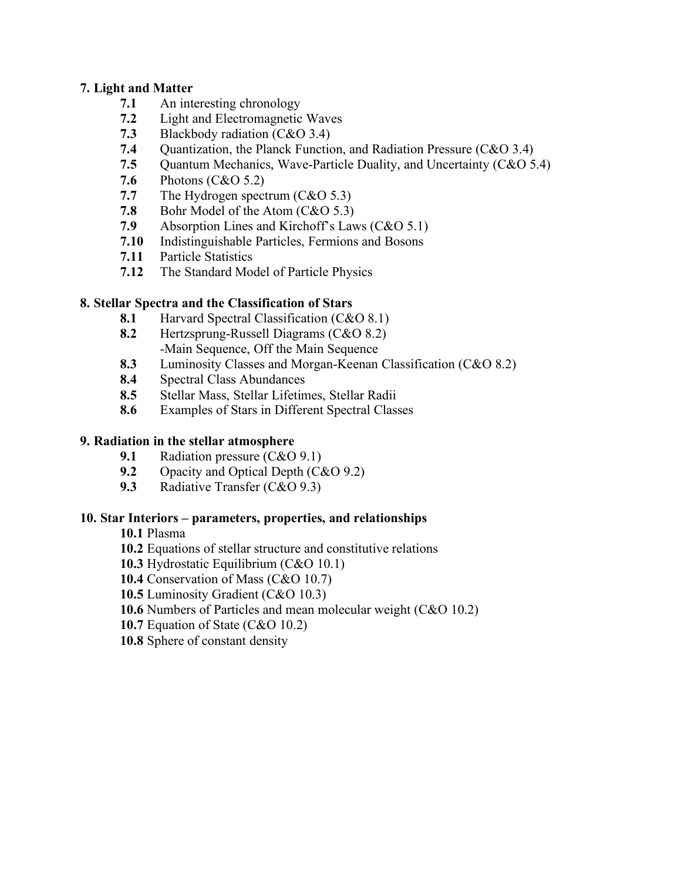**7. Light and Matter**

- **7.1** An interesting chronology
- **7.2** Light and Electromagnetic Waves
- **7.3** Blackbody radiation (C&O 3.4)
- **7.4** Quantization, the Planck Function, and Radiation Pressure (C&O 3.4)
- **7.5** Quantum Mechanics, Wave-Particle Duality, and Uncertainty (C&O 5.4)
- **7.6** Photons (C&O 5.2)
- **7.7** The Hydrogen spectrum (C&O 5.3)
- **7.8** Bohr Model of the Atom (C&O 5.3)
- **7.9** Absorption Lines and Kirchoff's Laws (C&O 5.1)
- **7.10** Indistinguishable Particles, Fermions and Bosons
- **7.11** Particle Statistics
- **7.12** The Standard Model of Particle Physics

**8. Stellar Spectra and the Classification of Stars**

- **8.1** Harvard Spectral Classification (C&O 8.1)
- **8.2** Hertzsprung-Russell Diagrams (C&O 8.2)
  -Main Sequence, Off the Main Sequence
- **8.3** Luminosity Classes and Morgan-Keenan Classification (C&O 8.2)
- **8.4** Spectral Class Abundances
- **8.5** Stellar Mass, Stellar Lifetimes, Stellar Radii
- **8.6** Examples of Stars in Different Spectral Classes

**9. Radiation in the stellar atmosphere**

- **9.1** Radiation pressure (C&O 9.1)
- **9.2** Opacity and Optical Depth (C&O 9.2)
- **9.3** Radiative Transfer (C&O 9.3)

**10. Star Interiors – parameters, properties, and relationships**

- **10.1** Plasma
- **10.2** Equations of stellar structure and constitutive relations
- **10.3** Hydrostatic Equilibrium (C&O 10.1)
- **10.4** Conservation of Mass (C&O 10.7)
- **10.5** Luminosity Gradient (C&O 10.3)
- **10.6** Numbers of Particles and mean molecular weight (C&O 10.2)
- **10.7** Equation of State (C&O 10.2)
- **10.8** Sphere of constant density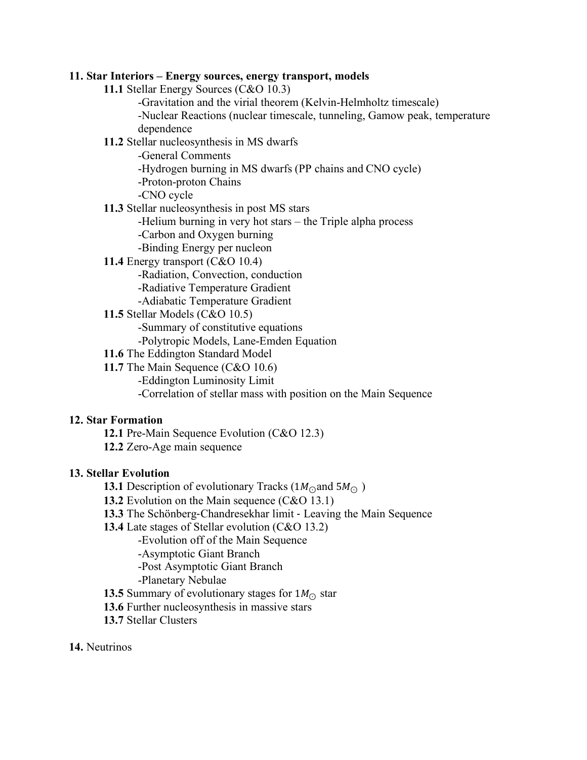**11. Star Interiors – Energy sources, energy transport, models**

- **11.1** Stellar Energy Sources (C&O 10.3)
    - -Gravitation and the virial theorem (Kelvin-Helmholtz timescale)
    - -Nuclear Reactions (nuclear timescale, tunneling, Gamow peak, temperature dependence
- **11.2** Stellar nucleosynthesis in MS dwarfs
    - -General Comments
    - -Hydrogen burning in MS dwarfs (PP chains and CNO cycle)
    - -Proton-proton Chains
    - -CNO cycle
- **11.3** Stellar nucleosynthesis in post MS stars
    - -Helium burning in very hot stars – the Triple alpha process
    - -Carbon and Oxygen burning
    - -Binding Energy per nucleon
- **11.4** Energy transport (C&O 10.4)
    - -Radiation, Convection, conduction
    - -Radiative Temperature Gradient
    - -Adiabatic Temperature Gradient
- **11.5** Stellar Models (C&O 10.5)
    - -Summary of constitutive equations
    - -Polytropic Models, Lane-Emden Equation
- **11.6** The Eddington Standard Model
- **11.7** The Main Sequence (C&O 10.6)
    - -Eddington Luminosity Limit
    - -Correlation of stellar mass with position on the Main Sequence

**12. Star Formation**

- **12.1** Pre-Main Sequence Evolution (C&O 12.3)
- **12.2** Zero-Age main sequence

**13. Stellar Evolution**

- **13.1** Description of evolutionary Tracks ($1M_{\odot}$and $5M_{\odot}$ )
- **13.2** Evolution on the Main sequence (C&O 13.1)
- **13.3** The Schönberg-Chandresekhar limit - Leaving the Main Sequence
- **13.4** Late stages of Stellar evolution (C&O 13.2)
    - -Evolution off of the Main Sequence
    - -Asymptotic Giant Branch
    - -Post Asymptotic Giant Branch
    - -Planetary Nebulae
- **13.5** Summary of evolutionary stages for $1M_{\odot}$ star
- **13.6** Further nucleosynthesis in massive stars
- **13.7** Stellar Clusters

**14.** Neutrinos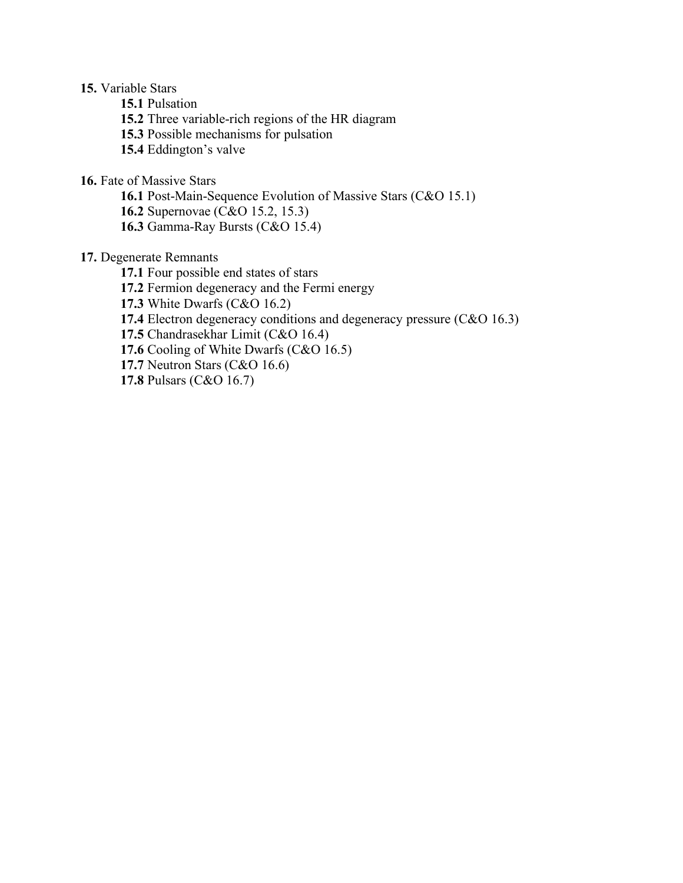**15.** Variable Stars

- **15.1** Pulsation
- **15.2** Three variable-rich regions of the HR diagram
- **15.3** Possible mechanisms for pulsation
- **15.4** Eddington's valve

**16.** Fate of Massive Stars

- **16.1** Post-Main-Sequence Evolution of Massive Stars (C&O 15.1)
- **16.2** Supernovae (C&O 15.2, 15.3)
- **16.3** Gamma-Ray Bursts (C&O 15.4)

**17.** Degenerate Remnants

- **17.1** Four possible end states of stars
- **17.2** Fermion degeneracy and the Fermi energy
- **17.3** White Dwarfs (C&O 16.2)
- **17.4** Electron degeneracy conditions and degeneracy pressure (C&O 16.3)
- **17.5** Chandrasekhar Limit (C&O 16.4)
- **17.6** Cooling of White Dwarfs (C&O 16.5)
- **17.7** Neutron Stars (C&O 16.6)
- **17.8** Pulsars (C&O 16.7)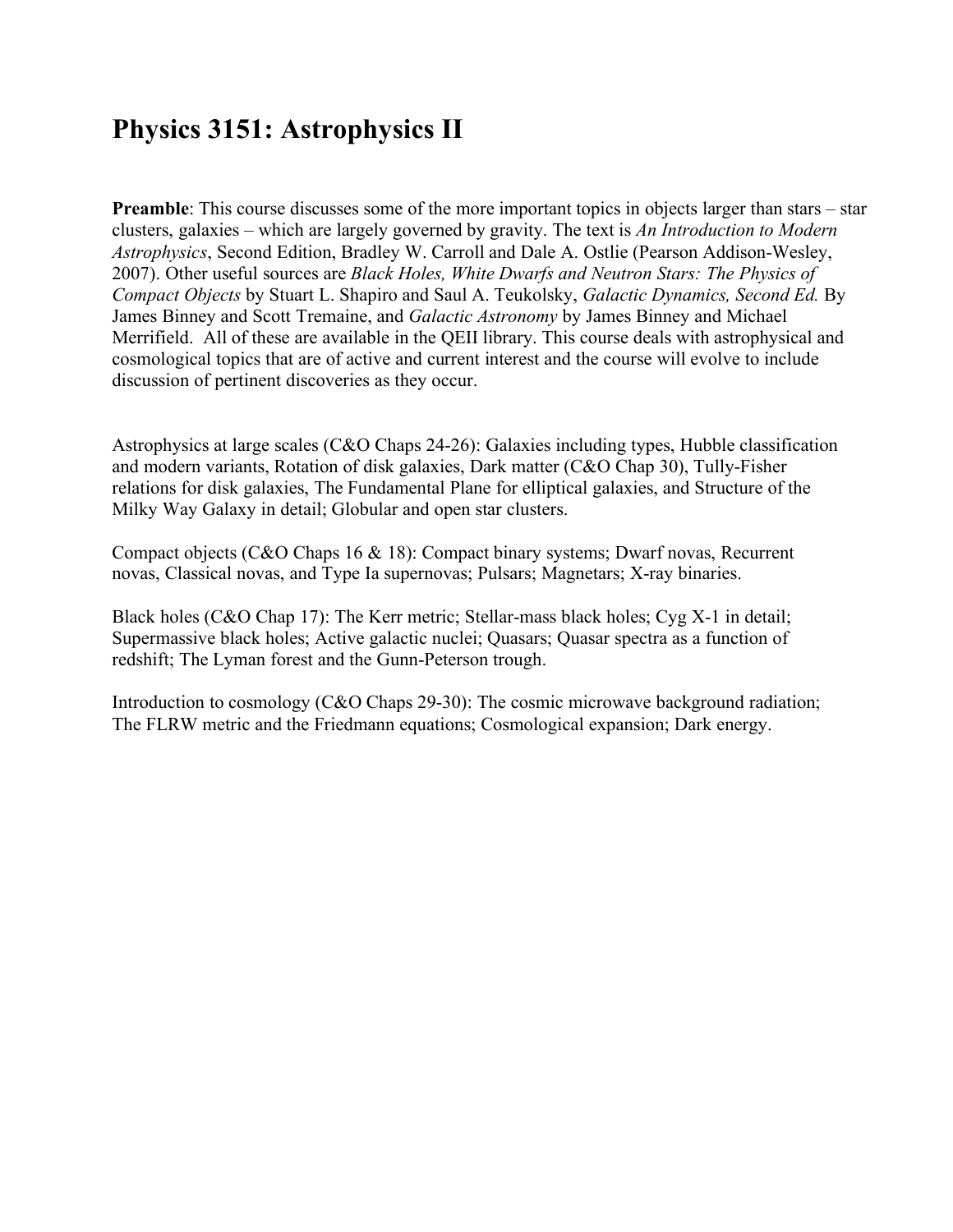# Physics 3151: Astrophysics II

**Preamble**: This course discusses some of the more important topics in objects larger than stars – star clusters, galaxies – which are largely governed by gravity. The text is *An Introduction to Modern Astrophysics*, Second Edition, Bradley W. Carroll and Dale A. Ostlie (Pearson Addison-Wesley, 2007). Other useful sources are *Black Holes, White Dwarfs and Neutron Stars: The Physics of Compact Objects* by Stuart L. Shapiro and Saul A. Teukolsky, *Galactic Dynamics, Second Ed.* By James Binney and Scott Tremaine, and *Galactic Astronomy* by James Binney and Michael Merrifield. All of these are available in the QEII library. This course deals with astrophysical and cosmological topics that are of active and current interest and the course will evolve to include discussion of pertinent discoveries as they occur.

Astrophysics at large scales (C&O Chaps 24-26): Galaxies including types, Hubble classification and modern variants, Rotation of disk galaxies, Dark matter (C&O Chap 30), Tully-Fisher relations for disk galaxies, The Fundamental Plane for elliptical galaxies, and Structure of the Milky Way Galaxy in detail; Globular and open star clusters.

Compact objects (C&O Chaps 16 & 18): Compact binary systems; Dwarf novas, Recurrent novas, Classical novas, and Type Ia supernovas; Pulsars; Magnetars; X-ray binaries.

Black holes (C&O Chap 17): The Kerr metric; Stellar-mass black holes; Cyg X-1 in detail; Supermassive black holes; Active galactic nuclei; Quasars; Quasar spectra as a function of redshift; The Lyman forest and the Gunn-Peterson trough.

Introduction to cosmology (C&O Chaps 29-30): The cosmic microwave background radiation; The FLRW metric and the Friedmann equations; Cosmological expansion; Dark energy.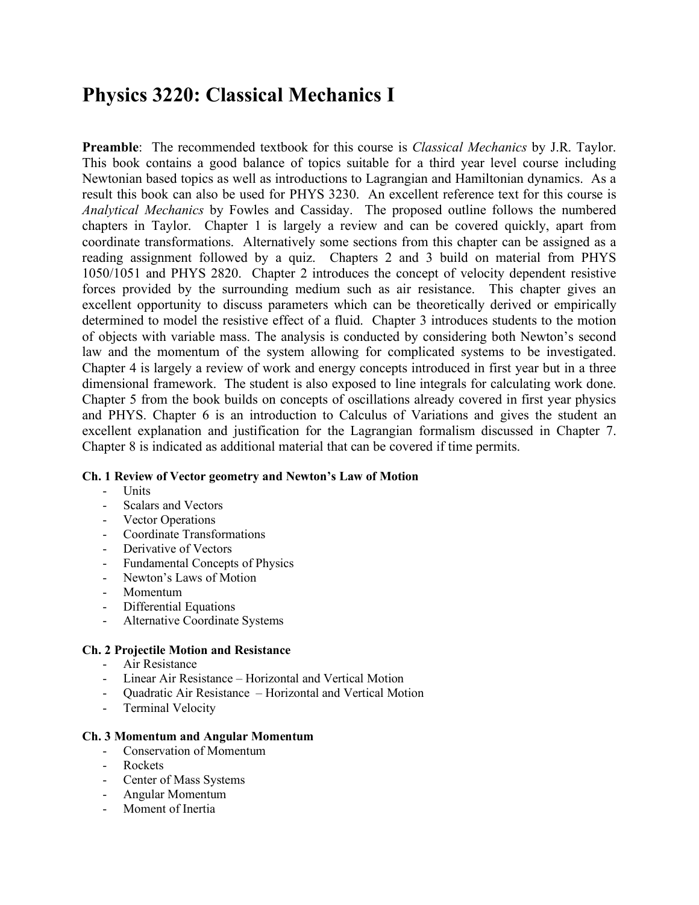# Physics 3220: Classical Mechanics I

**Preamble**: The recommended textbook for this course is *Classical Mechanics* by J.R. Taylor. This book contains a good balance of topics suitable for a third year level course including Newtonian based topics as well as introductions to Lagrangian and Hamiltonian dynamics. As a result this book can also be used for PHYS 3230. An excellent reference text for this course is *Analytical Mechanics* by Fowles and Cassiday. The proposed outline follows the numbered chapters in Taylor. Chapter 1 is largely a review and can be covered quickly, apart from coordinate transformations. Alternatively some sections from this chapter can be assigned as a reading assignment followed by a quiz. Chapters 2 and 3 build on material from PHYS 1050/1051 and PHYS 2820. Chapter 2 introduces the concept of velocity dependent resistive forces provided by the surrounding medium such as air resistance. This chapter gives an excellent opportunity to discuss parameters which can be theoretically derived or empirically determined to model the resistive effect of a fluid. Chapter 3 introduces students to the motion of objects with variable mass. The analysis is conducted by considering both Newton's second law and the momentum of the system allowing for complicated systems to be investigated. Chapter 4 is largely a review of work and energy concepts introduced in first year but in a three dimensional framework. The student is also exposed to line integrals for calculating work done. Chapter 5 from the book builds on concepts of oscillations already covered in first year physics and PHYS. Chapter 6 is an introduction to Calculus of Variations and gives the student an excellent explanation and justification for the Lagrangian formalism discussed in Chapter 7. Chapter 8 is indicated as additional material that can be covered if time permits.

**Ch. 1 Review of Vector geometry and Newton's Law of Motion**

- Units
- Scalars and Vectors
- Vector Operations
- Coordinate Transformations
- Derivative of Vectors
- Fundamental Concepts of Physics
- Newton's Laws of Motion
- Momentum
- Differential Equations
- Alternative Coordinate Systems

**Ch. 2 Projectile Motion and Resistance**

- Air Resistance
- Linear Air Resistance – Horizontal and Vertical Motion
- Quadratic Air Resistance – Horizontal and Vertical Motion
- Terminal Velocity

**Ch. 3 Momentum and Angular Momentum**

- Conservation of Momentum
- Rockets
- Center of Mass Systems
- Angular Momentum
- Moment of Inertia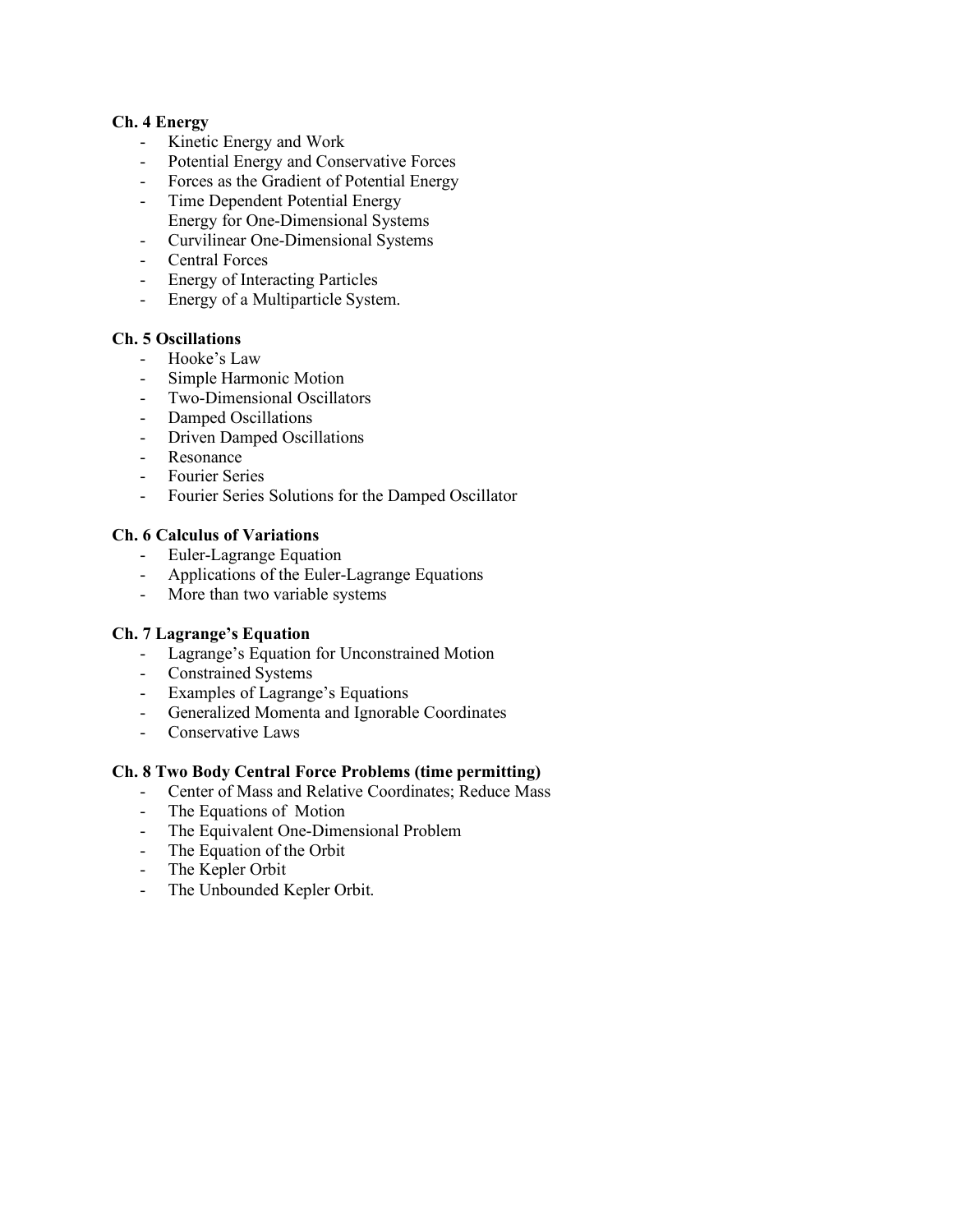**Ch. 4 Energy**

- Kinetic Energy and Work
- Potential Energy and Conservative Forces
- Forces as the Gradient of Potential Energy
- Time Dependent Potential Energy
  Energy for One-Dimensional Systems
- Curvilinear One-Dimensional Systems
- Central Forces
- Energy of Interacting Particles
- Energy of a Multiparticle System.

**Ch. 5 Oscillations**

- Hooke's Law
- Simple Harmonic Motion
- Two-Dimensional Oscillators
- Damped Oscillations
- Driven Damped Oscillations
- Resonance
- Fourier Series
- Fourier Series Solutions for the Damped Oscillator

**Ch. 6 Calculus of Variations**

- Euler-Lagrange Equation
- Applications of the Euler-Lagrange Equations
- More than two variable systems

**Ch. 7 Lagrange's Equation**

- Lagrange's Equation for Unconstrained Motion
- Constrained Systems
- Examples of Lagrange's Equations
- Generalized Momenta and Ignorable Coordinates
- Conservative Laws

**Ch. 8 Two Body Central Force Problems (time permitting)**

- Center of Mass and Relative Coordinates; Reduce Mass
- The Equations of Motion
- The Equivalent One-Dimensional Problem
- The Equation of the Orbit
- The Kepler Orbit
- The Unbounded Kepler Orbit.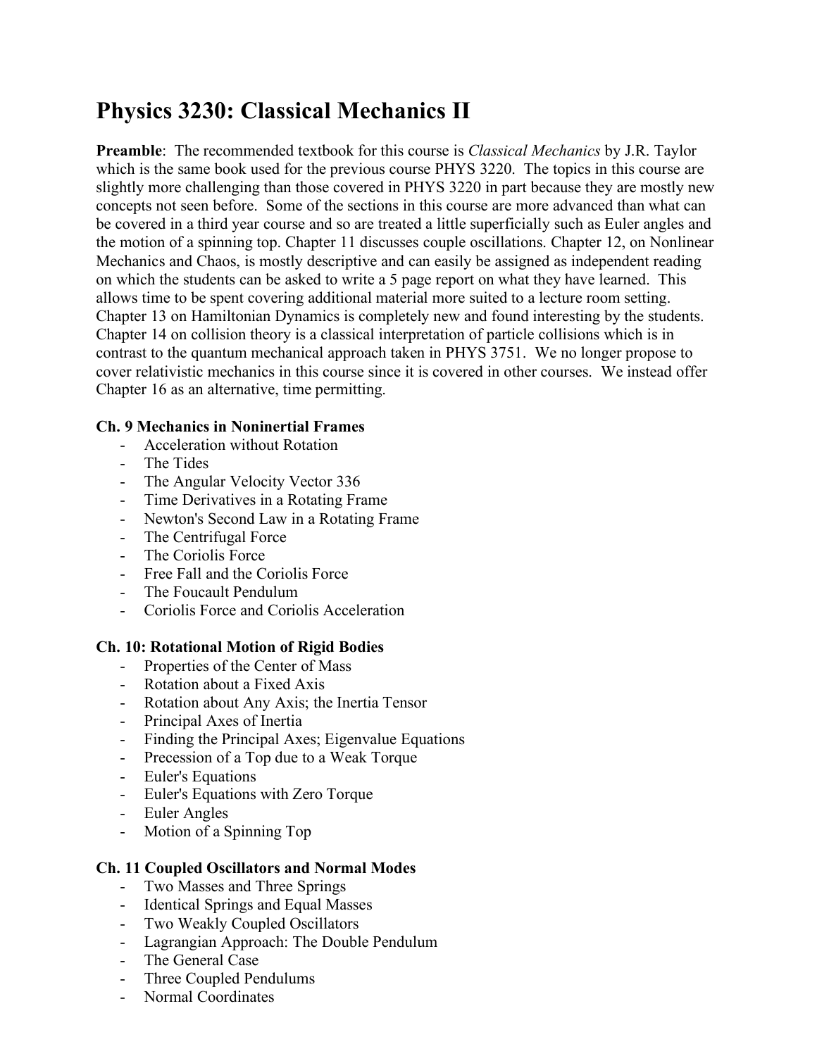# Physics 3230: Classical Mechanics II

**Preamble**: The recommended textbook for this course is *Classical Mechanics* by J.R. Taylor which is the same book used for the previous course PHYS 3220. The topics in this course are slightly more challenging than those covered in PHYS 3220 in part because they are mostly new concepts not seen before. Some of the sections in this course are more advanced than what can be covered in a third year course and so are treated a little superficially such as Euler angles and the motion of a spinning top. Chapter 11 discusses couple oscillations. Chapter 12, on Nonlinear Mechanics and Chaos, is mostly descriptive and can easily be assigned as independent reading on which the students can be asked to write a 5 page report on what they have learned. This allows time to be spent covering additional material more suited to a lecture room setting. Chapter 13 on Hamiltonian Dynamics is completely new and found interesting by the students. Chapter 14 on collision theory is a classical interpretation of particle collisions which is in contrast to the quantum mechanical approach taken in PHYS 3751. We no longer propose to cover relativistic mechanics in this course since it is covered in other courses. We instead offer Chapter 16 as an alternative, time permitting.

**Ch. 9 Mechanics in Noninertial Frames**

- Acceleration without Rotation
- The Tides
- The Angular Velocity Vector 336
- Time Derivatives in a Rotating Frame
- Newton's Second Law in a Rotating Frame
- The Centrifugal Force
- The Coriolis Force
- Free Fall and the Coriolis Force
- The Foucault Pendulum
- Coriolis Force and Coriolis Acceleration

**Ch. 10: Rotational Motion of Rigid Bodies**

- Properties of the Center of Mass
- Rotation about a Fixed Axis
- Rotation about Any Axis; the Inertia Tensor
- Principal Axes of Inertia
- Finding the Principal Axes; Eigenvalue Equations
- Precession of a Top due to a Weak Torque
- Euler's Equations
- Euler's Equations with Zero Torque
- Euler Angles
- Motion of a Spinning Top

**Ch. 11 Coupled Oscillators and Normal Modes**

- Two Masses and Three Springs
- Identical Springs and Equal Masses
- Two Weakly Coupled Oscillators
- Lagrangian Approach: The Double Pendulum
- The General Case
- Three Coupled Pendulums
- Normal Coordinates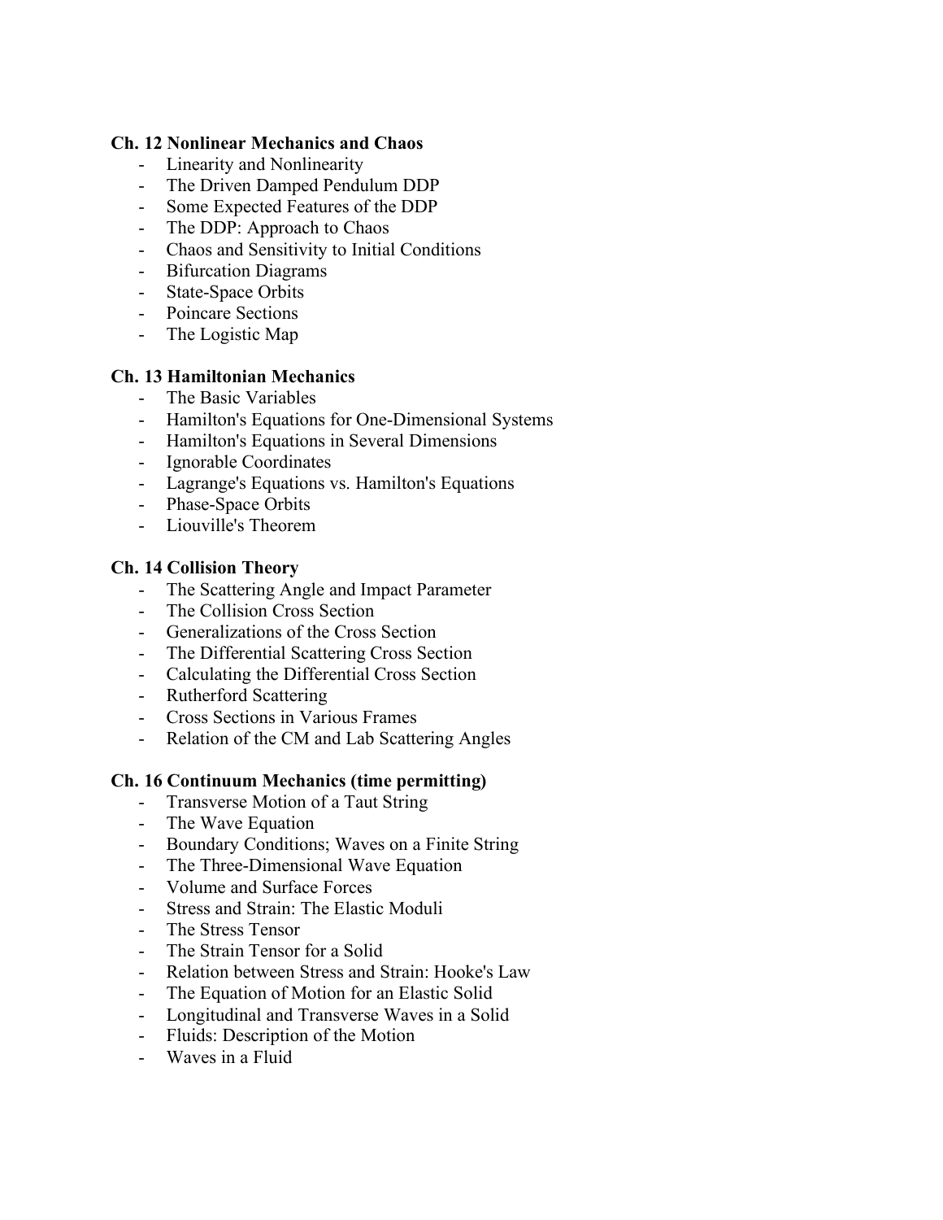**Ch. 12 Nonlinear Mechanics and Chaos**

- Linearity and Nonlinearity
- The Driven Damped Pendulum DDP
- Some Expected Features of the DDP
- The DDP: Approach to Chaos
- Chaos and Sensitivity to Initial Conditions
- Bifurcation Diagrams
- State-Space Orbits
- Poincare Sections
- The Logistic Map

**Ch. 13 Hamiltonian Mechanics**

- The Basic Variables
- Hamilton's Equations for One-Dimensional Systems
- Hamilton's Equations in Several Dimensions
- Ignorable Coordinates
- Lagrange's Equations vs. Hamilton's Equations
- Phase-Space Orbits
- Liouville's Theorem

**Ch. 14 Collision Theory**

- The Scattering Angle and Impact Parameter
- The Collision Cross Section
- Generalizations of the Cross Section
- The Differential Scattering Cross Section
- Calculating the Differential Cross Section
- Rutherford Scattering
- Cross Sections in Various Frames
- Relation of the CM and Lab Scattering Angles

**Ch. 16 Continuum Mechanics (time permitting)**

- Transverse Motion of a Taut String
- The Wave Equation
- Boundary Conditions; Waves on a Finite String
- The Three-Dimensional Wave Equation
- Volume and Surface Forces
- Stress and Strain: The Elastic Moduli
- The Stress Tensor
- The Strain Tensor for a Solid
- Relation between Stress and Strain: Hooke's Law
- The Equation of Motion for an Elastic Solid
- Longitudinal and Transverse Waves in a Solid
- Fluids: Description of the Motion
- Waves in a Fluid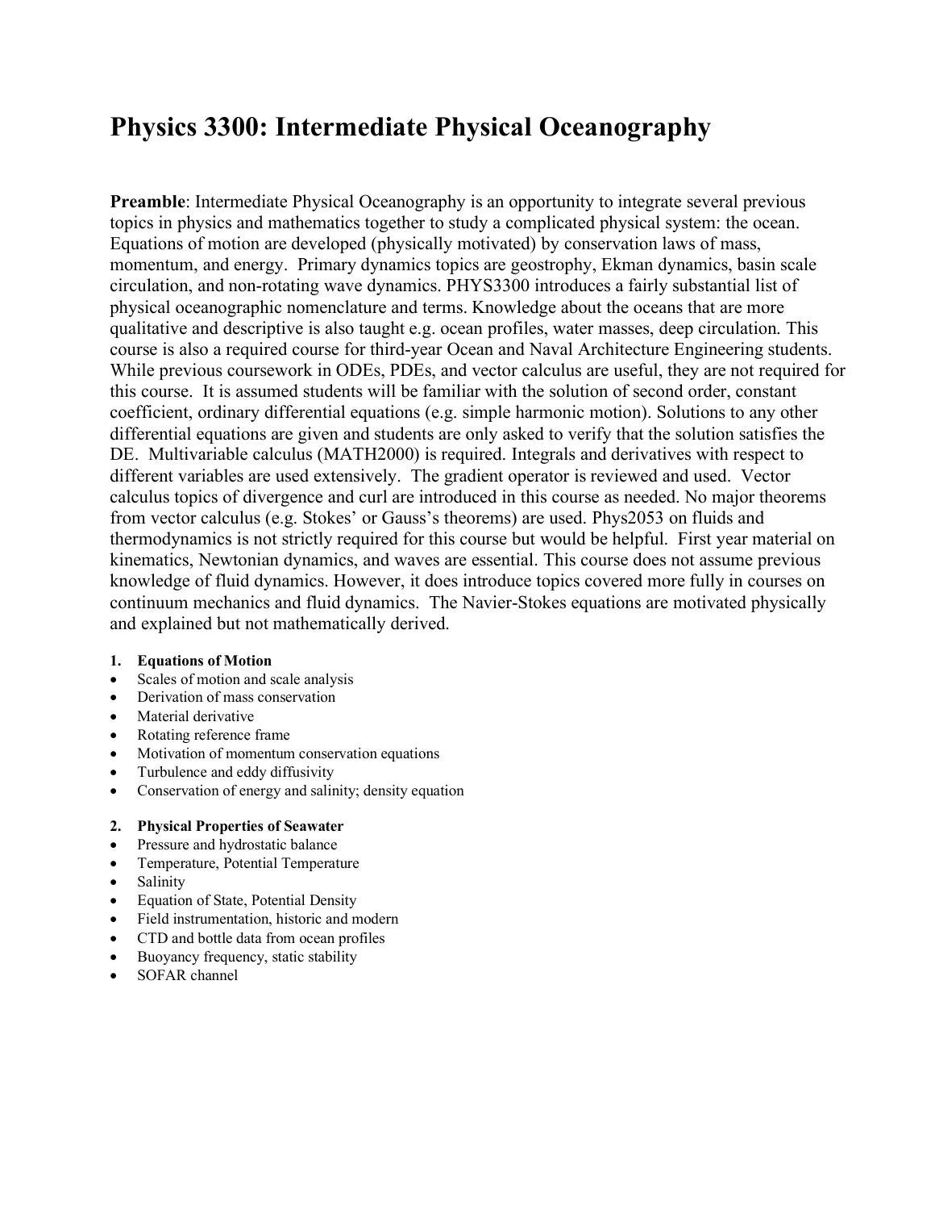# Physics 3300: Intermediate Physical Oceanography

**Preamble**: Intermediate Physical Oceanography is an opportunity to integrate several previous topics in physics and mathematics together to study a complicated physical system: the ocean. Equations of motion are developed (physically motivated) by conservation laws of mass, momentum, and energy. Primary dynamics topics are geostrophy, Ekman dynamics, basin scale circulation, and non-rotating wave dynamics. PHYS3300 introduces a fairly substantial list of physical oceanographic nomenclature and terms. Knowledge about the oceans that are more qualitative and descriptive is also taught e.g. ocean profiles, water masses, deep circulation. This course is also a required course for third-year Ocean and Naval Architecture Engineering students. While previous coursework in ODEs, PDEs, and vector calculus are useful, they are not required for this course. It is assumed students will be familiar with the solution of second order, constant coefficient, ordinary differential equations (e.g. simple harmonic motion). Solutions to any other differential equations are given and students are only asked to verify that the solution satisfies the DE. Multivariable calculus (MATH2000) is required. Integrals and derivatives with respect to different variables are used extensively. The gradient operator is reviewed and used. Vector calculus topics of divergence and curl are introduced in this course as needed. No major theorems from vector calculus (e.g. Stokes' or Gauss's theorems) are used. Phys2053 on fluids and thermodynamics is not strictly required for this course but would be helpful. First year material on kinematics, Newtonian dynamics, and waves are essential. This course does not assume previous knowledge of fluid dynamics. However, it does introduce topics covered more fully in courses on continuum mechanics and fluid dynamics. The Navier-Stokes equations are motivated physically and explained but not mathematically derived.

**1. Equations of Motion**

- Scales of motion and scale analysis
- Derivation of mass conservation
- Material derivative
- Rotating reference frame
- Motivation of momentum conservation equations
- Turbulence and eddy diffusivity
- Conservation of energy and salinity; density equation

**2. Physical Properties of Seawater**

- Pressure and hydrostatic balance
- Temperature, Potential Temperature
- Salinity
- Equation of State, Potential Density
- Field instrumentation, historic and modern
- CTD and bottle data from ocean profiles
- Buoyancy frequency, static stability
- SOFAR channel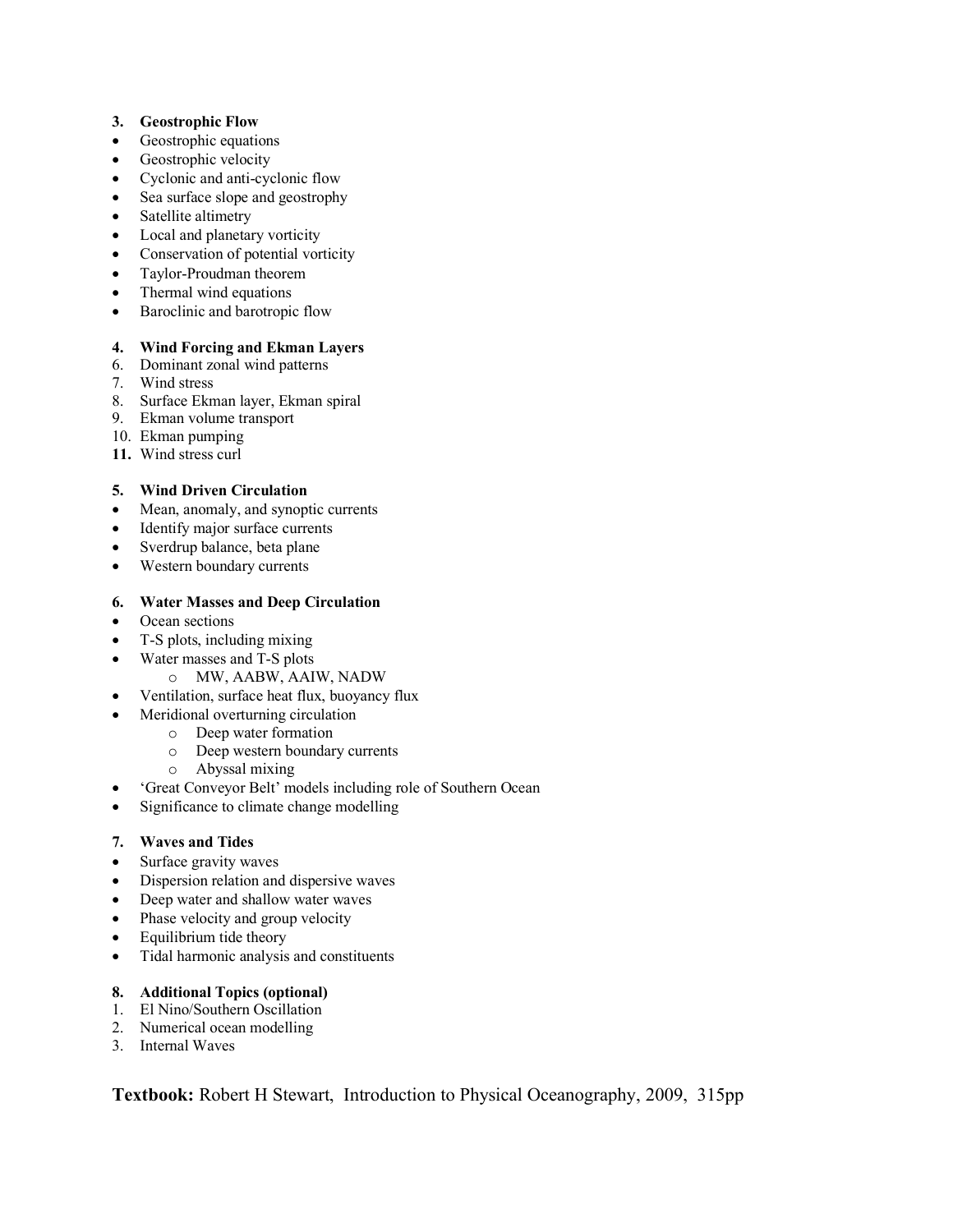**3. Geostrophic Flow**

- Geostrophic equations
- Geostrophic velocity
- Cyclonic and anti-cyclonic flow
- Sea surface slope and geostrophy
- Satellite altimetry
- Local and planetary vorticity
- Conservation of potential vorticity
- Taylor-Proudman theorem
- Thermal wind equations
- Baroclinic and barotropic flow

**4. Wind Forcing and Ekman Layers**

6. Dominant zonal wind patterns
7. Wind stress
8. Surface Ekman layer, Ekman spiral
9. Ekman volume transport
10. Ekman pumping
11. Wind stress curl

**5. Wind Driven Circulation**

- Mean, anomaly, and synoptic currents
- Identify major surface currents
- Sverdrup balance, beta plane
- Western boundary currents

**6. Water Masses and Deep Circulation**

- Ocean sections
- T-S plots, including mixing
- Water masses and T-S plots
    - MW, AABW, AAIW, NADW
- Ventilation, surface heat flux, buoyancy flux
- Meridional overturning circulation
    - Deep water formation
    - Deep western boundary currents
    - Abyssal mixing
- 'Great Conveyor Belt' models including role of Southern Ocean
- Significance to climate change modelling

**7. Waves and Tides**

- Surface gravity waves
- Dispersion relation and dispersive waves
- Deep water and shallow water waves
- Phase velocity and group velocity
- Equilibrium tide theory
- Tidal harmonic analysis and constituents

**8. Additional Topics (optional)**

1. El Nino/Southern Oscillation
2. Numerical ocean modelling
3. Internal Waves

**Textbook:** Robert H Stewart, Introduction to Physical Oceanography, 2009, 315pp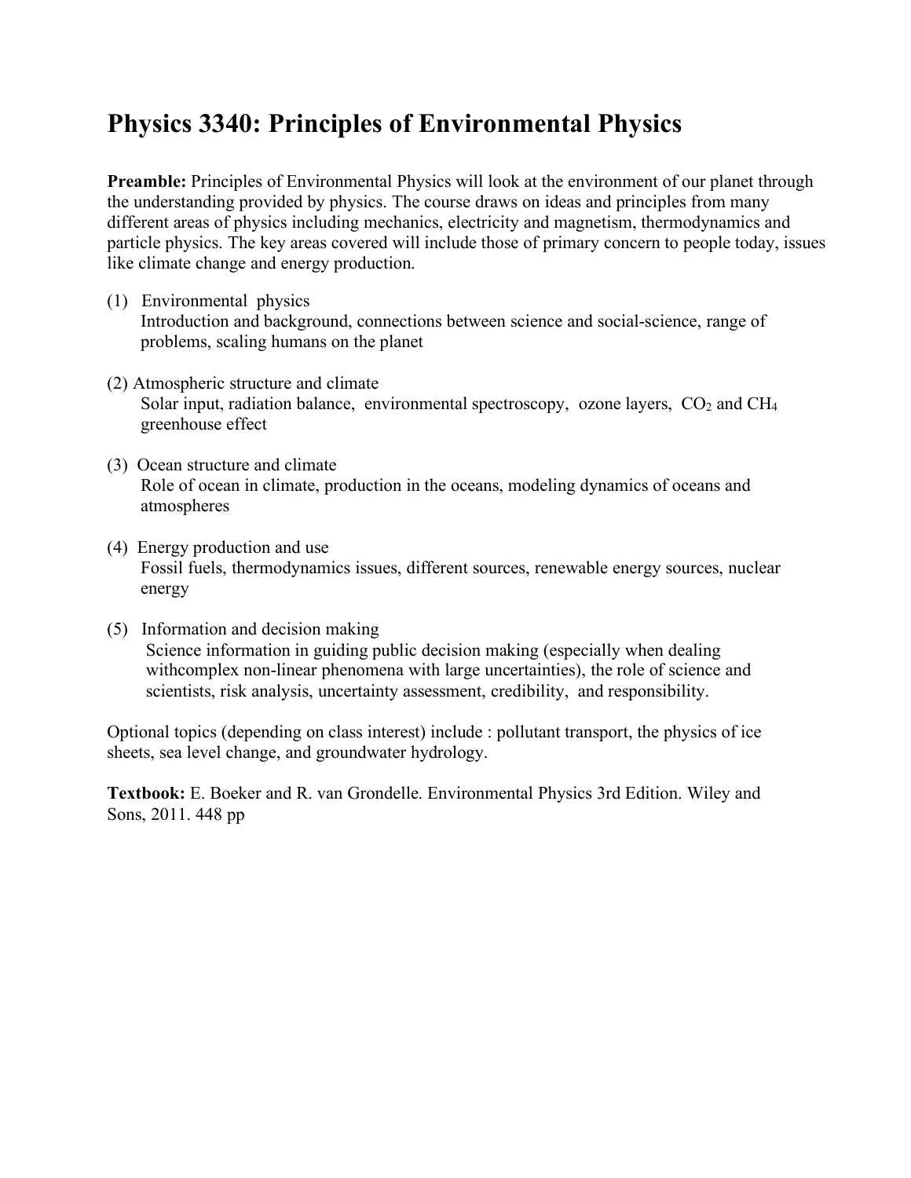# Physics 3340: Principles of Environmental Physics

**Preamble:** Principles of Environmental Physics will look at the environment of our planet through the understanding provided by physics. The course draws on ideas and principles from many different areas of physics including mechanics, electricity and magnetism, thermodynamics and particle physics. The key areas covered will include those of primary concern to people today, issues like climate change and energy production.

(1) Environmental physics
Introduction and background, connections between science and social-science, range of problems, scaling humans on the planet

(2) Atmospheric structure and climate
Solar input, radiation balance, environmental spectroscopy, ozone layers, $CO_2$ and $CH_4$ greenhouse effect

(3) Ocean structure and climate
Role of ocean in climate, production in the oceans, modeling dynamics of oceans and atmospheres

(4) Energy production and use
Fossil fuels, thermodynamics issues, different sources, renewable energy sources, nuclear energy

(5) Information and decision making
Science information in guiding public decision making (especially when dealing withcomplex non-linear phenomena with large uncertainties), the role of science and scientists, risk analysis, uncertainty assessment, credibility, and responsibility.

Optional topics (depending on class interest) include : pollutant transport, the physics of ice sheets, sea level change, and groundwater hydrology.

**Textbook:** E. Boeker and R. van Grondelle. Environmental Physics 3rd Edition. Wiley and Sons, 2011. 448 pp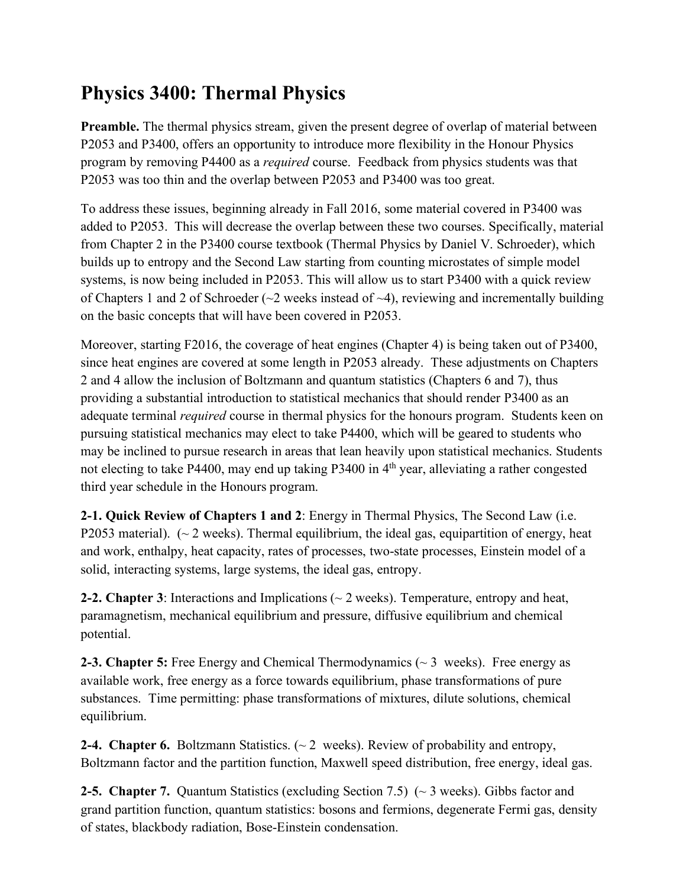# Physics 3400: Thermal Physics

**Preamble.** The thermal physics stream, given the present degree of overlap of material between P2053 and P3400, offers an opportunity to introduce more flexibility in the Honour Physics program by removing P4400 as a *required* course. Feedback from physics students was that P2053 was too thin and the overlap between P2053 and P3400 was too great.

To address these issues, beginning already in Fall 2016, some material covered in P3400 was added to P2053. This will decrease the overlap between these two courses. Specifically, material from Chapter 2 in the P3400 course textbook (Thermal Physics by Daniel V. Schroeder), which builds up to entropy and the Second Law starting from counting microstates of simple model systems, is now being included in P2053. This will allow us to start P3400 with a quick review of Chapters 1 and 2 of Schroeder (~2 weeks instead of ~4), reviewing and incrementally building on the basic concepts that will have been covered in P2053.

Moreover, starting F2016, the coverage of heat engines (Chapter 4) is being taken out of P3400, since heat engines are covered at some length in P2053 already. These adjustments on Chapters 2 and 4 allow the inclusion of Boltzmann and quantum statistics (Chapters 6 and 7), thus providing a substantial introduction to statistical mechanics that should render P3400 as an adequate terminal *required* course in thermal physics for the honours program. Students keen on pursuing statistical mechanics may elect to take P4400, which will be geared to students who may be inclined to pursue research in areas that lean heavily upon statistical mechanics. Students not electing to take P4400, may end up taking P3400 in 4th year, alleviating a rather congested third year schedule in the Honours program.

**2-1. Quick Review of Chapters 1 and 2**: Energy in Thermal Physics, The Second Law (i.e. P2053 material). (~ 2 weeks). Thermal equilibrium, the ideal gas, equipartition of energy, heat and work, enthalpy, heat capacity, rates of processes, two-state processes, Einstein model of a solid, interacting systems, large systems, the ideal gas, entropy.

**2-2. Chapter 3**: Interactions and Implications (~ 2 weeks). Temperature, entropy and heat, paramagnetism, mechanical equilibrium and pressure, diffusive equilibrium and chemical potential.

**2-3. Chapter 5:** Free Energy and Chemical Thermodynamics (~ 3 weeks). Free energy as available work, free energy as a force towards equilibrium, phase transformations of pure substances. Time permitting: phase transformations of mixtures, dilute solutions, chemical equilibrium.

**2-4. Chapter 6.** Boltzmann Statistics. (~ 2 weeks). Review of probability and entropy, Boltzmann factor and the partition function, Maxwell speed distribution, free energy, ideal gas.

**2-5. Chapter 7.** Quantum Statistics (excluding Section 7.5) (~ 3 weeks). Gibbs factor and grand partition function, quantum statistics: bosons and fermions, degenerate Fermi gas, density of states, blackbody radiation, Bose-Einstein condensation.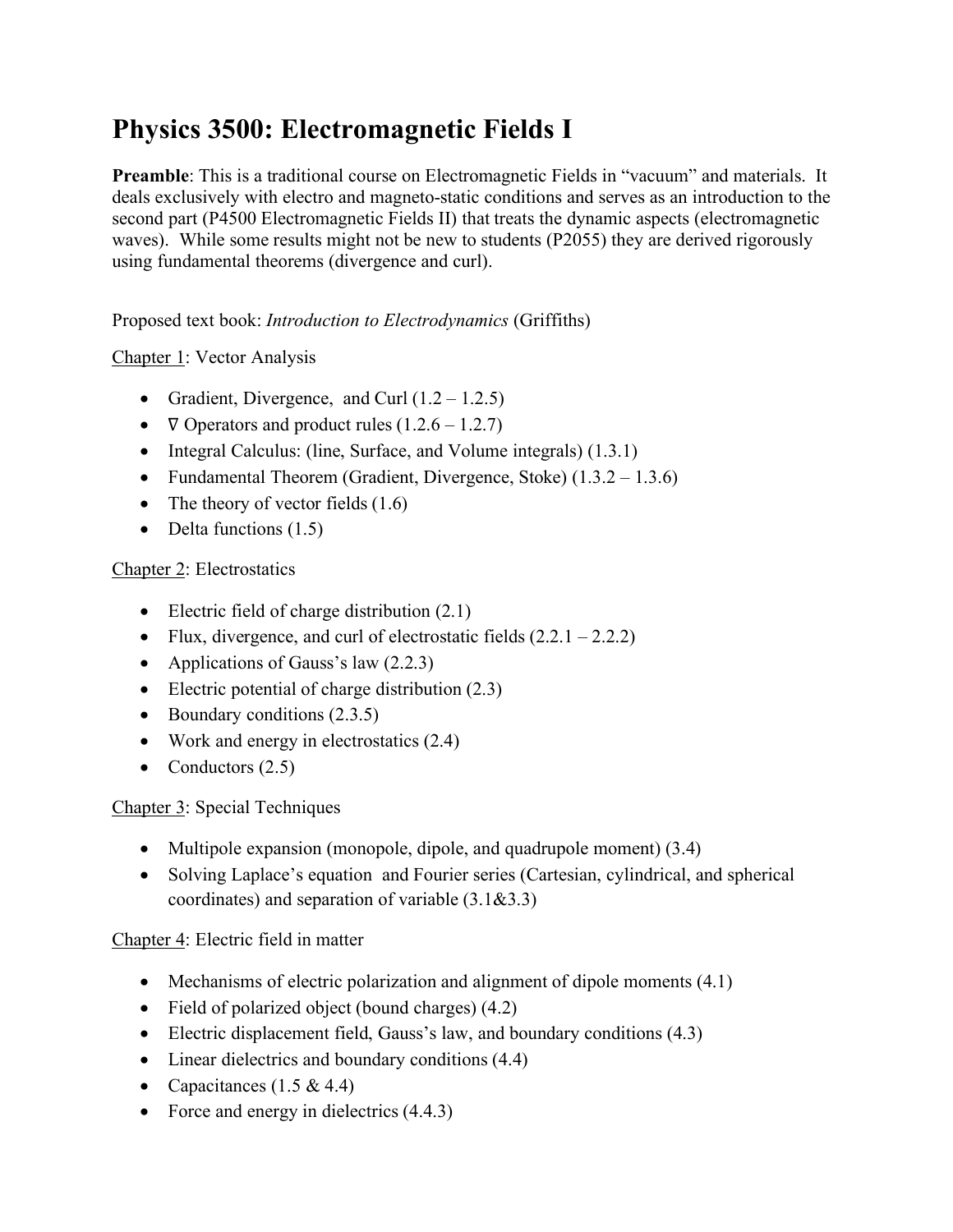# Physics 3500: Electromagnetic Fields I

**Preamble**: This is a traditional course on Electromagnetic Fields in "vacuum" and materials. It deals exclusively with electro and magneto-static conditions and serves as an introduction to the second part (P4500 Electromagnetic Fields II) that treats the dynamic aspects (electromagnetic waves). While some results might not be new to students (P2055) they are derived rigorously using fundamental theorems (divergence and curl).

Proposed text book: *Introduction to Electrodynamics* (Griffiths)

<u>Chapter 1</u>: Vector Analysis

- Gradient, Divergence, and Curl (1.2 – 1.2.5)
- $\nabla$ Operators and product rules (1.2.6 – 1.2.7)
- Integral Calculus: (line, Surface, and Volume integrals) (1.3.1)
- Fundamental Theorem (Gradient, Divergence, Stoke) (1.3.2 – 1.3.6)
- The theory of vector fields (1.6)
- Delta functions (1.5)

<u>Chapter 2</u>: Electrostatics

- Electric field of charge distribution (2.1)
- Flux, divergence, and curl of electrostatic fields (2.2.1 – 2.2.2)
- Applications of Gauss's law (2.2.3)
- Electric potential of charge distribution (2.3)
- Boundary conditions (2.3.5)
- Work and energy in electrostatics (2.4)
- Conductors (2.5)

<u>Chapter 3</u>: Special Techniques

- Multipole expansion (monopole, dipole, and quadrupole moment) (3.4)
- Solving Laplace's equation and Fourier series (Cartesian, cylindrical, and spherical coordinates) and separation of variable (3.1&3.3)

<u>Chapter 4</u>: Electric field in matter

- Mechanisms of electric polarization and alignment of dipole moments (4.1)
- Field of polarized object (bound charges) (4.2)
- Electric displacement field, Gauss's law, and boundary conditions (4.3)
- Linear dielectrics and boundary conditions (4.4)
- Capacitances (1.5 & 4.4)
- Force and energy in dielectrics (4.4.3)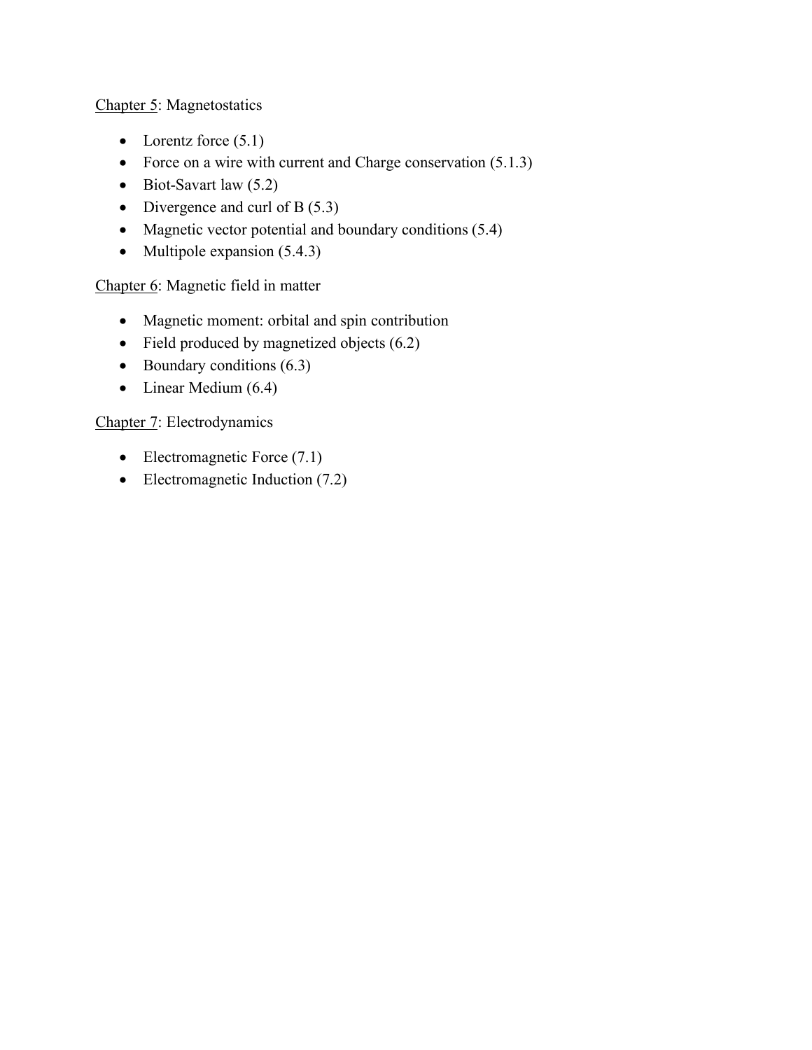<u>Chapter 5</u>: Magnetostatics

- Lorentz force (5.1)
- Force on a wire with current and Charge conservation (5.1.3)
- Biot-Savart law (5.2)
- Divergence and curl of B (5.3)
- Magnetic vector potential and boundary conditions (5.4)
- Multipole expansion (5.4.3)

<u>Chapter 6</u>: Magnetic field in matter

- Magnetic moment: orbital and spin contribution
- Field produced by magnetized objects (6.2)
- Boundary conditions (6.3)
- Linear Medium (6.4)

<u>Chapter 7</u>: Electrodynamics

- Electromagnetic Force (7.1)
- Electromagnetic Induction (7.2)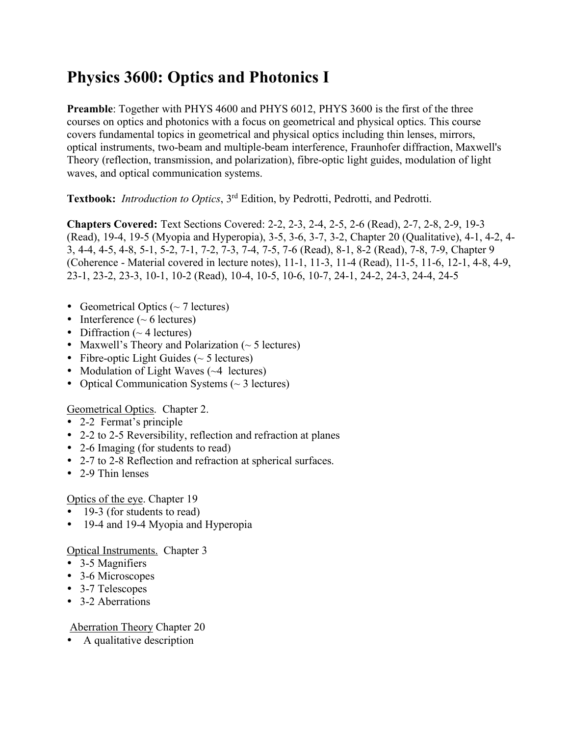# Physics 3600: Optics and Photonics I

**Preamble**: Together with PHYS 4600 and PHYS 6012, PHYS 3600 is the first of the three courses on optics and photonics with a focus on geometrical and physical optics. This course covers fundamental topics in geometrical and physical optics including thin lenses, mirrors, optical instruments, two-beam and multiple-beam interference, Fraunhofer diffraction, Maxwell's Theory (reflection, transmission, and polarization), fibre-optic light guides, modulation of light waves, and optical communication systems.

**Textbook:** *Introduction to Optics*, 3rd Edition, by Pedrotti, Pedrotti, and Pedrotti.

**Chapters Covered:** Text Sections Covered: 2-2, 2-3, 2-4, 2-5, 2-6 (Read), 2-7, 2-8, 2-9, 19-3 (Read), 19-4, 19-5 (Myopia and Hyperopia), 3-5, 3-6, 3-7, 3-2, Chapter 20 (Qualitative), 4-1, 4-2, 4-3, 4-4, 4-5, 4-8, 5-1, 5-2, 7-1, 7-2, 7-3, 7-4, 7-5, 7-6 (Read), 8-1, 8-2 (Read), 7-8, 7-9, Chapter 9 (Coherence - Material covered in lecture notes), 11-1, 11-3, 11-4 (Read), 11-5, 11-6, 12-1, 4-8, 4-9, 23-1, 23-2, 23-3, 10-1, 10-2 (Read), 10-4, 10-5, 10-6, 10-7, 24-1, 24-2, 24-3, 24-4, 24-5

- Geometrical Optics (~ 7 lectures)
- Interference (~ 6 lectures)
- Diffraction (~ 4 lectures)
- Maxwell's Theory and Polarization (~ 5 lectures)
- Fibre-optic Light Guides (~ 5 lectures)
- Modulation of Light Waves (~4 lectures)
- Optical Communication Systems (~ 3 lectures)

Geometrical Optics. Chapter 2.

- 2-2 Fermat's principle
- 2-2 to 2-5 Reversibility, reflection and refraction at planes
- 2-6 Imaging (for students to read)
- 2-7 to 2-8 Reflection and refraction at spherical surfaces.
- 2-9 Thin lenses

Optics of the eye. Chapter 19

- 19-3 (for students to read)
- 19-4 and 19-4 Myopia and Hyperopia

Optical Instruments. Chapter 3

- 3-5 Magnifiers
- 3-6 Microscopes
- 3-7 Telescopes
- 3-2 Aberrations

Aberration Theory Chapter 20

- A qualitative description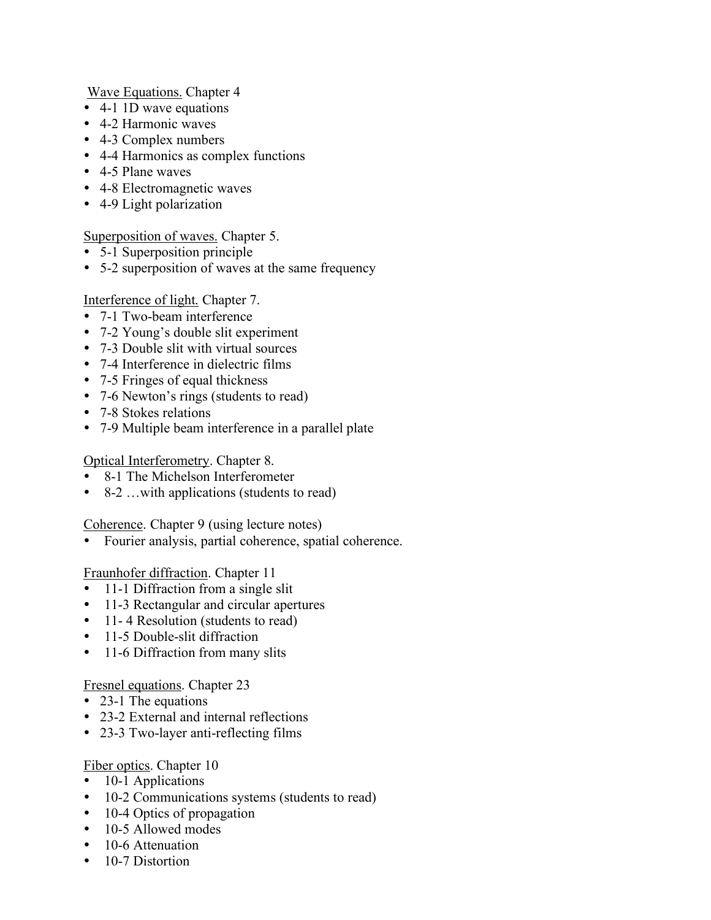<u>Wave Equations.</u> Chapter 4

- 4-1 1D wave equations
- 4-2 Harmonic waves
- 4-3 Complex numbers
- 4-4 Harmonics as complex functions
- 4-5 Plane waves
- 4-8 Electromagnetic waves
- 4-9 Light polarization

<u>Superposition of waves.</u> Chapter 5.

- 5-1 Superposition principle
- 5-2 superposition of waves at the same frequency

<u>Interference of light.</u> Chapter 7.

- 7-1 Two-beam interference
- 7-2 Young's double slit experiment
- 7-3 Double slit with virtual sources
- 7-4 Interference in dielectric films
- 7-5 Fringes of equal thickness
- 7-6 Newton's rings (students to read)
- 7-8 Stokes relations
- 7-9 Multiple beam interference in a parallel plate

<u>Optical Interferometry</u>. Chapter 8.

- 8-1 The Michelson Interferometer
- 8-2 …with applications (students to read)

<u>Coherence</u>. Chapter 9 (using lecture notes)

- Fourier analysis, partial coherence, spatial coherence.

<u>Fraunhofer diffraction</u>. Chapter 11

- 11-1 Diffraction from a single slit
- 11-3 Rectangular and circular apertures
- 11- 4 Resolution (students to read)
- 11-5 Double-slit diffraction
- 11-6 Diffraction from many slits

<u>Fresnel equations</u>. Chapter 23

- 23-1 The equations
- 23-2 External and internal reflections
- 23-3 Two-layer anti-reflecting films

<u>Fiber optics</u>. Chapter 10

- 10-1 Applications
- 10-2 Communications systems (students to read)
- 10-4 Optics of propagation
- 10-5 Allowed modes
- 10-6 Attenuation
- 10-7 Distortion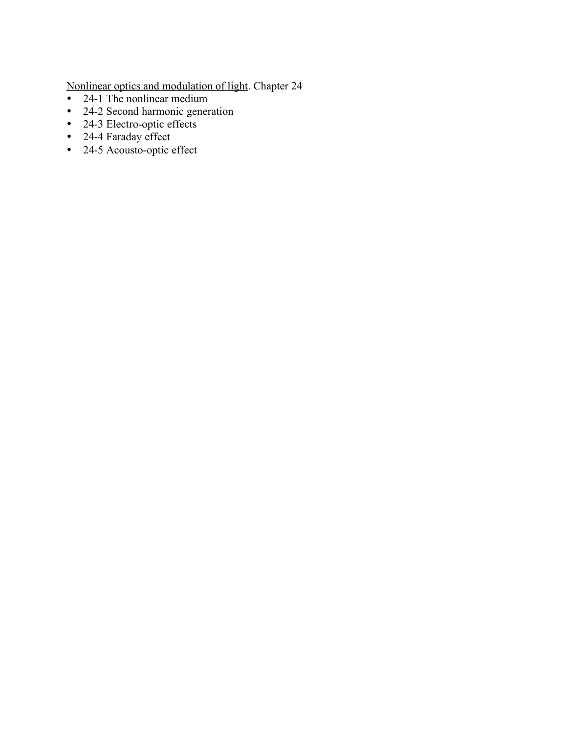<u>Nonlinear optics and modulation of light</u>. Chapter 24

- 24-1 The nonlinear medium
- 24-2 Second harmonic generation
- 24-3 Electro-optic effects
- 24-4 Faraday effect
- 24-5 Acousto-optic effect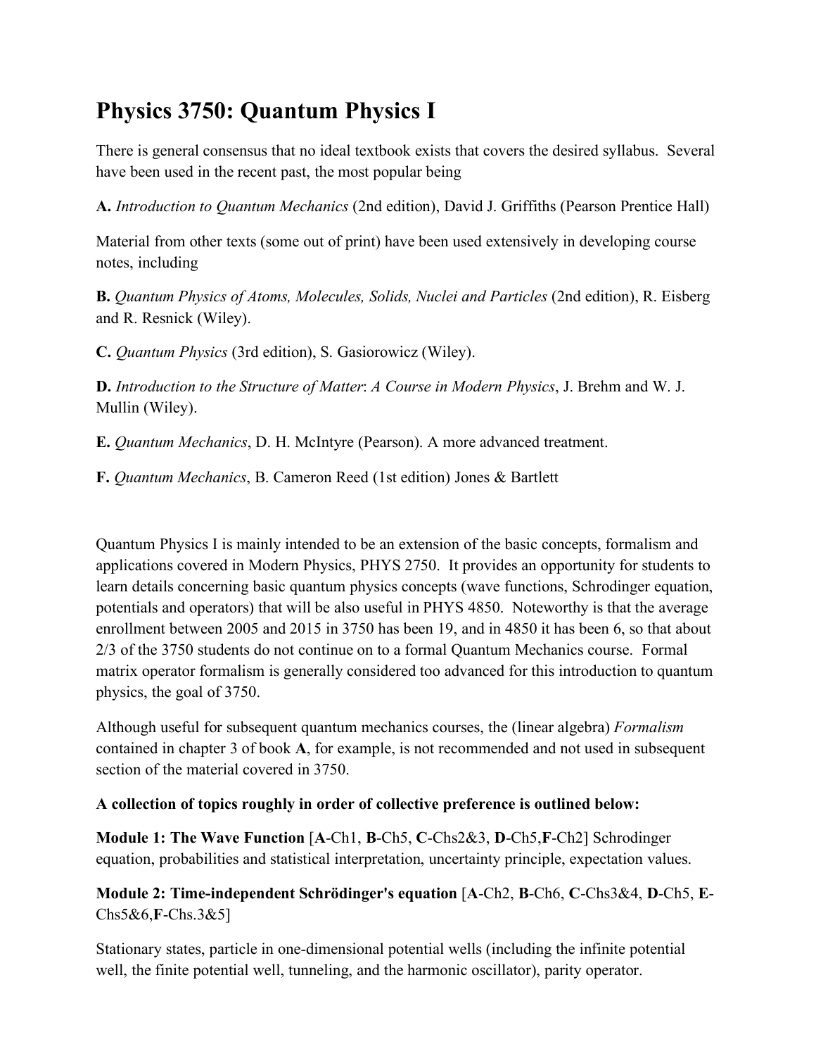# Physics 3750: Quantum Physics I

There is general consensus that no ideal textbook exists that covers the desired syllabus. Several have been used in the recent past, the most popular being

**A.** *Introduction to Quantum Mechanics* (2nd edition), David J. Griffiths (Pearson Prentice Hall)

Material from other texts (some out of print) have been used extensively in developing course notes, including

**B.** *Quantum Physics of Atoms, Molecules, Solids, Nuclei and Particles* (2nd edition), R. Eisberg and R. Resnick (Wiley).

**C.** *Quantum Physics* (3rd edition), S. Gasiorowicz (Wiley).

**D.** *Introduction to the Structure of Matter*: *A Course in Modern Physics*, J. Brehm and W. J. Mullin (Wiley).

**E.** *Quantum Mechanics*, D. H. McIntyre (Pearson). A more advanced treatment.

**F.** *Quantum Mechanics*, B. Cameron Reed (1st edition) Jones & Bartlett

Quantum Physics I is mainly intended to be an extension of the basic concepts, formalism and applications covered in Modern Physics, PHYS 2750. It provides an opportunity for students to learn details concerning basic quantum physics concepts (wave functions, Schrodinger equation, potentials and operators) that will be also useful in PHYS 4850. Noteworthy is that the average enrollment between 2005 and 2015 in 3750 has been 19, and in 4850 it has been 6, so that about 2/3 of the 3750 students do not continue on to a formal Quantum Mechanics course. Formal matrix operator formalism is generally considered too advanced for this introduction to quantum physics, the goal of 3750.

Although useful for subsequent quantum mechanics courses, the (linear algebra) *Formalism* contained in chapter 3 of book **A**, for example, is not recommended and not used in subsequent section of the material covered in 3750.

**A collection of topics roughly in order of collective preference is outlined below:**

**Module 1: The Wave Function** [**A**-Ch1, **B**-Ch5, **C**-Chs2&3, **D**-Ch5,**F**-Ch2] Schrodinger equation, probabilities and statistical interpretation, uncertainty principle, expectation values.

**Module 2: Time-independent Schrödinger's equation** [**A**-Ch2, **B**-Ch6, **C**-Chs3&4, **D**-Ch5, **E**-Chs5&6,**F**-Chs.3&5]

Stationary states, particle in one-dimensional potential wells (including the infinite potential well, the finite potential well, tunneling, and the harmonic oscillator), parity operator.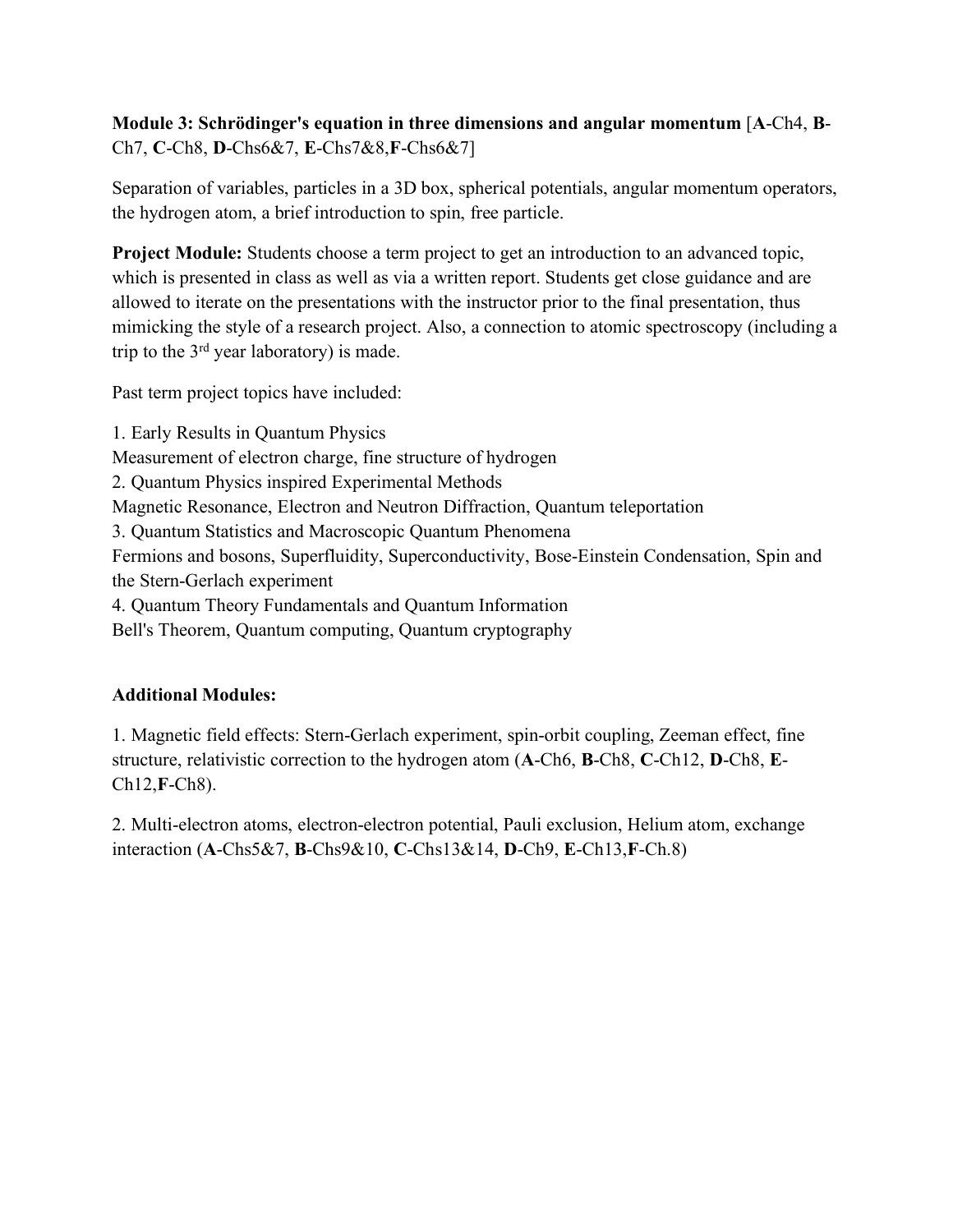**Module 3: Schrödinger's equation in three dimensions and angular momentum** [**A**-Ch4, **B**-Ch7, **C**-Ch8, **D**-Chs6&7, **E**-Chs7&8,**F**-Chs6&7]

Separation of variables, particles in a 3D box, spherical potentials, angular momentum operators, the hydrogen atom, a brief introduction to spin, free particle.

**Project Module:** Students choose a term project to get an introduction to an advanced topic, which is presented in class as well as via a written report. Students get close guidance and are allowed to iterate on the presentations with the instructor prior to the final presentation, thus mimicking the style of a research project. Also, a connection to atomic spectroscopy (including a trip to the 3rd year laboratory) is made.

Past term project topics have included:

1. Early Results in Quantum Physics
Measurement of electron charge, fine structure of hydrogen
2. Quantum Physics inspired Experimental Methods
Magnetic Resonance, Electron and Neutron Diffraction, Quantum teleportation
3. Quantum Statistics and Macroscopic Quantum Phenomena
Fermions and bosons, Superfluidity, Superconductivity, Bose-Einstein Condensation, Spin and the Stern-Gerlach experiment
4. Quantum Theory Fundamentals and Quantum Information
Bell's Theorem, Quantum computing, Quantum cryptography

**Additional Modules:**

1. Magnetic field effects: Stern-Gerlach experiment, spin-orbit coupling, Zeeman effect, fine structure, relativistic correction to the hydrogen atom (**A**-Ch6, **B**-Ch8, **C**-Ch12, **D**-Ch8, **E**-Ch12,**F**-Ch8).

2. Multi-electron atoms, electron-electron potential, Pauli exclusion, Helium atom, exchange interaction (**A**-Chs5&7, **B**-Chs9&10, **C**-Chs13&14, **D**-Ch9, **E**-Ch13,**F**-Ch.8)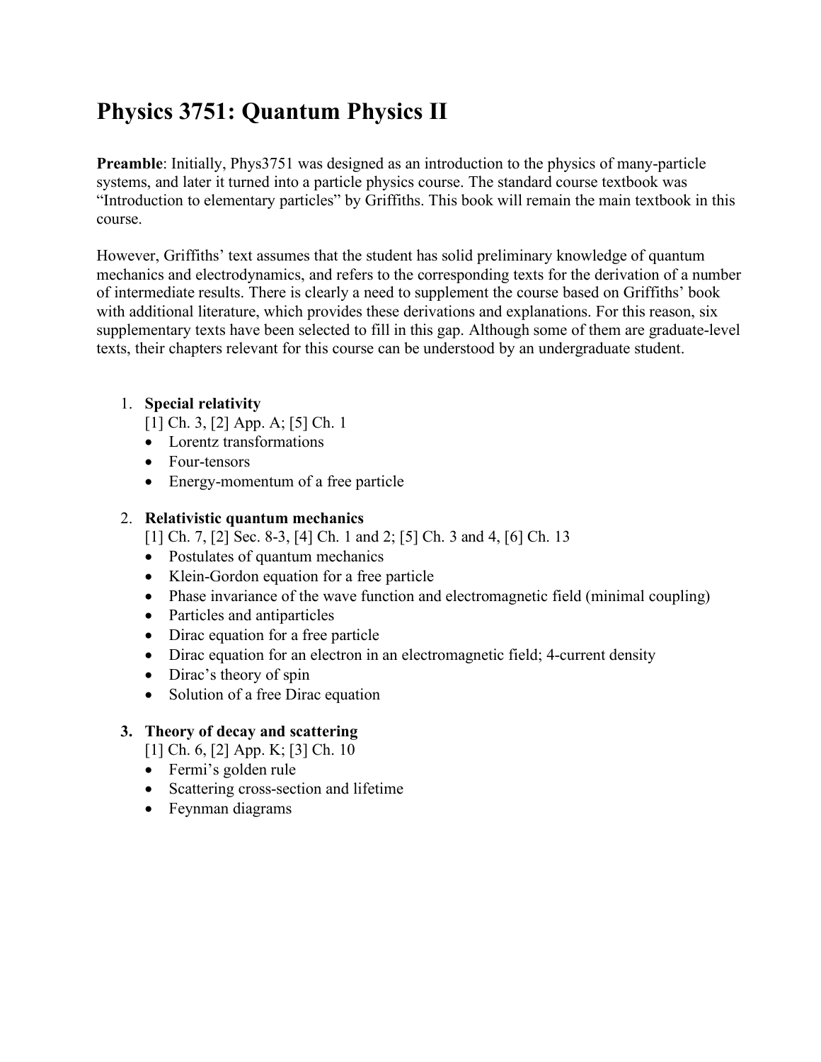# Physics 3751: Quantum Physics II

**Preamble**: Initially, Phys3751 was designed as an introduction to the physics of many-particle systems, and later it turned into a particle physics course. The standard course textbook was "Introduction to elementary particles" by Griffiths. This book will remain the main textbook in this course.

However, Griffiths' text assumes that the student has solid preliminary knowledge of quantum mechanics and electrodynamics, and refers to the corresponding texts for the derivation of a number of intermediate results. There is clearly a need to supplement the course based on Griffiths' book with additional literature, which provides these derivations and explanations. For this reason, six supplementary texts have been selected to fill in this gap. Although some of them are graduate-level texts, their chapters relevant for this course can be understood by an undergraduate student.

1. **Special relativity**
   [1] Ch. 3, [2] App. A; [5] Ch. 1
   - Lorentz transformations
   - Four-tensors
   - Energy-momentum of a free particle

2. **Relativistic quantum mechanics**
   [1] Ch. 7, [2] Sec. 8-3, [4] Ch. 1 and 2; [5] Ch. 3 and 4, [6] Ch. 13
   - Postulates of quantum mechanics
   - Klein-Gordon equation for a free particle
   - Phase invariance of the wave function and electromagnetic field (minimal coupling)
   - Particles and antiparticles
   - Dirac equation for a free particle
   - Dirac equation for an electron in an electromagnetic field; 4-current density
   - Dirac's theory of spin
   - Solution of a free Dirac equation

3. **Theory of decay and scattering**
   [1] Ch. 6, [2] App. K; [3] Ch. 10
   - Fermi's golden rule
   - Scattering cross-section and lifetime
   - Feynman diagrams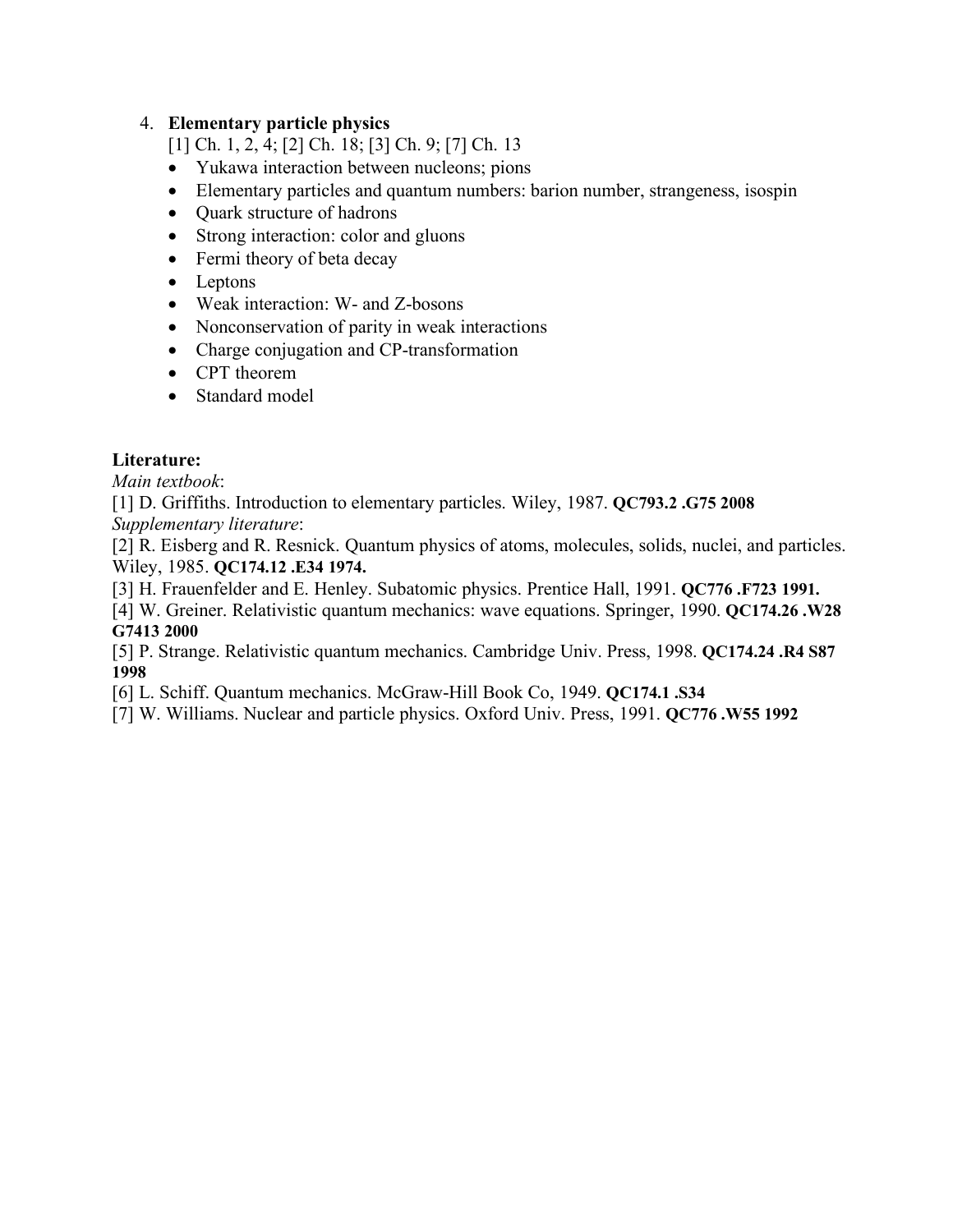4. **Elementary particle physics**

   [1] Ch. 1, 2, 4; [2] Ch. 18; [3] Ch. 9; [7] Ch. 13

   - Yukawa interaction between nucleons; pions
   - Elementary particles and quantum numbers: barion number, strangeness, isospin
   - Quark structure of hadrons
   - Strong interaction: color and gluons
   - Fermi theory of beta decay
   - Leptons
   - Weak interaction: W- and Z-bosons
   - Nonconservation of parity in weak interactions
   - Charge conjugation and CP-transformation
   - CPT theorem
   - Standard model

**Literature:**

*Main textbook*:

[1] D. Griffiths. Introduction to elementary particles. Wiley, 1987. **QC793.2 .G75 2008**

*Supplementary literature*:

[2] R. Eisberg and R. Resnick. Quantum physics of atoms, molecules, solids, nuclei, and particles. Wiley, 1985. **QC174.12 .E34 1974.**

[3] H. Frauenfelder and E. Henley. Subatomic physics. Prentice Hall, 1991. **QC776 .F723 1991.**

[4] W. Greiner. Relativistic quantum mechanics: wave equations. Springer, 1990. **QC174.26 .W28 G7413 2000**

[5] P. Strange. Relativistic quantum mechanics. Cambridge Univ. Press, 1998. **QC174.24 .R4 S87 1998**

[6] L. Schiff. Quantum mechanics. McGraw-Hill Book Co, 1949. **QC174.1 .S34**

[7] W. Williams. Nuclear and particle physics. Oxford Univ. Press, 1991. **QC776 .W55 1992**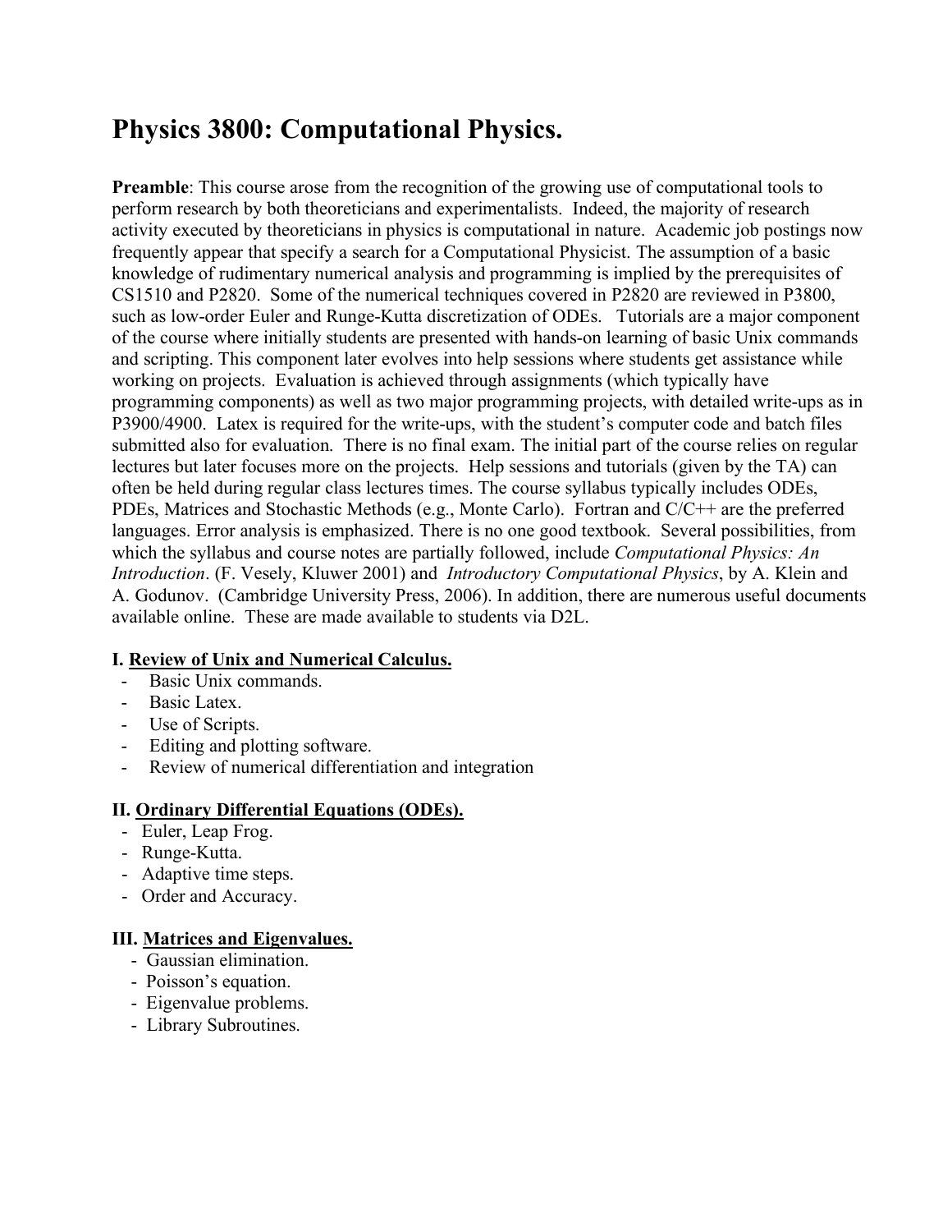# Physics 3800: Computational Physics.

**Preamble**: This course arose from the recognition of the growing use of computational tools to perform research by both theoreticians and experimentalists. Indeed, the majority of research activity executed by theoreticians in physics is computational in nature. Academic job postings now frequently appear that specify a search for a Computational Physicist. The assumption of a basic knowledge of rudimentary numerical analysis and programming is implied by the prerequisites of CS1510 and P2820. Some of the numerical techniques covered in P2820 are reviewed in P3800, such as low-order Euler and Runge-Kutta discretization of ODEs. Tutorials are a major component of the course where initially students are presented with hands-on learning of basic Unix commands and scripting. This component later evolves into help sessions where students get assistance while working on projects. Evaluation is achieved through assignments (which typically have programming components) as well as two major programming projects, with detailed write-ups as in P3900/4900. Latex is required for the write-ups, with the student's computer code and batch files submitted also for evaluation. There is no final exam. The initial part of the course relies on regular lectures but later focuses more on the projects. Help sessions and tutorials (given by the TA) can often be held during regular class lectures times. The course syllabus typically includes ODEs, PDEs, Matrices and Stochastic Methods (e.g., Monte Carlo). Fortran and C/C++ are the preferred languages. Error analysis is emphasized. There is no one good textbook. Several possibilities, from which the syllabus and course notes are partially followed, include *Computational Physics: An Introduction*. (F. Vesely, Kluwer 2001) and *Introductory Computational Physics*, by A. Klein and A. Godunov. (Cambridge University Press, 2006). In addition, there are numerous useful documents available online. These are made available to students via D2L.

**I. Review of Unix and Numerical Calculus.**

- Basic Unix commands.
- Basic Latex.
- Use of Scripts.
- Editing and plotting software.
- Review of numerical differentiation and integration

**II. Ordinary Differential Equations (ODEs).**

- Euler, Leap Frog.
- Runge-Kutta.
- Adaptive time steps.
- Order and Accuracy.

**III. Matrices and Eigenvalues.**

- Gaussian elimination.
- Poisson's equation.
- Eigenvalue problems.
- Library Subroutines.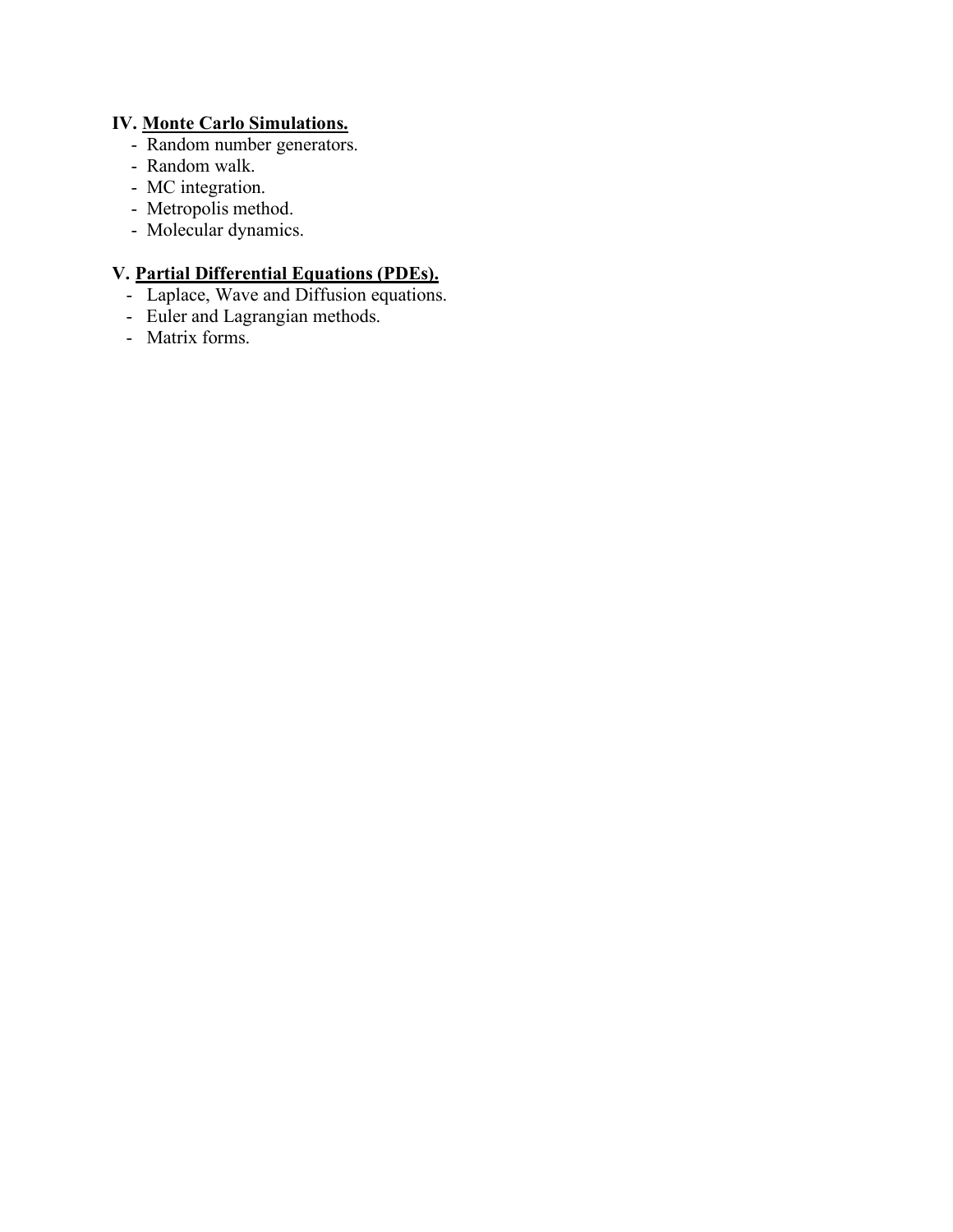**IV. Monte Carlo Simulations.**

- Random number generators.
- Random walk.
- MC integration.
- Metropolis method.
- Molecular dynamics.

**V. Partial Differential Equations (PDEs).**

- Laplace, Wave and Diffusion equations.
- Euler and Lagrangian methods.
- Matrix forms.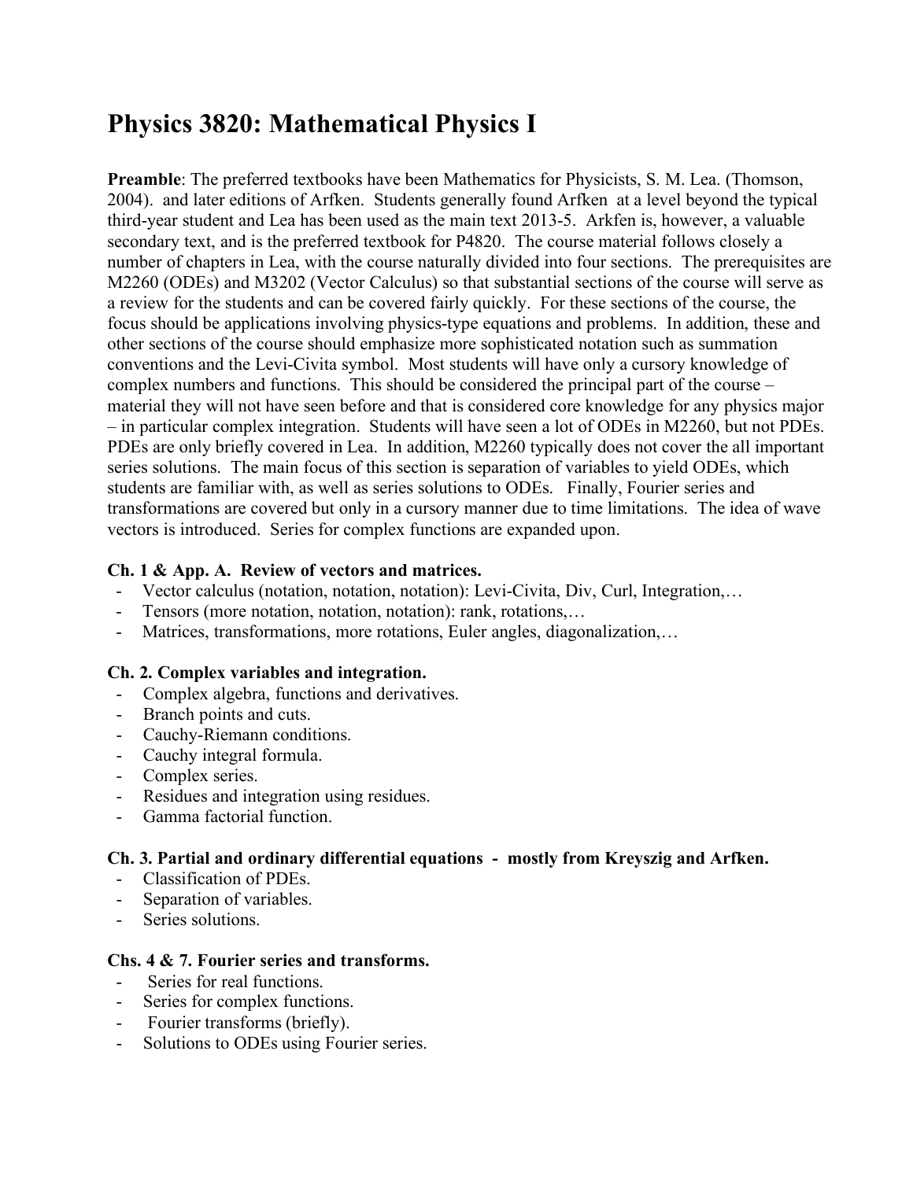# Physics 3820: Mathematical Physics I

**Preamble**: The preferred textbooks have been Mathematics for Physicists, S. M. Lea. (Thomson, 2004). and later editions of Arfken. Students generally found Arfken at a level beyond the typical third-year student and Lea has been used as the main text 2013-5. Arkfen is, however, a valuable secondary text, and is the preferred textbook for P4820. The course material follows closely a number of chapters in Lea, with the course naturally divided into four sections. The prerequisites are M2260 (ODEs) and M3202 (Vector Calculus) so that substantial sections of the course will serve as a review for the students and can be covered fairly quickly. For these sections of the course, the focus should be applications involving physics-type equations and problems. In addition, these and other sections of the course should emphasize more sophisticated notation such as summation conventions and the Levi-Civita symbol. Most students will have only a cursory knowledge of complex numbers and functions. This should be considered the principal part of the course – material they will not have seen before and that is considered core knowledge for any physics major – in particular complex integration. Students will have seen a lot of ODEs in M2260, but not PDEs. PDEs are only briefly covered in Lea. In addition, M2260 typically does not cover the all important series solutions. The main focus of this section is separation of variables to yield ODEs, which students are familiar with, as well as series solutions to ODEs. Finally, Fourier series and transformations are covered but only in a cursory manner due to time limitations. The idea of wave vectors is introduced. Series for complex functions are expanded upon.

**Ch. 1 & App. A. Review of vectors and matrices.**

- Vector calculus (notation, notation, notation): Levi-Civita, Div, Curl, Integration,…
- Tensors (more notation, notation, notation): rank, rotations,…
- Matrices, transformations, more rotations, Euler angles, diagonalization,…

**Ch. 2. Complex variables and integration.**

- Complex algebra, functions and derivatives.
- Branch points and cuts.
- Cauchy-Riemann conditions.
- Cauchy integral formula.
- Complex series.
- Residues and integration using residues.
- Gamma factorial function.

**Ch. 3. Partial and ordinary differential equations - mostly from Kreyszig and Arfken.**

- Classification of PDEs.
- Separation of variables.
- Series solutions.

**Chs. 4 & 7. Fourier series and transforms.**

- Series for real functions.
- Series for complex functions.
- Fourier transforms (briefly).
- Solutions to ODEs using Fourier series.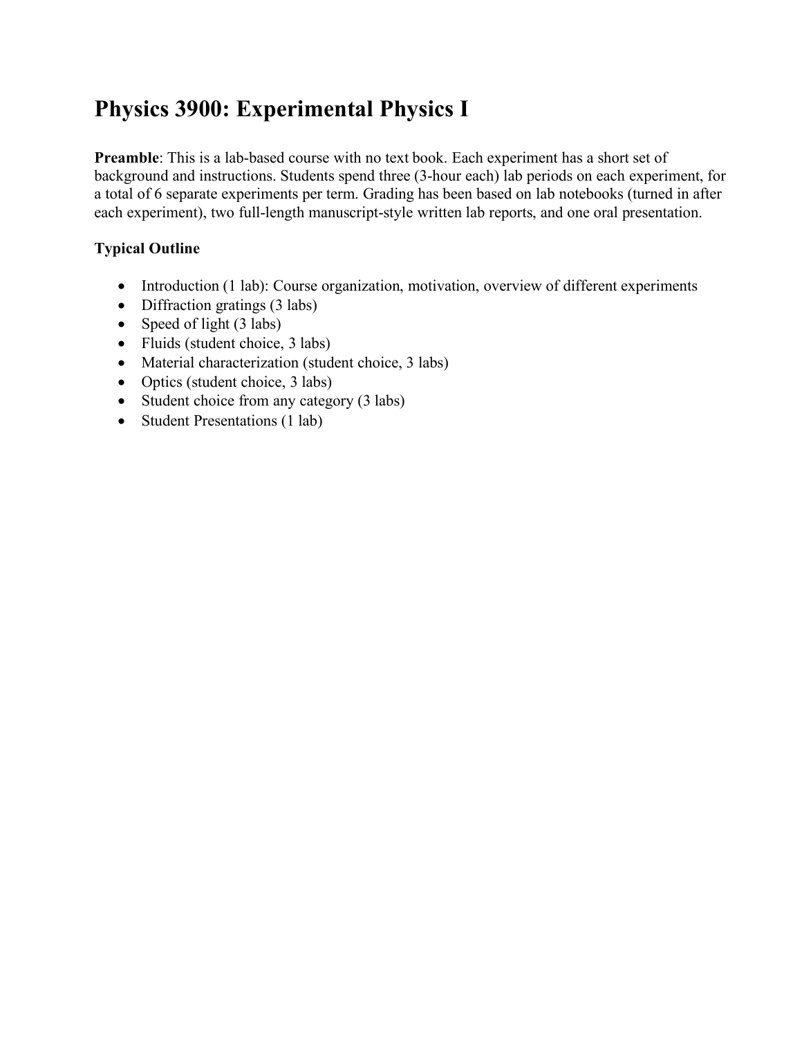# Physics 3900: Experimental Physics I

**Preamble**: This is a lab-based course with no text book. Each experiment has a short set of background and instructions. Students spend three (3-hour each) lab periods on each experiment, for a total of 6 separate experiments per term. Grading has been based on lab notebooks (turned in after each experiment), two full-length manuscript-style written lab reports, and one oral presentation.

**Typical Outline**

- Introduction (1 lab): Course organization, motivation, overview of different experiments
- Diffraction gratings (3 labs)
- Speed of light (3 labs)
- Fluids (student choice, 3 labs)
- Material characterization (student choice, 3 labs)
- Optics (student choice, 3 labs)
- Student choice from any category (3 labs)
- Student Presentations (1 lab)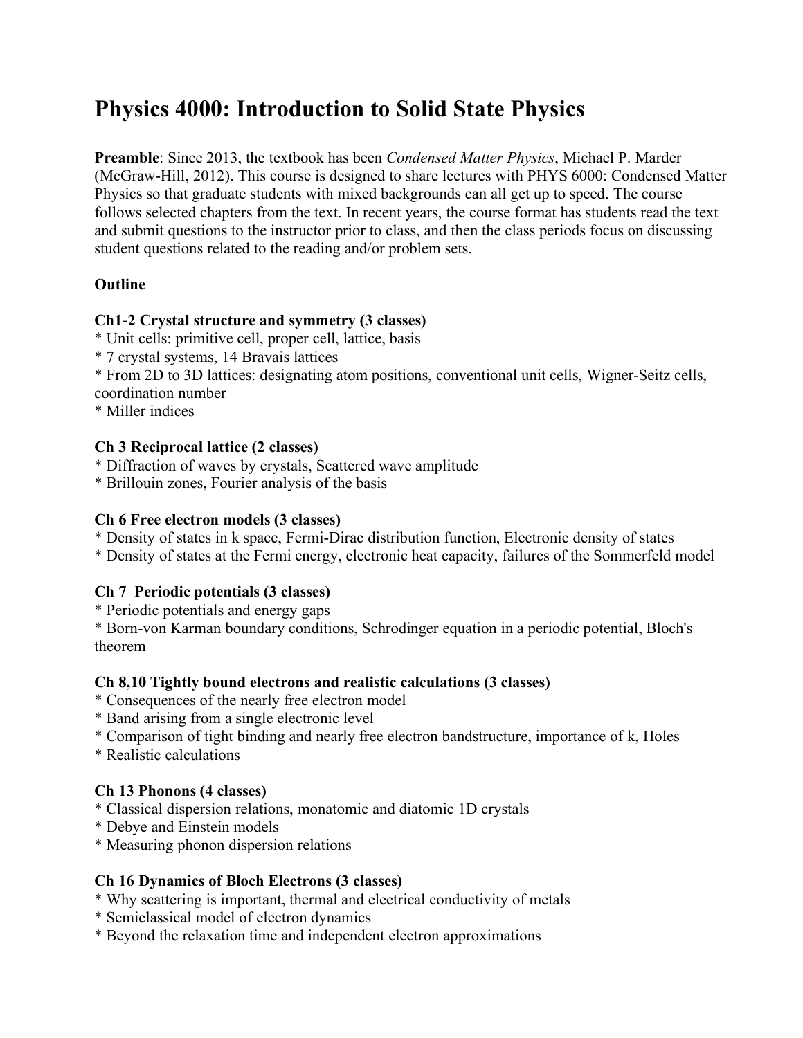# Physics 4000: Introduction to Solid State Physics

**Preamble**: Since 2013, the textbook has been *Condensed Matter Physics*, Michael P. Marder (McGraw-Hill, 2012). This course is designed to share lectures with PHYS 6000: Condensed Matter Physics so that graduate students with mixed backgrounds can all get up to speed. The course follows selected chapters from the text. In recent years, the course format has students read the text and submit questions to the instructor prior to class, and then the class periods focus on discussing student questions related to the reading and/or problem sets.

**Outline**

**Ch1-2 Crystal structure and symmetry (3 classes)**
* Unit cells: primitive cell, proper cell, lattice, basis
* 7 crystal systems, 14 Bravais lattices
* From 2D to 3D lattices: designating atom positions, conventional unit cells, Wigner-Seitz cells, coordination number
* Miller indices

**Ch 3 Reciprocal lattice (2 classes)**
* Diffraction of waves by crystals, Scattered wave amplitude
* Brillouin zones, Fourier analysis of the basis

**Ch 6 Free electron models (3 classes)**
* Density of states in k space, Fermi-Dirac distribution function, Electronic density of states
* Density of states at the Fermi energy, electronic heat capacity, failures of the Sommerfeld model

**Ch 7 Periodic potentials (3 classes)**
* Periodic potentials and energy gaps
* Born-von Karman boundary conditions, Schrodinger equation in a periodic potential, Bloch's theorem

**Ch 8,10 Tightly bound electrons and realistic calculations (3 classes)**
* Consequences of the nearly free electron model
* Band arising from a single electronic level
* Comparison of tight binding and nearly free electron bandstructure, importance of k, Holes
* Realistic calculations

**Ch 13 Phonons (4 classes)**
* Classical dispersion relations, monatomic and diatomic 1D crystals
* Debye and Einstein models
* Measuring phonon dispersion relations

**Ch 16 Dynamics of Bloch Electrons (3 classes)**
* Why scattering is important, thermal and electrical conductivity of metals
* Semiclassical model of electron dynamics
* Beyond the relaxation time and independent electron approximations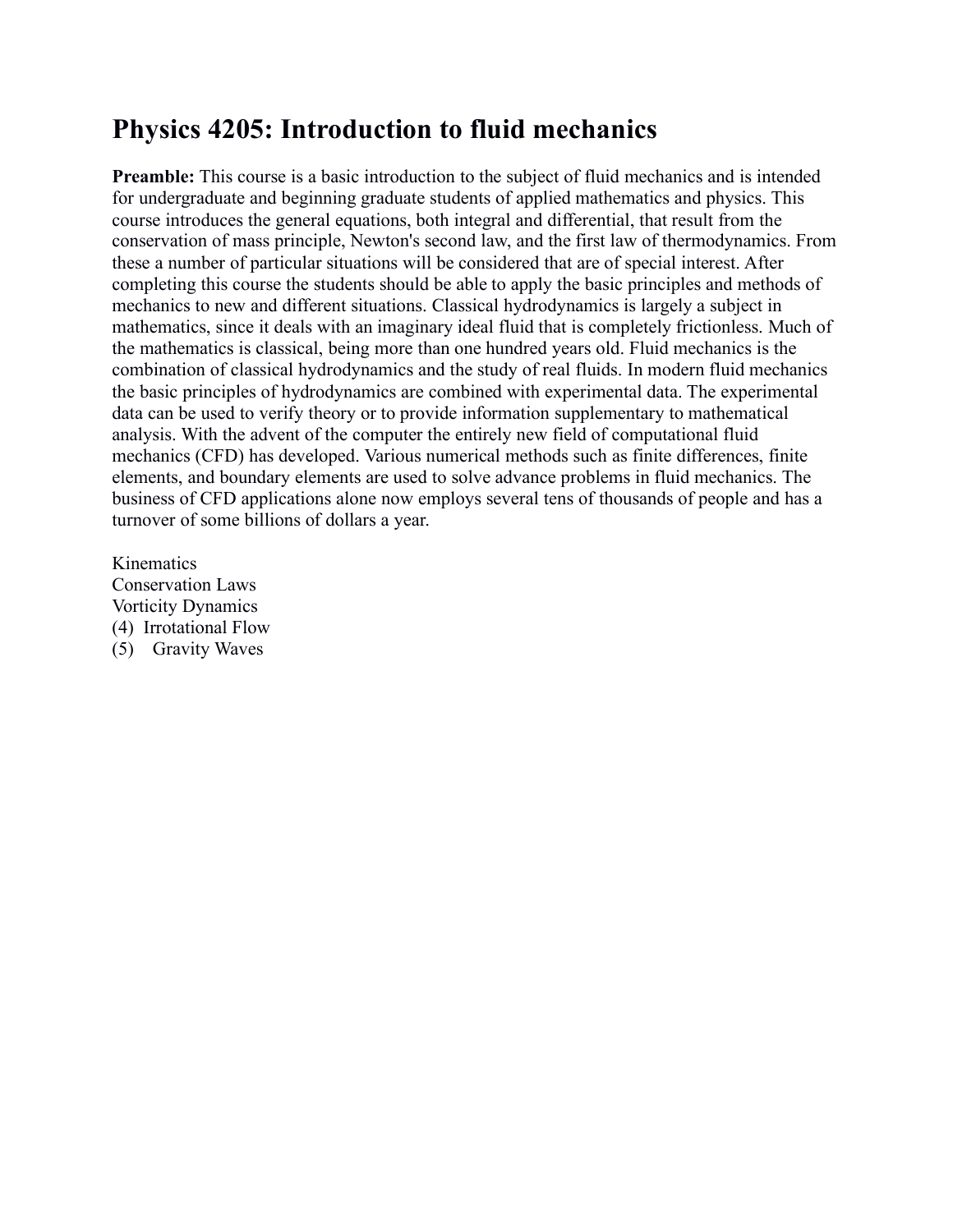# Physics 4205: Introduction to fluid mechanics

**Preamble:** This course is a basic introduction to the subject of fluid mechanics and is intended for undergraduate and beginning graduate students of applied mathematics and physics. This course introduces the general equations, both integral and differential, that result from the conservation of mass principle, Newton's second law, and the first law of thermodynamics. From these a number of particular situations will be considered that are of special interest. After completing this course the students should be able to apply the basic principles and methods of mechanics to new and different situations. Classical hydrodynamics is largely a subject in mathematics, since it deals with an imaginary ideal fluid that is completely frictionless. Much of the mathematics is classical, being more than one hundred years old. Fluid mechanics is the combination of classical hydrodynamics and the study of real fluids. In modern fluid mechanics the basic principles of hydrodynamics are combined with experimental data. The experimental data can be used to verify theory or to provide information supplementary to mathematical analysis. With the advent of the computer the entirely new field of computational fluid mechanics (CFD) has developed. Various numerical methods such as finite differences, finite elements, and boundary elements are used to solve advance problems in fluid mechanics. The business of CFD applications alone now employs several tens of thousands of people and has a turnover of some billions of dollars a year.

Kinematics
Conservation Laws
Vorticity Dynamics
(4) Irrotational Flow
(5) Gravity Waves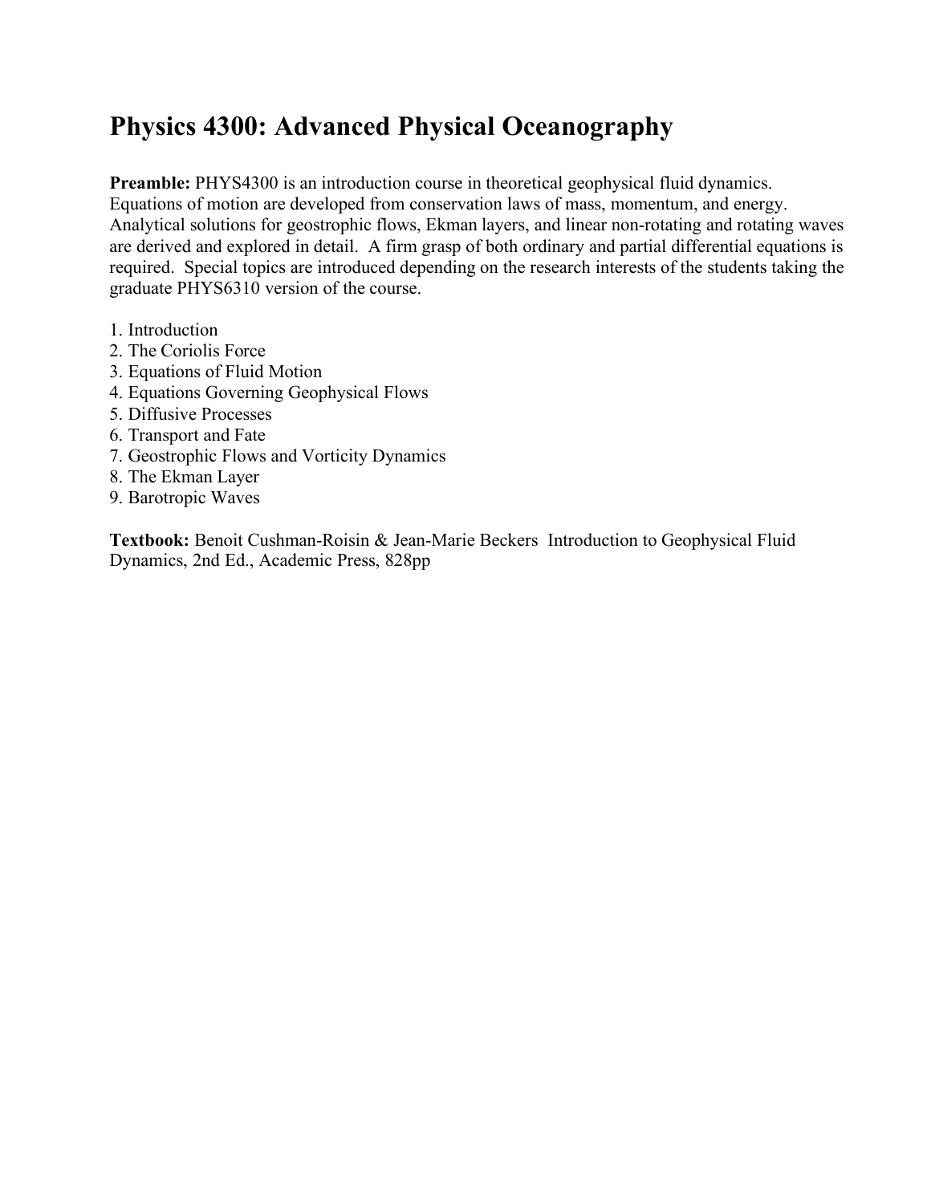# Physics 4300: Advanced Physical Oceanography

**Preamble:** PHYS4300 is an introduction course in theoretical geophysical fluid dynamics. Equations of motion are developed from conservation laws of mass, momentum, and energy. Analytical solutions for geostrophic flows, Ekman layers, and linear non-rotating and rotating waves are derived and explored in detail. A firm grasp of both ordinary and partial differential equations is required. Special topics are introduced depending on the research interests of the students taking the graduate PHYS6310 version of the course.

1. Introduction
2. The Coriolis Force
3. Equations of Fluid Motion
4. Equations Governing Geophysical Flows
5. Diffusive Processes
6. Transport and Fate
7. Geostrophic Flows and Vorticity Dynamics
8. The Ekman Layer
9. Barotropic Waves

**Textbook:** Benoit Cushman-Roisin & Jean-Marie Beckers Introduction to Geophysical Fluid Dynamics, 2nd Ed., Academic Press, 828pp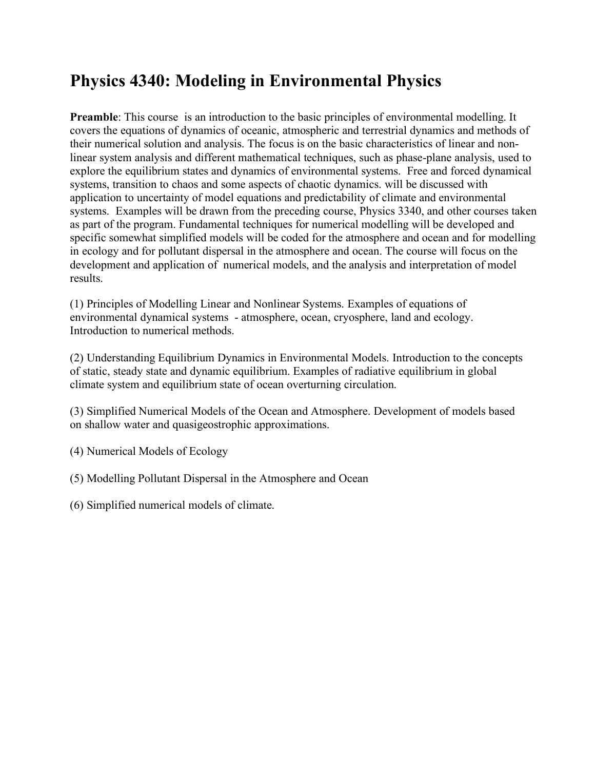# Physics 4340: Modeling in Environmental Physics

**Preamble**: This course is an introduction to the basic principles of environmental modelling. It covers the equations of dynamics of oceanic, atmospheric and terrestrial dynamics and methods of their numerical solution and analysis. The focus is on the basic characteristics of linear and non-linear system analysis and different mathematical techniques, such as phase-plane analysis, used to explore the equilibrium states and dynamics of environmental systems. Free and forced dynamical systems, transition to chaos and some aspects of chaotic dynamics. will be discussed with application to uncertainty of model equations and predictability of climate and environmental systems. Examples will be drawn from the preceding course, Physics 3340, and other courses taken as part of the program. Fundamental techniques for numerical modelling will be developed and specific somewhat simplified models will be coded for the atmosphere and ocean and for modelling in ecology and for pollutant dispersal in the atmosphere and ocean. The course will focus on the development and application of numerical models, and the analysis and interpretation of model results.

(1) Principles of Modelling Linear and Nonlinear Systems. Examples of equations of environmental dynamical systems - atmosphere, ocean, cryosphere, land and ecology. Introduction to numerical methods.

(2) Understanding Equilibrium Dynamics in Environmental Models. Introduction to the concepts of static, steady state and dynamic equilibrium. Examples of radiative equilibrium in global climate system and equilibrium state of ocean overturning circulation.

(3) Simplified Numerical Models of the Ocean and Atmosphere. Development of models based on shallow water and quasigeostrophic approximations.

(4) Numerical Models of Ecology

(5) Modelling Pollutant Dispersal in the Atmosphere and Ocean

(6) Simplified numerical models of climate.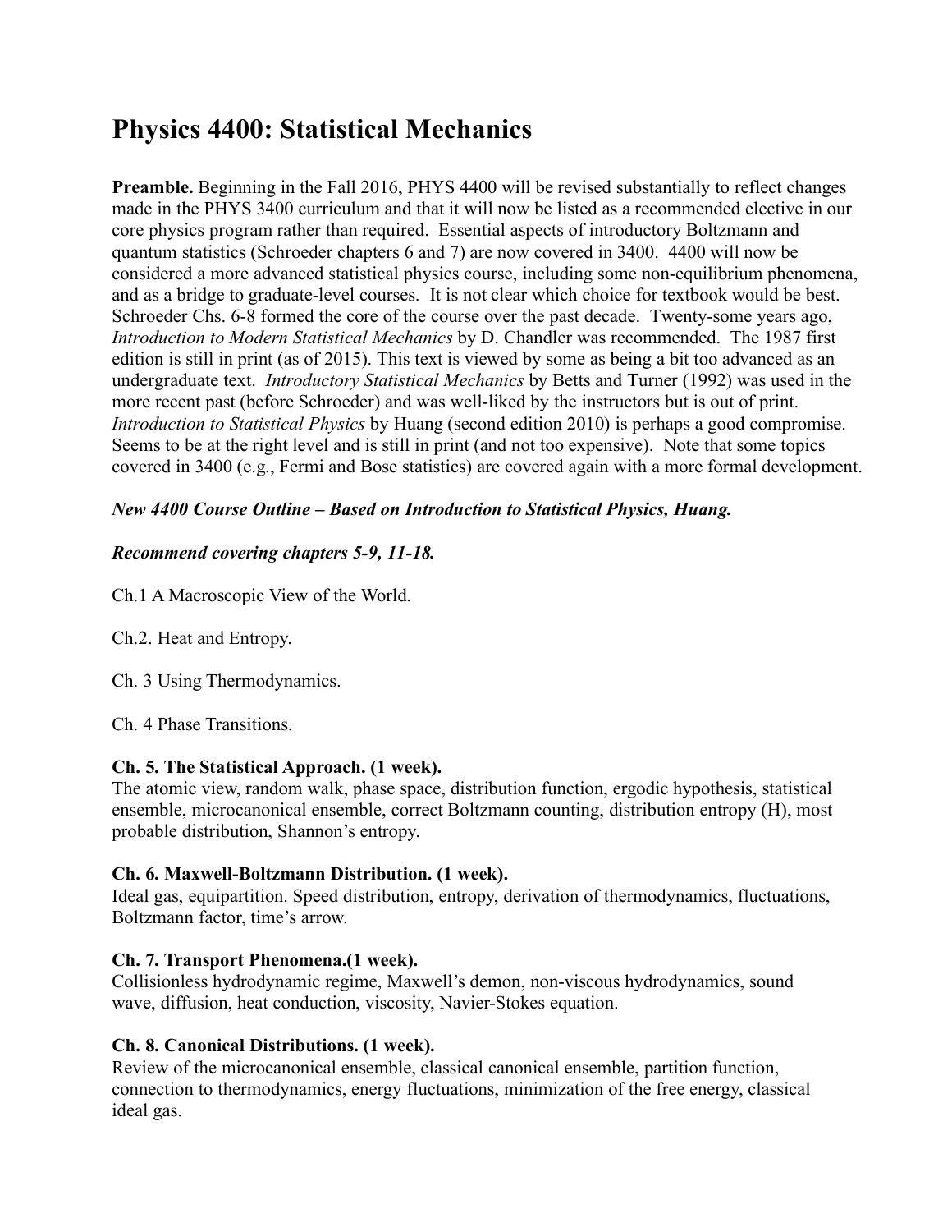# Physics 4400: Statistical Mechanics

**Preamble.** Beginning in the Fall 2016, PHYS 4400 will be revised substantially to reflect changes made in the PHYS 3400 curriculum and that it will now be listed as a recommended elective in our core physics program rather than required. Essential aspects of introductory Boltzmann and quantum statistics (Schroeder chapters 6 and 7) are now covered in 3400. 4400 will now be considered a more advanced statistical physics course, including some non-equilibrium phenomena, and as a bridge to graduate-level courses. It is not clear which choice for textbook would be best. Schroeder Chs. 6-8 formed the core of the course over the past decade. Twenty-some years ago, *Introduction to Modern Statistical Mechanics* by D. Chandler was recommended. The 1987 first edition is still in print (as of 2015). This text is viewed by some as being a bit too advanced as an undergraduate text. *Introductory Statistical Mechanics* by Betts and Turner (1992) was used in the more recent past (before Schroeder) and was well-liked by the instructors but is out of print. *Introduction to Statistical Physics* by Huang (second edition 2010) is perhaps a good compromise. Seems to be at the right level and is still in print (and not too expensive). Note that some topics covered in 3400 (e.g., Fermi and Bose statistics) are covered again with a more formal development.

***New 4400 Course Outline – Based on Introduction to Statistical Physics, Huang.***

***Recommend covering chapters 5-9, 11-18.***

Ch.1 A Macroscopic View of the World.

Ch.2. Heat and Entropy.

Ch. 3 Using Thermodynamics.

Ch. 4 Phase Transitions.

**Ch. 5. The Statistical Approach. (1 week).**
The atomic view, random walk, phase space, distribution function, ergodic hypothesis, statistical ensemble, microcanonical ensemble, correct Boltzmann counting, distribution entropy (H), most probable distribution, Shannon's entropy.

**Ch. 6. Maxwell-Boltzmann Distribution. (1 week).**
Ideal gas, equipartition. Speed distribution, entropy, derivation of thermodynamics, fluctuations, Boltzmann factor, time's arrow.

**Ch. 7. Transport Phenomena.(1 week).**
Collisionless hydrodynamic regime, Maxwell's demon, non-viscous hydrodynamics, sound wave, diffusion, heat conduction, viscosity, Navier-Stokes equation.

**Ch. 8. Canonical Distributions. (1 week).**
Review of the microcanonical ensemble, classical canonical ensemble, partition function, connection to thermodynamics, energy fluctuations, minimization of the free energy, classical ideal gas.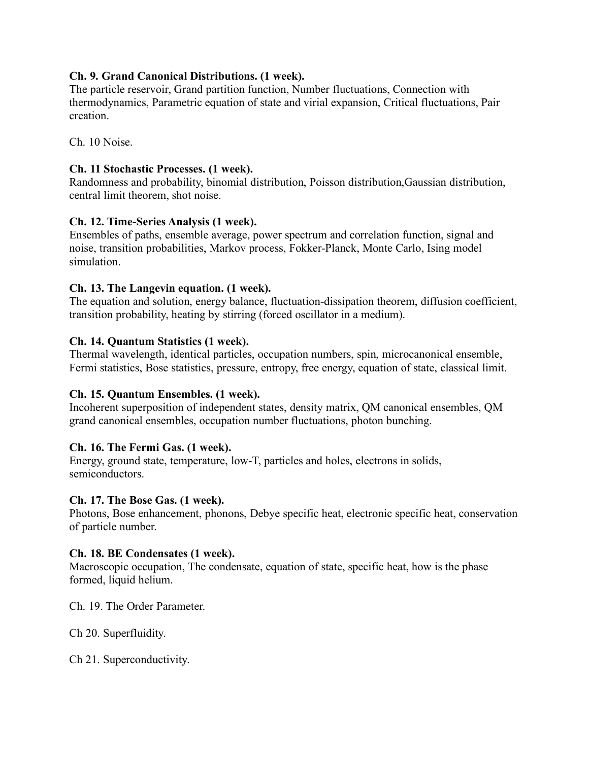**Ch. 9. Grand Canonical Distributions. (1 week).**
The particle reservoir, Grand partition function, Number fluctuations, Connection with thermodynamics, Parametric equation of state and virial expansion, Critical fluctuations, Pair creation.

Ch. 10 Noise.

**Ch. 11 Stochastic Processes. (1 week).**
Randomness and probability, binomial distribution, Poisson distribution,Gaussian distribution, central limit theorem, shot noise.

**Ch. 12. Time-Series Analysis (1 week).**
Ensembles of paths, ensemble average, power spectrum and correlation function, signal and noise, transition probabilities, Markov process, Fokker-Planck, Monte Carlo, Ising model simulation.

**Ch. 13. The Langevin equation. (1 week).**
The equation and solution, energy balance, fluctuation-dissipation theorem, diffusion coefficient, transition probability, heating by stirring (forced oscillator in a medium).

**Ch. 14. Quantum Statistics (1 week).**
Thermal wavelength, identical particles, occupation numbers, spin, microcanonical ensemble, Fermi statistics, Bose statistics, pressure, entropy, free energy, equation of state, classical limit.

**Ch. 15. Quantum Ensembles. (1 week).**
Incoherent superposition of independent states, density matrix, QM canonical ensembles, QM grand canonical ensembles, occupation number fluctuations, photon bunching.

**Ch. 16. The Fermi Gas. (1 week).**
Energy, ground state, temperature, low-T, particles and holes, electrons in solids, semiconductors.

**Ch. 17. The Bose Gas. (1 week).**
Photons, Bose enhancement, phonons, Debye specific heat, electronic specific heat, conservation of particle number.

**Ch. 18. BE Condensates (1 week).**
Macroscopic occupation, The condensate, equation of state, specific heat, how is the phase formed, liquid helium.

Ch. 19. The Order Parameter.

Ch 20. Superfluidity.

Ch 21. Superconductivity.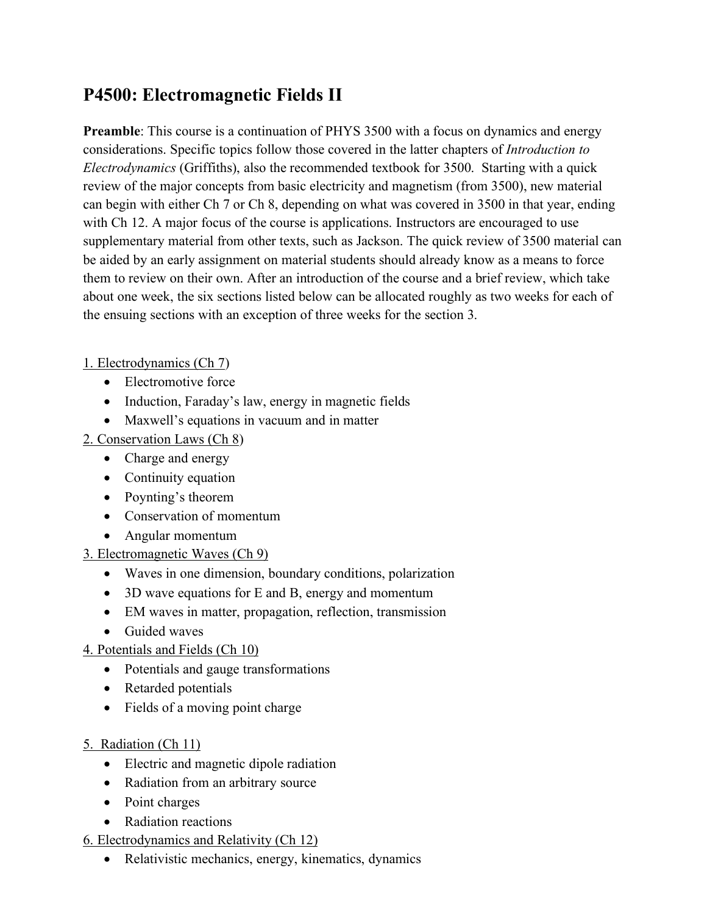# P4500: Electromagnetic Fields II

**Preamble**: This course is a continuation of PHYS 3500 with a focus on dynamics and energy considerations. Specific topics follow those covered in the latter chapters of *Introduction to Electrodynamics* (Griffiths), also the recommended textbook for 3500. Starting with a quick review of the major concepts from basic electricity and magnetism (from 3500), new material can begin with either Ch 7 or Ch 8, depending on what was covered in 3500 in that year, ending with Ch 12. A major focus of the course is applications. Instructors are encouraged to use supplementary material from other texts, such as Jackson. The quick review of 3500 material can be aided by an early assignment on material students should already know as a means to force them to review on their own. After an introduction of the course and a brief review, which take about one week, the six sections listed below can be allocated roughly as two weeks for each of the ensuing sections with an exception of three weeks for the section 3.

1. Electrodynamics (Ch 7)
   - Electromotive force
   - Induction, Faraday's law, energy in magnetic fields
   - Maxwell's equations in vacuum and in matter
2. Conservation Laws (Ch 8)
   - Charge and energy
   - Continuity equation
   - Poynting's theorem
   - Conservation of momentum
   - Angular momentum
3. Electromagnetic Waves (Ch 9)
   - Waves in one dimension, boundary conditions, polarization
   - 3D wave equations for E and B, energy and momentum
   - EM waves in matter, propagation, reflection, transmission
   - Guided waves
4. Potentials and Fields (Ch 10)
   - Potentials and gauge transformations
   - Retarded potentials
   - Fields of a moving point charge

5. Radiation (Ch 11)
   - Electric and magnetic dipole radiation
   - Radiation from an arbitrary source
   - Point charges
   - Radiation reactions
6. Electrodynamics and Relativity (Ch 12)
   - Relativistic mechanics, energy, kinematics, dynamics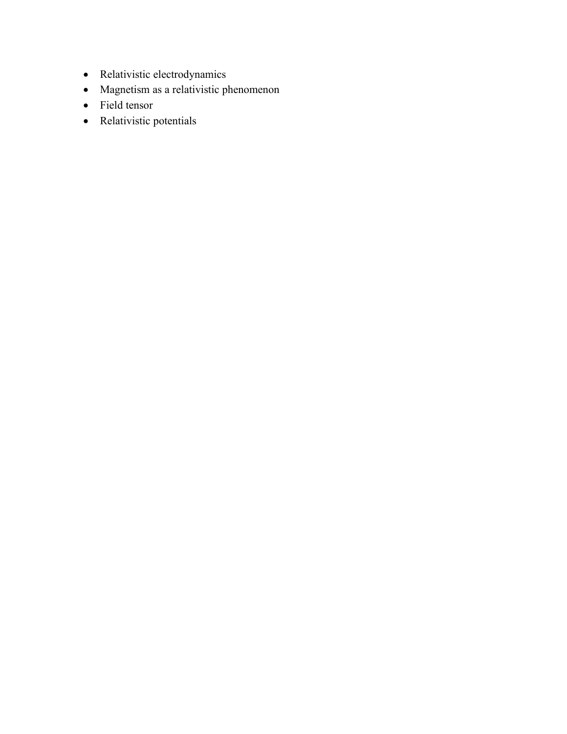- Relativistic electrodynamics
- Magnetism as a relativistic phenomenon
- Field tensor
- Relativistic potentials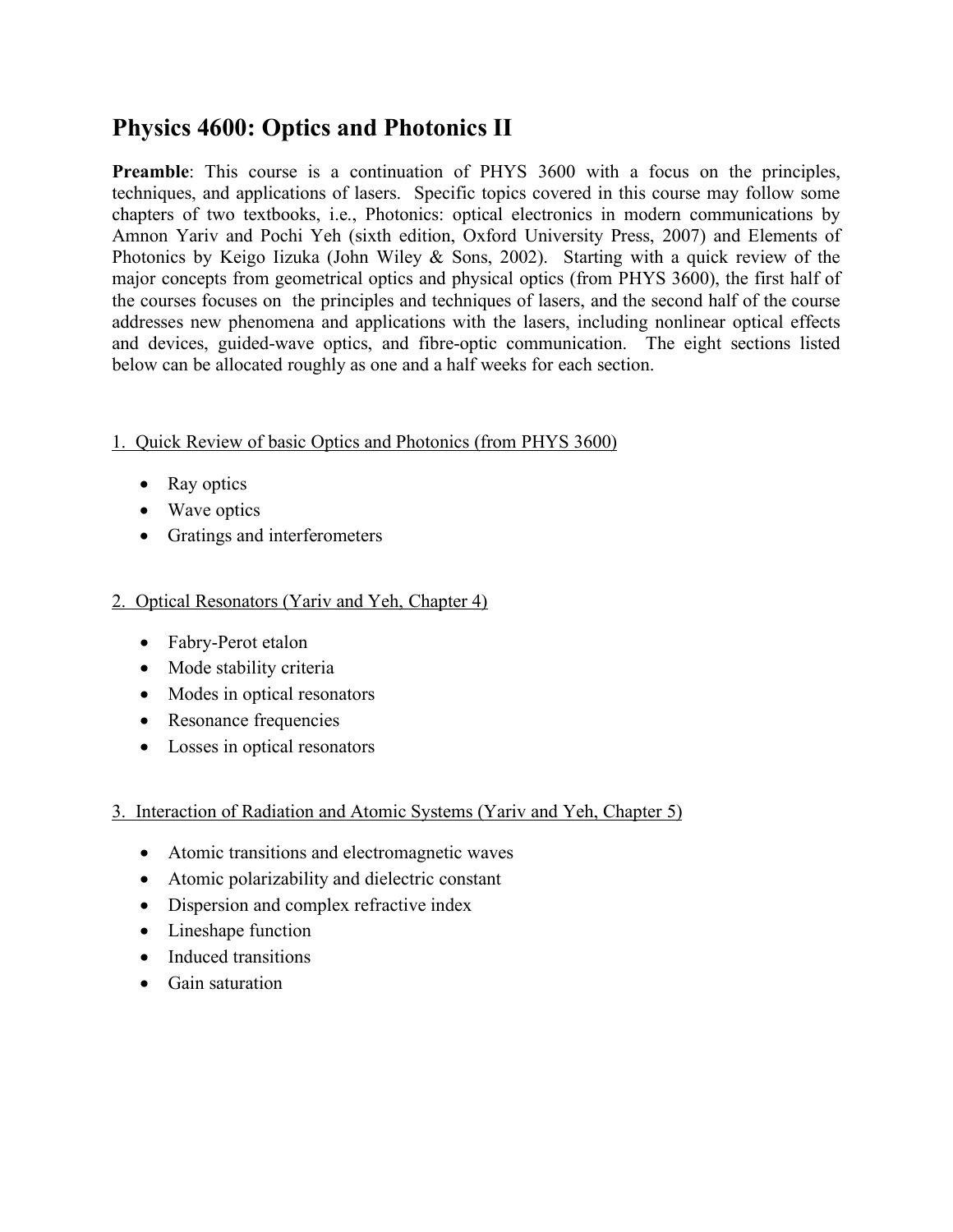# Physics 4600: Optics and Photonics II

**Preamble**: This course is a continuation of PHYS 3600 with a focus on the principles, techniques, and applications of lasers. Specific topics covered in this course may follow some chapters of two textbooks, i.e., Photonics: optical electronics in modern communications by Amnon Yariv and Pochi Yeh (sixth edition, Oxford University Press, 2007) and Elements of Photonics by Keigo Iizuka (John Wiley & Sons, 2002). Starting with a quick review of the major concepts from geometrical optics and physical optics (from PHYS 3600), the first half of the courses focuses on the principles and techniques of lasers, and the second half of the course addresses new phenomena and applications with the lasers, including nonlinear optical effects and devices, guided-wave optics, and fibre-optic communication. The eight sections listed below can be allocated roughly as one and a half weeks for each section.

1. Quick Review of basic Optics and Photonics (from PHYS 3600)

- Ray optics
- Wave optics
- Gratings and interferometers

2. Optical Resonators (Yariv and Yeh, Chapter 4)

- Fabry-Perot etalon
- Mode stability criteria
- Modes in optical resonators
- Resonance frequencies
- Losses in optical resonators

3. Interaction of Radiation and Atomic Systems (Yariv and Yeh, Chapter 5)

- Atomic transitions and electromagnetic waves
- Atomic polarizability and dielectric constant
- Dispersion and complex refractive index
- Lineshape function
- Induced transitions
- Gain saturation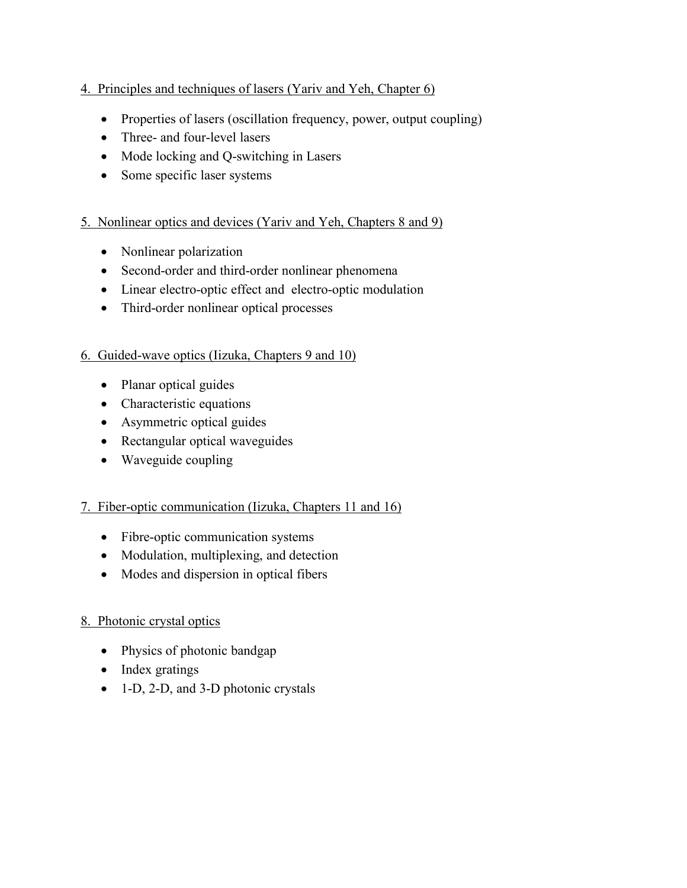4. Principles and techniques of lasers (Yariv and Yeh, Chapter 6)

- Properties of lasers (oscillation frequency, power, output coupling)
- Three- and four-level lasers
- Mode locking and Q-switching in Lasers
- Some specific laser systems

5. Nonlinear optics and devices (Yariv and Yeh, Chapters 8 and 9)

- Nonlinear polarization
- Second-order and third-order nonlinear phenomena
- Linear electro-optic effect and electro-optic modulation
- Third-order nonlinear optical processes

6. Guided-wave optics (Iizuka, Chapters 9 and 10)

- Planar optical guides
- Characteristic equations
- Asymmetric optical guides
- Rectangular optical waveguides
- Waveguide coupling

7. Fiber-optic communication (Iizuka, Chapters 11 and 16)

- Fibre-optic communication systems
- Modulation, multiplexing, and detection
- Modes and dispersion in optical fibers

8. Photonic crystal optics

- Physics of photonic bandgap
- Index gratings
- 1-D, 2-D, and 3-D photonic crystals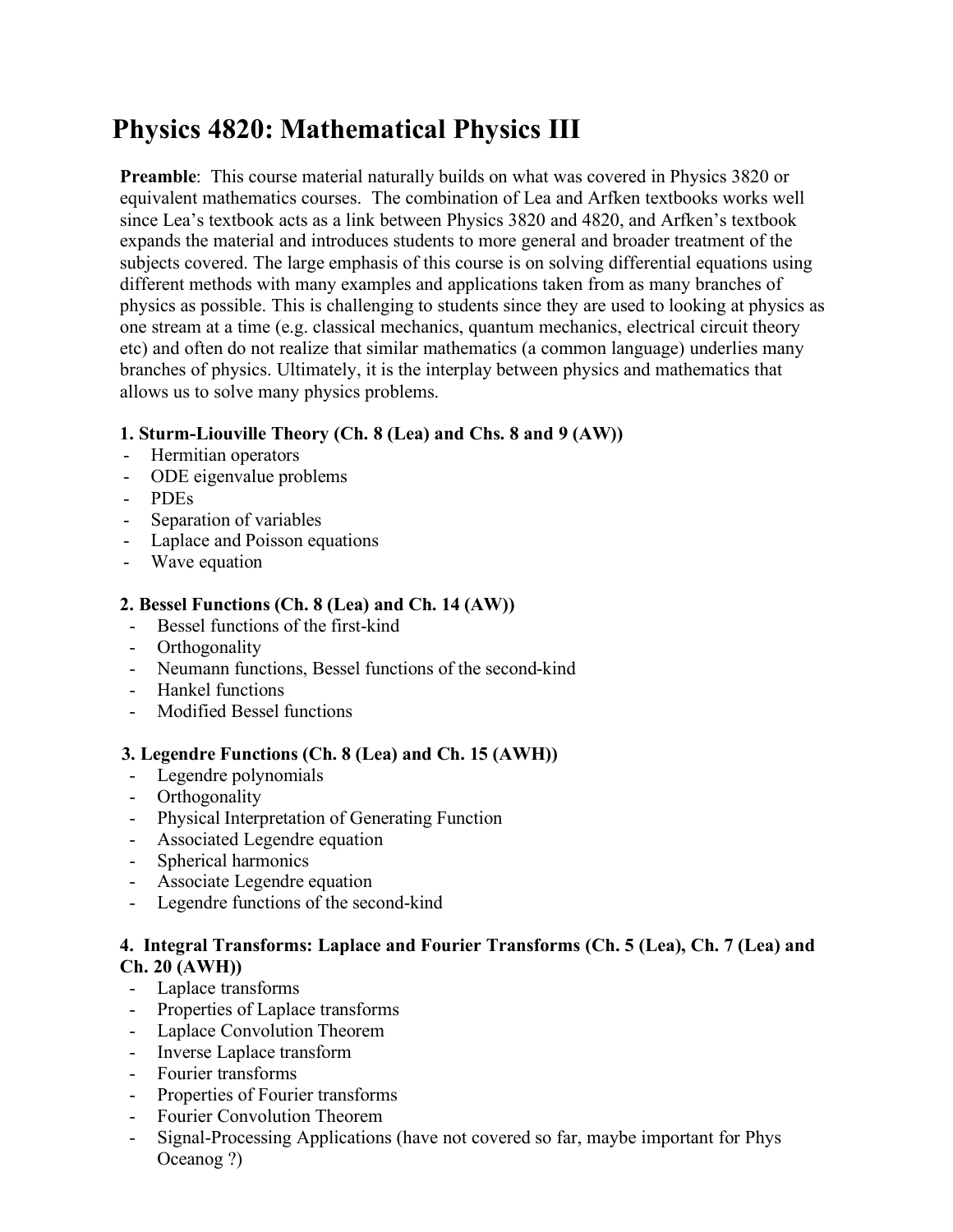# Physics 4820: Mathematical Physics III

**Preamble**: This course material naturally builds on what was covered in Physics 3820 or equivalent mathematics courses. The combination of Lea and Arfken textbooks works well since Lea's textbook acts as a link between Physics 3820 and 4820, and Arfken's textbook expands the material and introduces students to more general and broader treatment of the subjects covered. The large emphasis of this course is on solving differential equations using different methods with many examples and applications taken from as many branches of physics as possible. This is challenging to students since they are used to looking at physics as one stream at a time (e.g. classical mechanics, quantum mechanics, electrical circuit theory etc) and often do not realize that similar mathematics (a common language) underlies many branches of physics. Ultimately, it is the interplay between physics and mathematics that allows us to solve many physics problems.

### 1. Sturm-Liouville Theory (Ch. 8 (Lea) and Chs. 8 and 9 (AW))

- Hermitian operators
- ODE eigenvalue problems
- PDEs
- Separation of variables
- Laplace and Poisson equations
- Wave equation

### 2. Bessel Functions (Ch. 8 (Lea) and Ch. 14 (AW))

- Bessel functions of the first-kind
- Orthogonality
- Neumann functions, Bessel functions of the second-kind
- Hankel functions
- Modified Bessel functions

### 3. Legendre Functions (Ch. 8 (Lea) and Ch. 15 (AWH))

- Legendre polynomials
- Orthogonality
- Physical Interpretation of Generating Function
- Associated Legendre equation
- Spherical harmonics
- Associate Legendre equation
- Legendre functions of the second-kind

### 4. Integral Transforms: Laplace and Fourier Transforms (Ch. 5 (Lea), Ch. 7 (Lea) and Ch. 20 (AWH))

- Laplace transforms
- Properties of Laplace transforms
- Laplace Convolution Theorem
- Inverse Laplace transform
- Fourier transforms
- Properties of Fourier transforms
- Fourier Convolution Theorem
- Signal-Processing Applications (have not covered so far, maybe important for Phys Oceanog ?)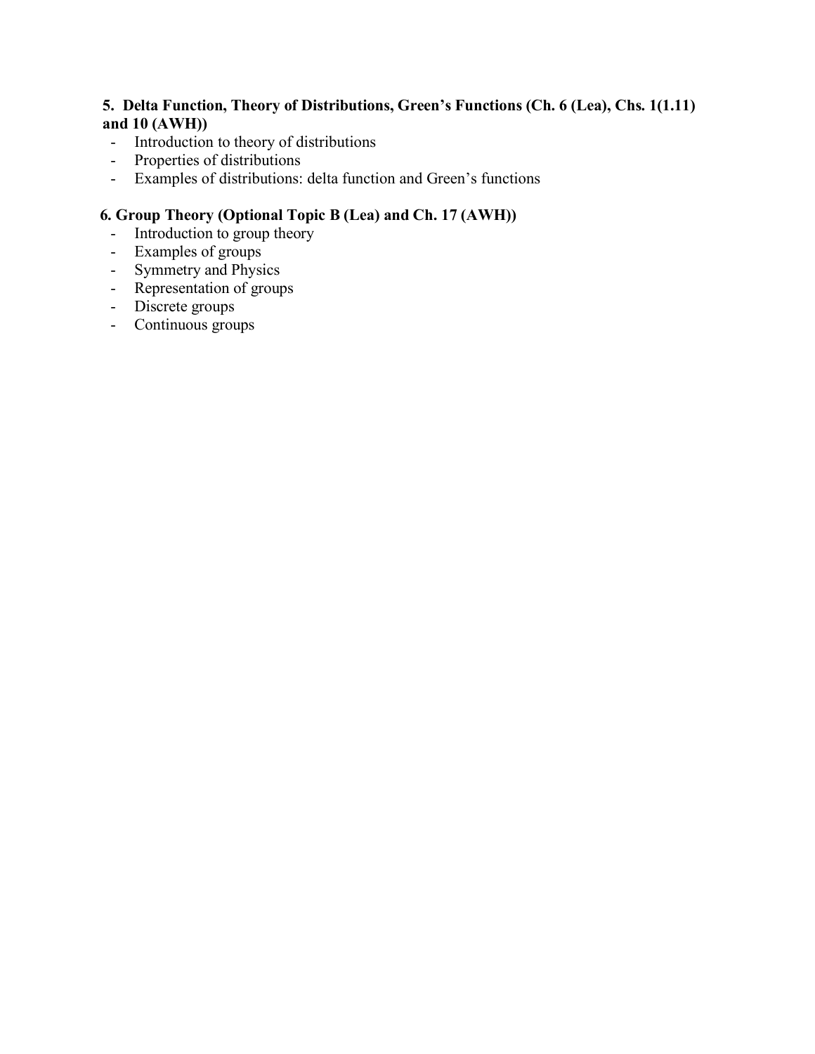**5. Delta Function, Theory of Distributions, Green's Functions (Ch. 6 (Lea), Chs. 1(1.11) and 10 (AWH))**

- Introduction to theory of distributions
- Properties of distributions
- Examples of distributions: delta function and Green's functions

**6. Group Theory (Optional Topic B (Lea) and Ch. 17 (AWH))**

- Introduction to group theory
- Examples of groups
- Symmetry and Physics
- Representation of groups
- Discrete groups
- Continuous groups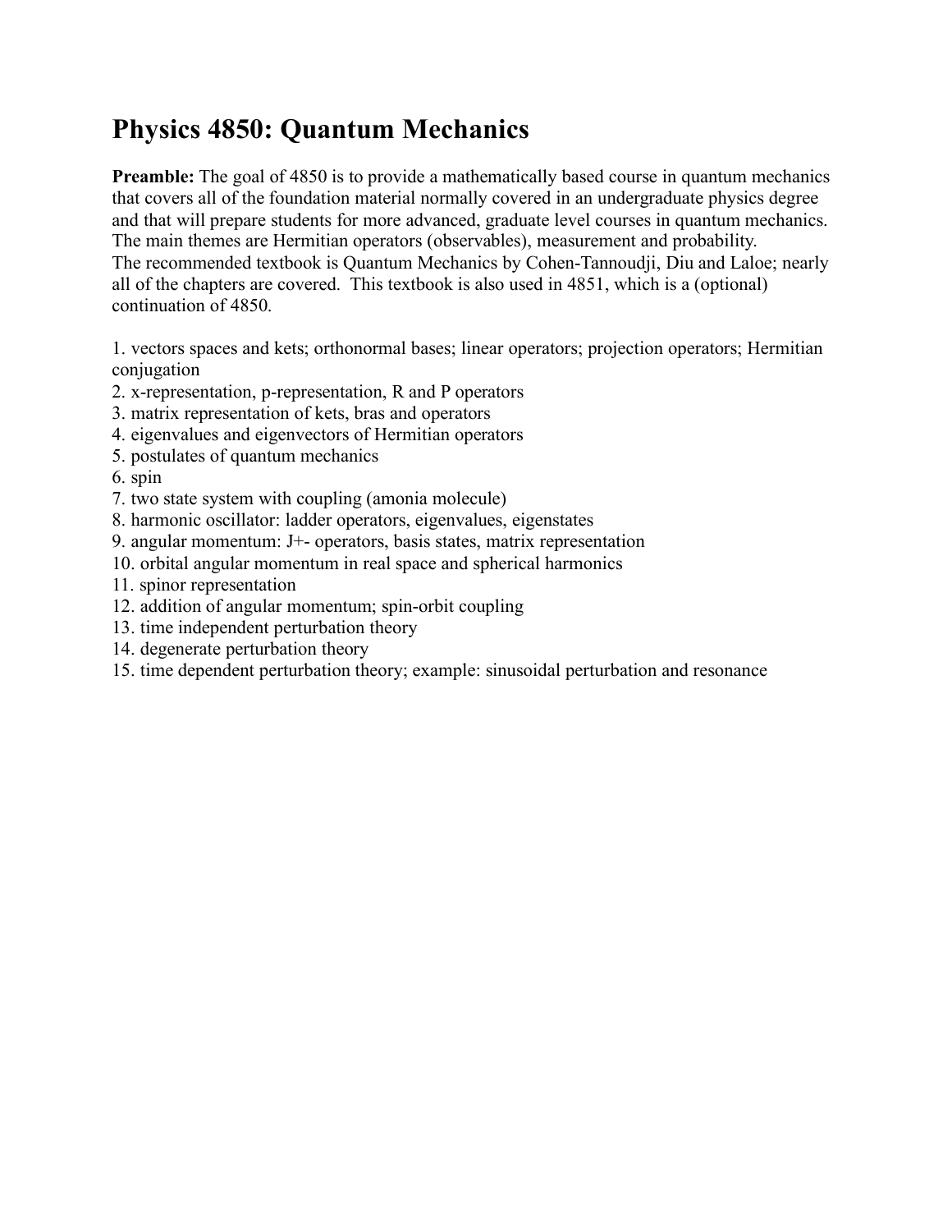# Physics 4850: Quantum Mechanics

**Preamble:** The goal of 4850 is to provide a mathematically based course in quantum mechanics that covers all of the foundation material normally covered in an undergraduate physics degree and that will prepare students for more advanced, graduate level courses in quantum mechanics. The main themes are Hermitian operators (observables), measurement and probability. The recommended textbook is Quantum Mechanics by Cohen-Tannoudji, Diu and Laloe; nearly all of the chapters are covered. This textbook is also used in 4851, which is a (optional) continuation of 4850.

1. vectors spaces and kets; orthonormal bases; linear operators; projection operators; Hermitian conjugation
2. x-representation, p-representation, R and P operators
3. matrix representation of kets, bras and operators
4. eigenvalues and eigenvectors of Hermitian operators
5. postulates of quantum mechanics
6. spin
7. two state system with coupling (amonia molecule)
8. harmonic oscillator: ladder operators, eigenvalues, eigenstates
9. angular momentum: J+- operators, basis states, matrix representation
10. orbital angular momentum in real space and spherical harmonics
11. spinor representation
12. addition of angular momentum; spin-orbit coupling
13. time independent perturbation theory
14. degenerate perturbation theory
15. time dependent perturbation theory; example: sinusoidal perturbation and resonance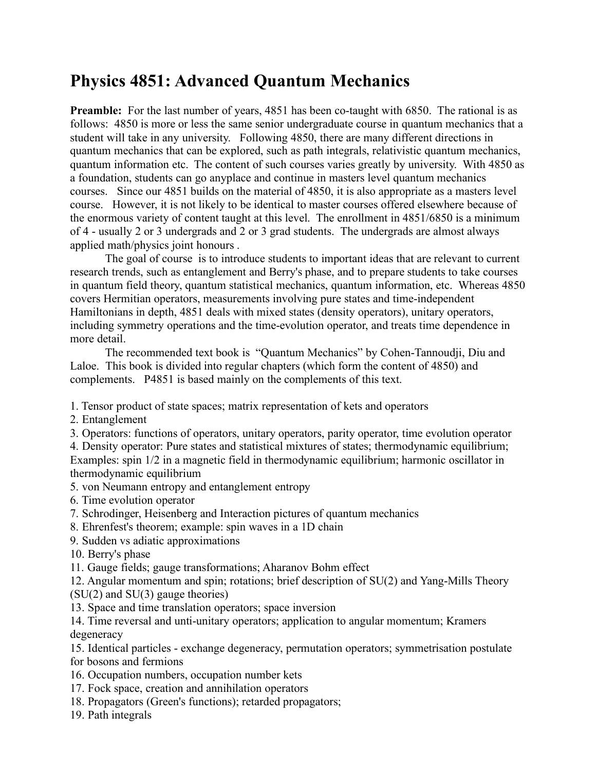# Physics 4851: Advanced Quantum Mechanics

**Preamble:** For the last number of years, 4851 has been co-taught with 6850. The rational is as follows: 4850 is more or less the same senior undergraduate course in quantum mechanics that a student will take in any university. Following 4850, there are many different directions in quantum mechanics that can be explored, such as path integrals, relativistic quantum mechanics, quantum information etc. The content of such courses varies greatly by university. With 4850 as a foundation, students can go anyplace and continue in masters level quantum mechanics courses. Since our 4851 builds on the material of 4850, it is also appropriate as a masters level course. However, it is not likely to be identical to master courses offered elsewhere because of the enormous variety of content taught at this level. The enrollment in 4851/6850 is a minimum of 4 - usually 2 or 3 undergrads and 2 or 3 grad students. The undergrads are almost always applied math/physics joint honours .

The goal of course is to introduce students to important ideas that are relevant to current research trends, such as entanglement and Berry's phase, and to prepare students to take courses in quantum field theory, quantum statistical mechanics, quantum information, etc. Whereas 4850 covers Hermitian operators, measurements involving pure states and time-independent Hamiltonians in depth, 4851 deals with mixed states (density operators), unitary operators, including symmetry operations and the time-evolution operator, and treats time dependence in more detail.

The recommended text book is "Quantum Mechanics" by Cohen-Tannoudji, Diu and Laloe. This book is divided into regular chapters (which form the content of 4850) and complements. P4851 is based mainly on the complements of this text.

1. Tensor product of state spaces; matrix representation of kets and operators
2. Entanglement
3. Operators: functions of operators, unitary operators, parity operator, time evolution operator
4. Density operator: Pure states and statistical mixtures of states; thermodynamic equilibrium; Examples: spin 1/2 in a magnetic field in thermodynamic equilibrium; harmonic oscillator in thermodynamic equilibrium
5. von Neumann entropy and entanglement entropy
6. Time evolution operator
7. Schrodinger, Heisenberg and Interaction pictures of quantum mechanics
8. Ehrenfest's theorem; example: spin waves in a 1D chain
9. Sudden vs adiatic approximations
10. Berry's phase
11. Gauge fields; gauge transformations; Aharanov Bohm effect
12. Angular momentum and spin; rotations; brief description of SU(2) and Yang-Mills Theory (SU(2) and SU(3) gauge theories)
13. Space and time translation operators; space inversion
14. Time reversal and unti-unitary operators; application to angular momentum; Kramers degeneracy
15. Identical particles - exchange degeneracy, permutation operators; symmetrisation postulate for bosons and fermions
16. Occupation numbers, occupation number kets
17. Fock space, creation and annihilation operators
18. Propagators (Green's functions); retarded propagators;
19. Path integrals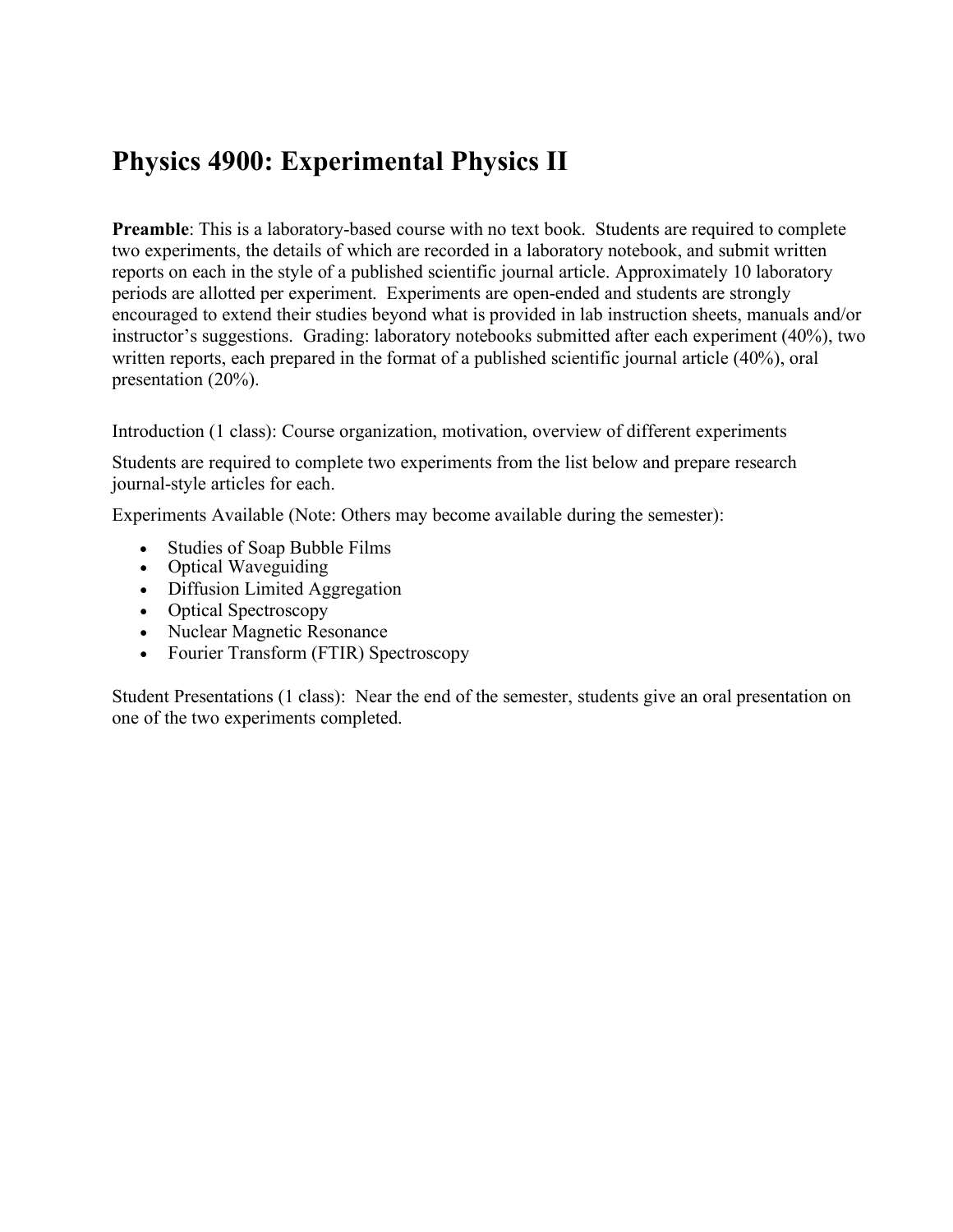# Physics 4900: Experimental Physics II

**Preamble**: This is a laboratory-based course with no text book. Students are required to complete two experiments, the details of which are recorded in a laboratory notebook, and submit written reports on each in the style of a published scientific journal article. Approximately 10 laboratory periods are allotted per experiment. Experiments are open-ended and students are strongly encouraged to extend their studies beyond what is provided in lab instruction sheets, manuals and/or instructor's suggestions. Grading: laboratory notebooks submitted after each experiment (40%), two written reports, each prepared in the format of a published scientific journal article (40%), oral presentation (20%).

Introduction (1 class): Course organization, motivation, overview of different experiments

Students are required to complete two experiments from the list below and prepare research journal-style articles for each.

Experiments Available (Note: Others may become available during the semester):

- Studies of Soap Bubble Films
- Optical Waveguiding
- Diffusion Limited Aggregation
- Optical Spectroscopy
- Nuclear Magnetic Resonance
- Fourier Transform (FTIR) Spectroscopy

Student Presentations (1 class): Near the end of the semester, students give an oral presentation on one of the two experiments completed.